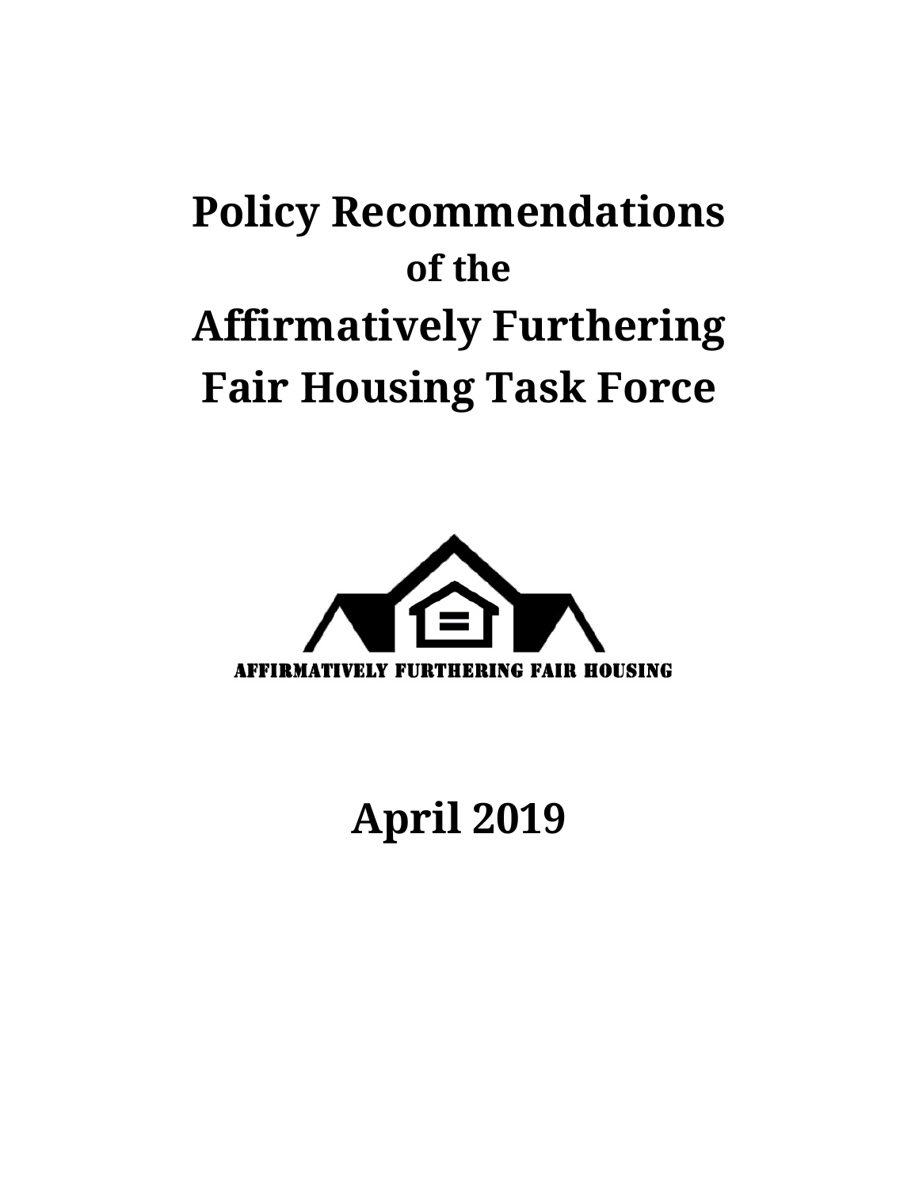# Policy Recommendations
## of the
# Affirmatively Furthering Fair Housing Task Force

AFFIRMATIVELY FURTHERING FAIR HOUSING

## April 2019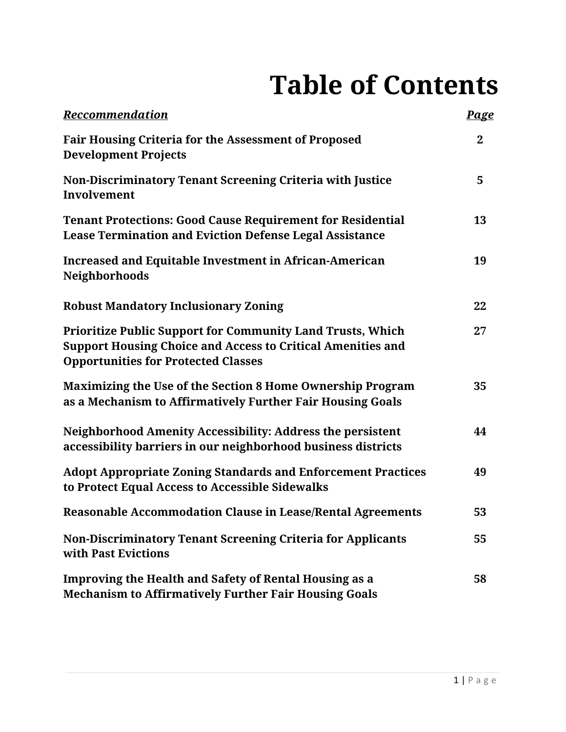# Table of Contents

| ***Reccommendation*** | ***Page*** |
|---|---|
| **Fair Housing Criteria for the Assessment of Proposed Development Projects** | **2** |
| **Non-Discriminatory Tenant Screening Criteria with Justice Involvement** | **5** |
| **Tenant Protections: Good Cause Requirement for Residential Lease Termination and Eviction Defense Legal Assistance** | **13** |
| **Increased and Equitable Investment in African-American Neighborhoods** | **19** |
| **Robust Mandatory Inclusionary Zoning** | **22** |
| **Prioritize Public Support for Community Land Trusts, Which Support Housing Choice and Access to Critical Amenities and Opportunities for Protected Classes** | **27** |
| **Maximizing the Use of the Section 8 Home Ownership Program as a Mechanism to Affirmatively Further Fair Housing Goals** | **35** |
| **Neighborhood Amenity Accessibility: Address the persistent accessibility barriers in our neighborhood business districts** | **44** |
| **Adopt Appropriate Zoning Standards and Enforcement Practices to Protect Equal Access to Accessible Sidewalks** | **49** |
| **Reasonable Accommodation Clause in Lease/Rental Agreements** | **53** |
| **Non-Discriminatory Tenant Screening Criteria for Applicants with Past Evictions** | **55** |
| **Improving the Health and Safety of Rental Housing as a Mechanism to Affirmatively Further Fair Housing Goals** | **58** |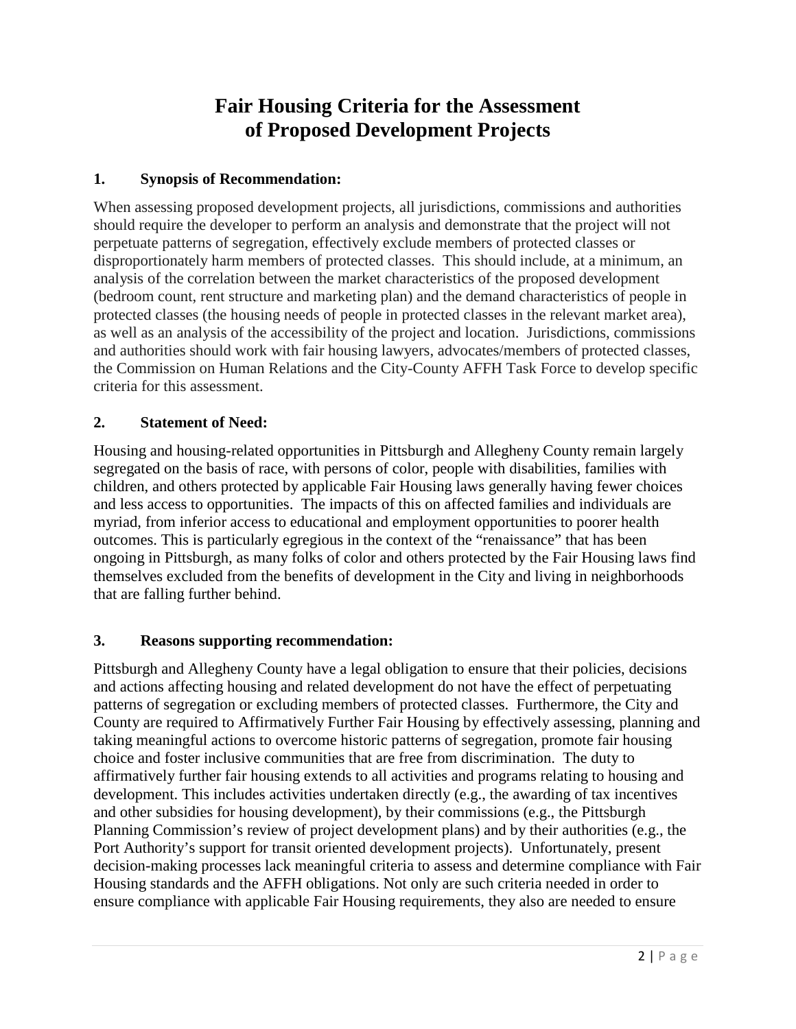# Fair Housing Criteria for the Assessment of Proposed Development Projects

## 1. Synopsis of Recommendation:

When assessing proposed development projects, all jurisdictions, commissions and authorities should require the developer to perform an analysis and demonstrate that the project will not perpetuate patterns of segregation, effectively exclude members of protected classes or disproportionately harm members of protected classes. This should include, at a minimum, an analysis of the correlation between the market characteristics of the proposed development (bedroom count, rent structure and marketing plan) and the demand characteristics of people in protected classes (the housing needs of people in protected classes in the relevant market area), as well as an analysis of the accessibility of the project and location. Jurisdictions, commissions and authorities should work with fair housing lawyers, advocates/members of protected classes, the Commission on Human Relations and the City-County AFFH Task Force to develop specific criteria for this assessment.

## 2. Statement of Need:

Housing and housing-related opportunities in Pittsburgh and Allegheny County remain largely segregated on the basis of race, with persons of color, people with disabilities, families with children, and others protected by applicable Fair Housing laws generally having fewer choices and less access to opportunities. The impacts of this on affected families and individuals are myriad, from inferior access to educational and employment opportunities to poorer health outcomes. This is particularly egregious in the context of the "renaissance" that has been ongoing in Pittsburgh, as many folks of color and others protected by the Fair Housing laws find themselves excluded from the benefits of development in the City and living in neighborhoods that are falling further behind.

## 3. Reasons supporting recommendation:

Pittsburgh and Allegheny County have a legal obligation to ensure that their policies, decisions and actions affecting housing and related development do not have the effect of perpetuating patterns of segregation or excluding members of protected classes. Furthermore, the City and County are required to Affirmatively Further Fair Housing by effectively assessing, planning and taking meaningful actions to overcome historic patterns of segregation, promote fair housing choice and foster inclusive communities that are free from discrimination. The duty to affirmatively further fair housing extends to all activities and programs relating to housing and development. This includes activities undertaken directly (e.g., the awarding of tax incentives and other subsidies for housing development), by their commissions (e.g., the Pittsburgh Planning Commission's review of project development plans) and by their authorities (e.g., the Port Authority's support for transit oriented development projects). Unfortunately, present decision-making processes lack meaningful criteria to assess and determine compliance with Fair Housing standards and the AFFH obligations. Not only are such criteria needed in order to ensure compliance with applicable Fair Housing requirements, they also are needed to ensure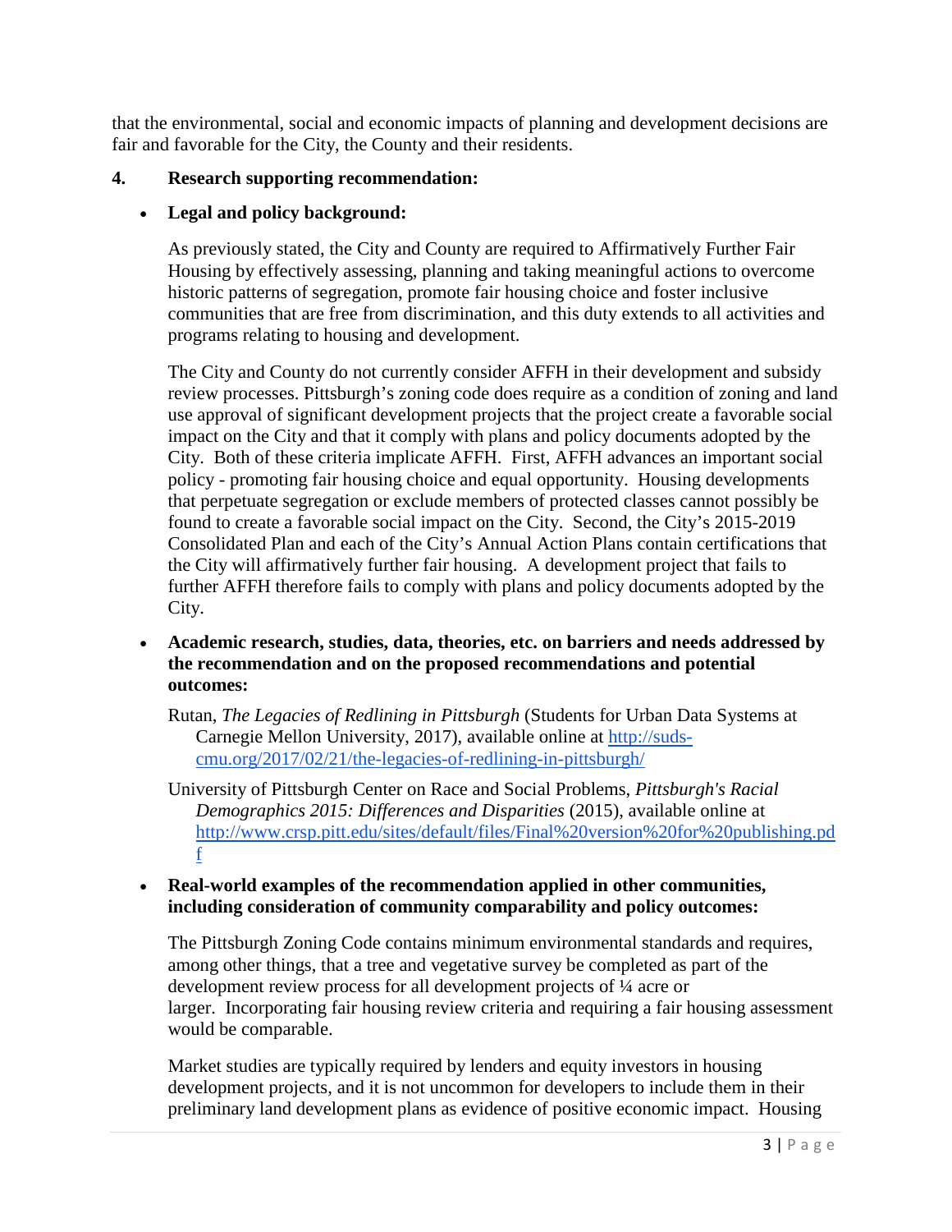that the environmental, social and economic impacts of planning and development decisions are fair and favorable for the City, the County and their residents.

**4. Research supporting recommendation:**

- **Legal and policy background:**

  As previously stated, the City and County are required to Affirmatively Further Fair Housing by effectively assessing, planning and taking meaningful actions to overcome historic patterns of segregation, promote fair housing choice and foster inclusive communities that are free from discrimination, and this duty extends to all activities and programs relating to housing and development.

  The City and County do not currently consider AFFH in their development and subsidy review processes. Pittsburgh's zoning code does require as a condition of zoning and land use approval of significant development projects that the project create a favorable social impact on the City and that it comply with plans and policy documents adopted by the City. Both of these criteria implicate AFFH. First, AFFH advances an important social policy - promoting fair housing choice and equal opportunity. Housing developments that perpetuate segregation or exclude members of protected classes cannot possibly be found to create a favorable social impact on the City. Second, the City's 2015-2019 Consolidated Plan and each of the City's Annual Action Plans contain certifications that the City will affirmatively further fair housing. A development project that fails to further AFFH therefore fails to comply with plans and policy documents adopted by the City.

- **Academic research, studies, data, theories, etc. on barriers and needs addressed by the recommendation and on the proposed recommendations and potential outcomes:**

  Rutan, *The Legacies of Redlining in Pittsburgh* (Students for Urban Data Systems at Carnegie Mellon University, 2017), available online at http://suds-cmu.org/2017/02/21/the-legacies-of-redlining-in-pittsburgh/

  University of Pittsburgh Center on Race and Social Problems, *Pittsburgh's Racial Demographics 2015: Differences and Disparities* (2015), available online at http://www.crsp.pitt.edu/sites/default/files/Final%20version%20for%20publishing.pdf

- **Real-world examples of the recommendation applied in other communities, including consideration of community comparability and policy outcomes:**

  The Pittsburgh Zoning Code contains minimum environmental standards and requires, among other things, that a tree and vegetative survey be completed as part of the development review process for all development projects of ¼ acre or larger. Incorporating fair housing review criteria and requiring a fair housing assessment would be comparable.

  Market studies are typically required by lenders and equity investors in housing development projects, and it is not uncommon for developers to include them in their preliminary land development plans as evidence of positive economic impact. Housing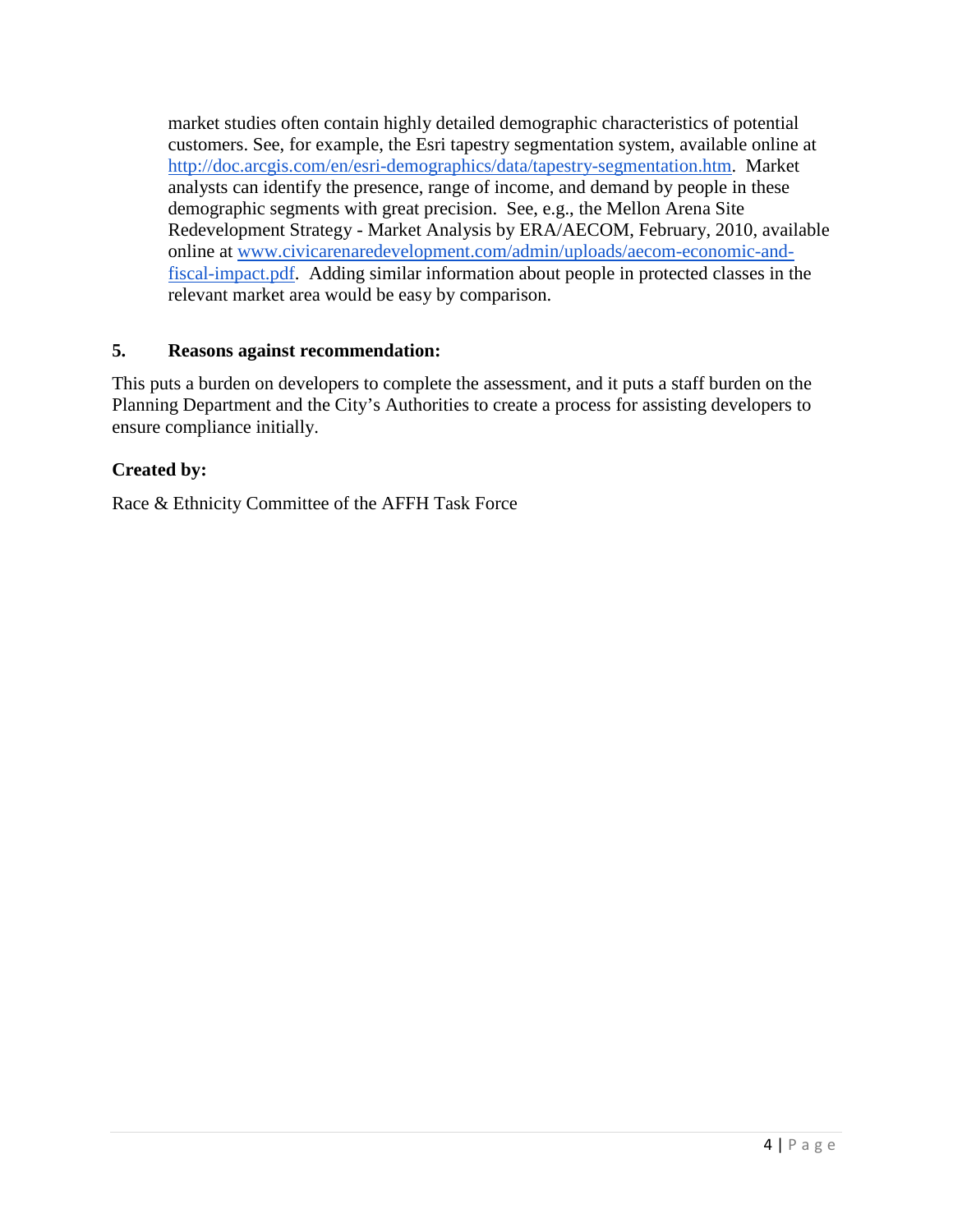market studies often contain highly detailed demographic characteristics of potential customers. See, for example, the Esri tapestry segmentation system, available online at http://doc.arcgis.com/en/esri-demographics/data/tapestry-segmentation.htm. Market analysts can identify the presence, range of income, and demand by people in these demographic segments with great precision. See, e.g., the Mellon Arena Site Redevelopment Strategy - Market Analysis by ERA/AECOM, February, 2010, available online at www.civicarenaredevelopment.com/admin/uploads/aecom-economic-and-fiscal-impact.pdf. Adding similar information about people in protected classes in the relevant market area would be easy by comparison.

### 5. Reasons against recommendation:

This puts a burden on developers to complete the assessment, and it puts a staff burden on the Planning Department and the City's Authorities to create a process for assisting developers to ensure compliance initially.

### Created by:

Race & Ethnicity Committee of the AFFH Task Force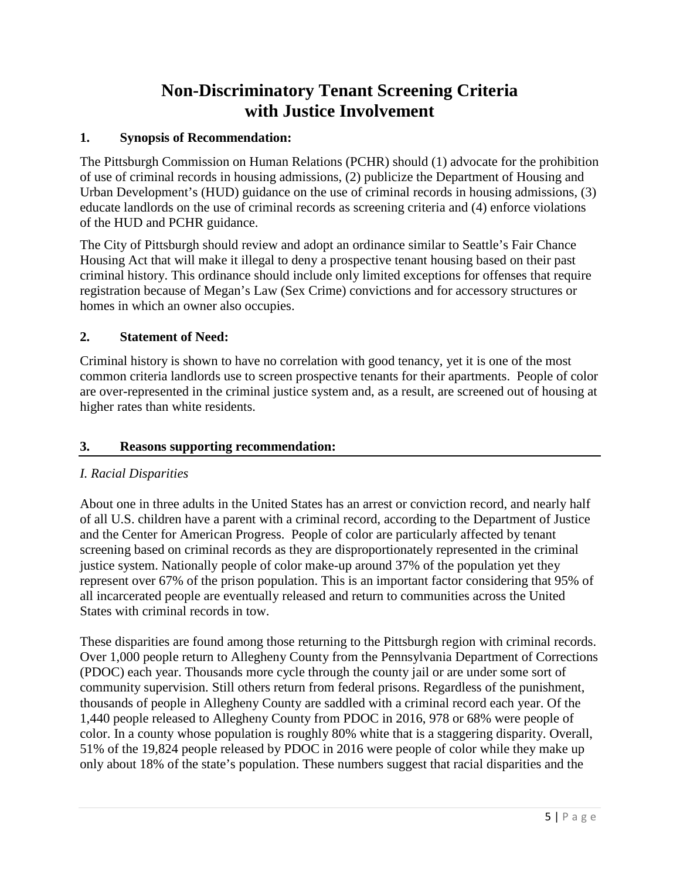# Non-Discriminatory Tenant Screening Criteria with Justice Involvement

## 1. Synopsis of Recommendation:

The Pittsburgh Commission on Human Relations (PCHR) should (1) advocate for the prohibition of use of criminal records in housing admissions, (2) publicize the Department of Housing and Urban Development's (HUD) guidance on the use of criminal records in housing admissions, (3) educate landlords on the use of criminal records as screening criteria and (4) enforce violations of the HUD and PCHR guidance.

The City of Pittsburgh should review and adopt an ordinance similar to Seattle's Fair Chance Housing Act that will make it illegal to deny a prospective tenant housing based on their past criminal history. This ordinance should include only limited exceptions for offenses that require registration because of Megan's Law (Sex Crime) convictions and for accessory structures or homes in which an owner also occupies.

## 2. Statement of Need:

Criminal history is shown to have no correlation with good tenancy, yet it is one of the most common criteria landlords use to screen prospective tenants for their apartments. People of color are over-represented in the criminal justice system and, as a result, are screened out of housing at higher rates than white residents.

## 3. Reasons supporting recommendation:

### *I. Racial Disparities*

About one in three adults in the United States has an arrest or conviction record, and nearly half of all U.S. children have a parent with a criminal record, according to the Department of Justice and the Center for American Progress. People of color are particularly affected by tenant screening based on criminal records as they are disproportionately represented in the criminal justice system. Nationally people of color make-up around 37% of the population yet they represent over 67% of the prison population. This is an important factor considering that 95% of all incarcerated people are eventually released and return to communities across the United States with criminal records in tow.

These disparities are found among those returning to the Pittsburgh region with criminal records. Over 1,000 people return to Allegheny County from the Pennsylvania Department of Corrections (PDOC) each year. Thousands more cycle through the county jail or are under some sort of community supervision. Still others return from federal prisons. Regardless of the punishment, thousands of people in Allegheny County are saddled with a criminal record each year. Of the 1,440 people released to Allegheny County from PDOC in 2016, 978 or 68% were people of color. In a county whose population is roughly 80% white that is a staggering disparity. Overall, 51% of the 19,824 people released by PDOC in 2016 were people of color while they make up only about 18% of the state's population. These numbers suggest that racial disparities and the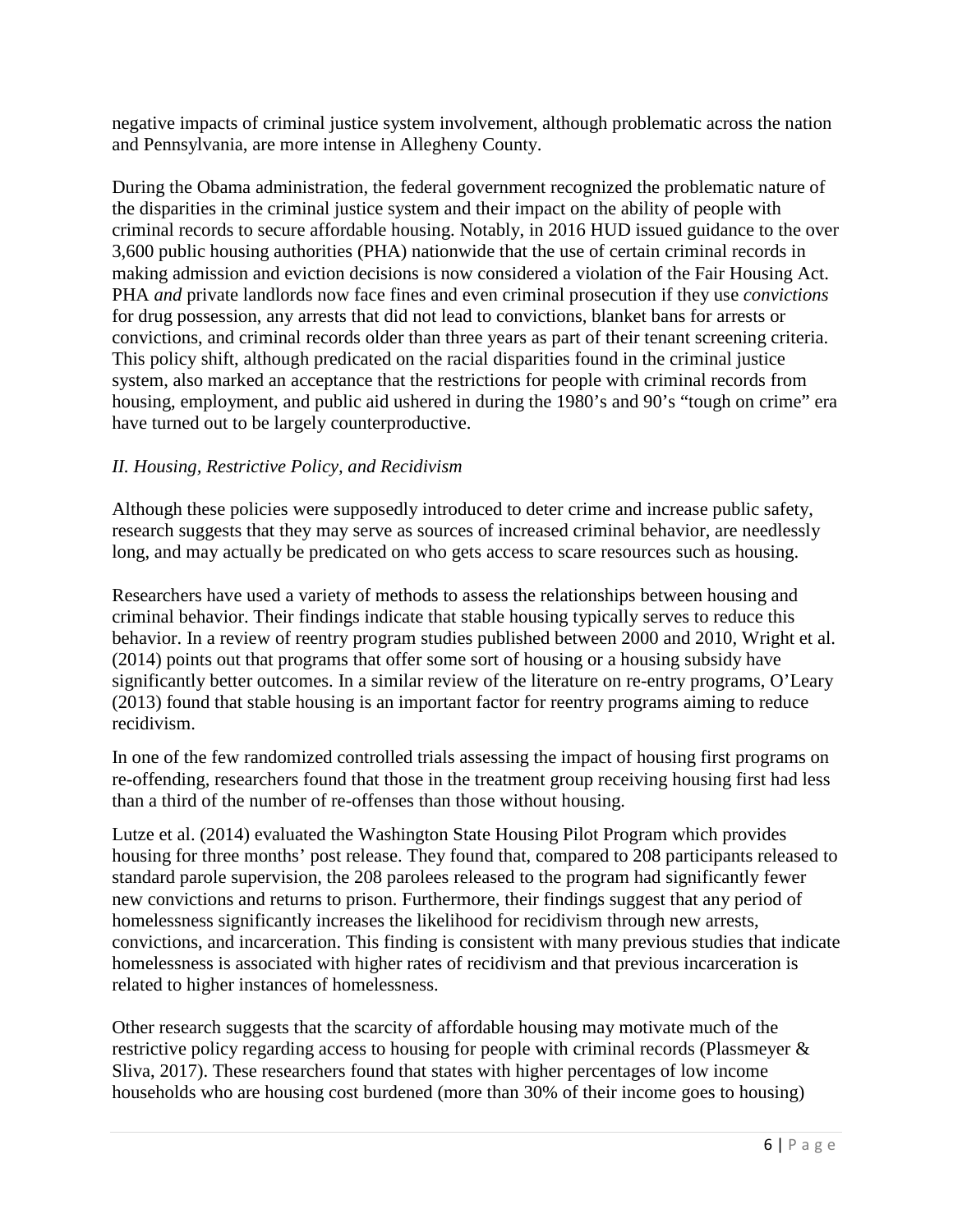negative impacts of criminal justice system involvement, although problematic across the nation and Pennsylvania, are more intense in Allegheny County.

During the Obama administration, the federal government recognized the problematic nature of the disparities in the criminal justice system and their impact on the ability of people with criminal records to secure affordable housing. Notably, in 2016 HUD issued guidance to the over 3,600 public housing authorities (PHA) nationwide that the use of certain criminal records in making admission and eviction decisions is now considered a violation of the Fair Housing Act. PHA *and* private landlords now face fines and even criminal prosecution if they use *convictions* for drug possession, any arrests that did not lead to convictions, blanket bans for arrests or convictions, and criminal records older than three years as part of their tenant screening criteria. This policy shift, although predicated on the racial disparities found in the criminal justice system, also marked an acceptance that the restrictions for people with criminal records from housing, employment, and public aid ushered in during the 1980's and 90's "tough on crime" era have turned out to be largely counterproductive.

## *II. Housing, Restrictive Policy, and Recidivism*

Although these policies were supposedly introduced to deter crime and increase public safety, research suggests that they may serve as sources of increased criminal behavior, are needlessly long, and may actually be predicated on who gets access to scare resources such as housing.

Researchers have used a variety of methods to assess the relationships between housing and criminal behavior. Their findings indicate that stable housing typically serves to reduce this behavior. In a review of reentry program studies published between 2000 and 2010, Wright et al. (2014) points out that programs that offer some sort of housing or a housing subsidy have significantly better outcomes. In a similar review of the literature on re-entry programs, O'Leary (2013) found that stable housing is an important factor for reentry programs aiming to reduce recidivism.

In one of the few randomized controlled trials assessing the impact of housing first programs on re-offending, researchers found that those in the treatment group receiving housing first had less than a third of the number of re-offenses than those without housing.

Lutze et al. (2014) evaluated the Washington State Housing Pilot Program which provides housing for three months' post release. They found that, compared to 208 participants released to standard parole supervision, the 208 parolees released to the program had significantly fewer new convictions and returns to prison. Furthermore, their findings suggest that any period of homelessness significantly increases the likelihood for recidivism through new arrests, convictions, and incarceration. This finding is consistent with many previous studies that indicate homelessness is associated with higher rates of recidivism and that previous incarceration is related to higher instances of homelessness.

Other research suggests that the scarcity of affordable housing may motivate much of the restrictive policy regarding access to housing for people with criminal records (Plassmeyer & Sliva, 2017). These researchers found that states with higher percentages of low income households who are housing cost burdened (more than 30% of their income goes to housing)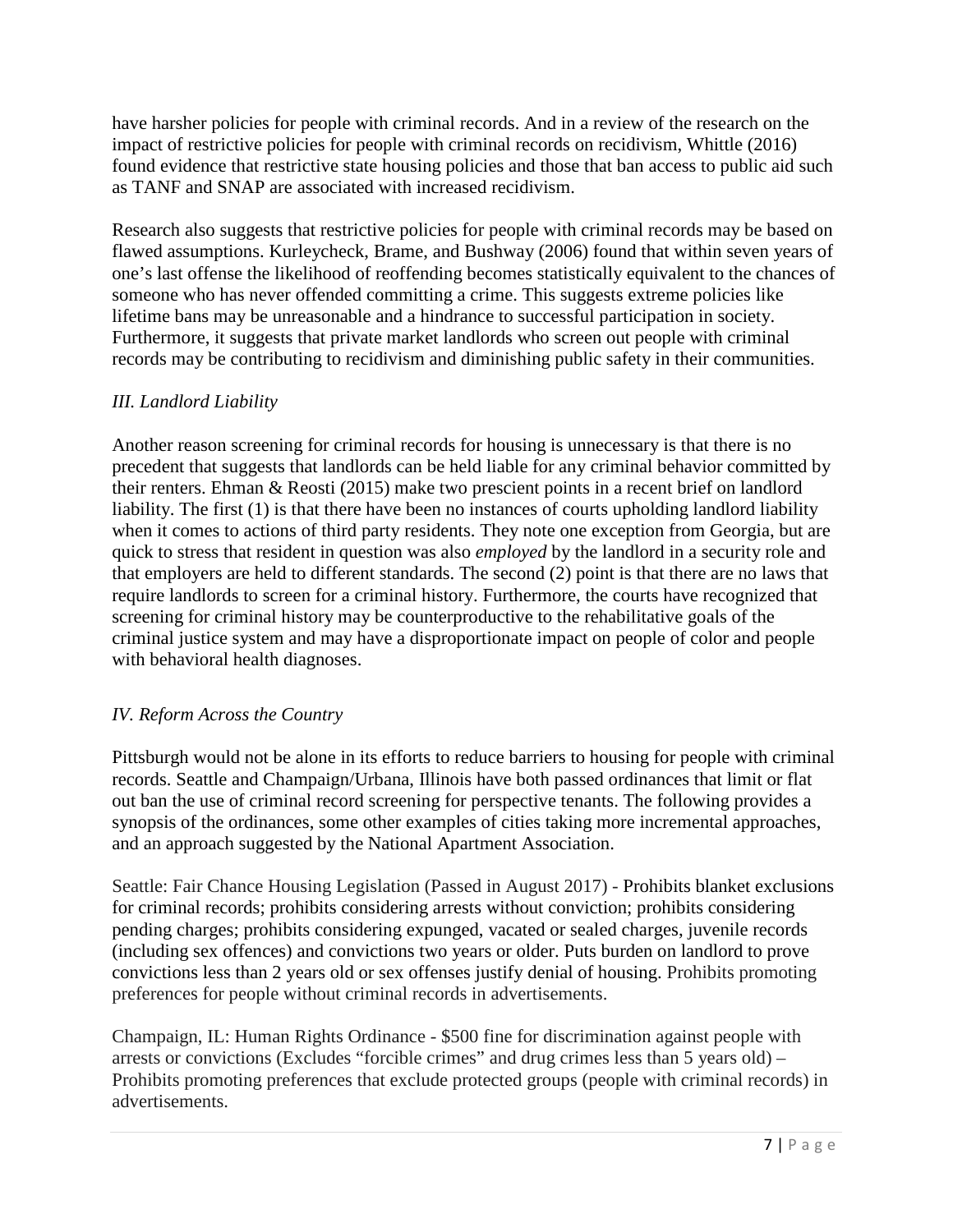have harsher policies for people with criminal records. And in a review of the research on the impact of restrictive policies for people with criminal records on recidivism, Whittle (2016) found evidence that restrictive state housing policies and those that ban access to public aid such as TANF and SNAP are associated with increased recidivism.

Research also suggests that restrictive policies for people with criminal records may be based on flawed assumptions. Kurleycheck, Brame, and Bushway (2006) found that within seven years of one's last offense the likelihood of reoffending becomes statistically equivalent to the chances of someone who has never offended committing a crime. This suggests extreme policies like lifetime bans may be unreasonable and a hindrance to successful participation in society. Furthermore, it suggests that private market landlords who screen out people with criminal records may be contributing to recidivism and diminishing public safety in their communities.

### *III. Landlord Liability*

Another reason screening for criminal records for housing is unnecessary is that there is no precedent that suggests that landlords can be held liable for any criminal behavior committed by their renters. Ehman & Reosti (2015) make two prescient points in a recent brief on landlord liability. The first (1) is that there have been no instances of courts upholding landlord liability when it comes to actions of third party residents. They note one exception from Georgia, but are quick to stress that resident in question was also *employed* by the landlord in a security role and that employers are held to different standards. The second (2) point is that there are no laws that require landlords to screen for a criminal history. Furthermore, the courts have recognized that screening for criminal history may be counterproductive to the rehabilitative goals of the criminal justice system and may have a disproportionate impact on people of color and people with behavioral health diagnoses.

### *IV. Reform Across the Country*

Pittsburgh would not be alone in its efforts to reduce barriers to housing for people with criminal records. Seattle and Champaign/Urbana, Illinois have both passed ordinances that limit or flat out ban the use of criminal record screening for perspective tenants. The following provides a synopsis of the ordinances, some other examples of cities taking more incremental approaches, and an approach suggested by the National Apartment Association.

Seattle: Fair Chance Housing Legislation (Passed in August 2017) - Prohibits blanket exclusions for criminal records; prohibits considering arrests without conviction; prohibits considering pending charges; prohibits considering expunged, vacated or sealed charges, juvenile records (including sex offences) and convictions two years or older. Puts burden on landlord to prove convictions less than 2 years old or sex offenses justify denial of housing. Prohibits promoting preferences for people without criminal records in advertisements.

Champaign, IL: Human Rights Ordinance - $500 fine for discrimination against people with arrests or convictions (Excludes "forcible crimes" and drug crimes less than 5 years old) – Prohibits promoting preferences that exclude protected groups (people with criminal records) in advertisements.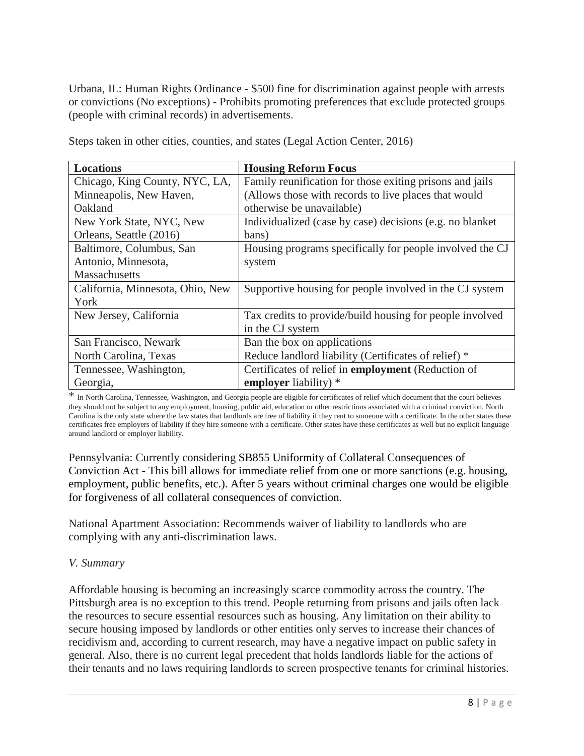Urbana, IL: Human Rights Ordinance - $500 fine for discrimination against people with arrests or convictions (No exceptions) - Prohibits promoting preferences that exclude protected groups (people with criminal records) in advertisements.

Steps taken in other cities, counties, and states (Legal Action Center, 2016)

| Locations | Housing Reform Focus |
|---|---|
| Chicago, King County, NYC, LA, Minneapolis, New Haven, Oakland | Family reunification for those exiting prisons and jails (Allows those with records to live places that would otherwise be unavailable) |
| New York State, NYC, New Orleans, Seattle (2016) | Individualized (case by case) decisions (e.g. no blanket bans) |
| Baltimore, Columbus, San Antonio, Minnesota, Massachusetts | Housing programs specifically for people involved the CJ system |
| California, Minnesota, Ohio, New York | Supportive housing for people involved in the CJ system |
| New Jersey, California | Tax credits to provide/build housing for people involved in the CJ system |
| San Francisco, Newark | Ban the box on applications |
| North Carolina, Texas | Reduce landlord liability (Certificates of relief) * |
| Tennessee, Washington, Georgia, | Certificates of relief in **employment** (Reduction of **employer** liability) * |

* In North Carolina, Tennessee, Washington, and Georgia people are eligible for certificates of relief which document that the court believes they should not be subject to any employment, housing, public aid, education or other restrictions associated with a criminal conviction. North Carolina is the only state where the law states that landlords are free of liability if they rent to someone with a certificate. In the other states these certificates free employers of liability if they hire someone with a certificate. Other states have these certificates as well but no explicit language around landlord or employer liability.

Pennsylvania: Currently considering SB855 Uniformity of Collateral Consequences of Conviction Act - This bill allows for immediate relief from one or more sanctions (e.g. housing, employment, public benefits, etc.). After 5 years without criminal charges one would be eligible for forgiveness of all collateral consequences of conviction.

National Apartment Association: Recommends waiver of liability to landlords who are complying with any anti-discrimination laws.

### *V. Summary*

Affordable housing is becoming an increasingly scarce commodity across the country. The Pittsburgh area is no exception to this trend. People returning from prisons and jails often lack the resources to secure essential resources such as housing. Any limitation on their ability to secure housing imposed by landlords or other entities only serves to increase their chances of recidivism and, according to current research, may have a negative impact on public safety in general. Also, there is no current legal precedent that holds landlords liable for the actions of their tenants and no laws requiring landlords to screen prospective tenants for criminal histories.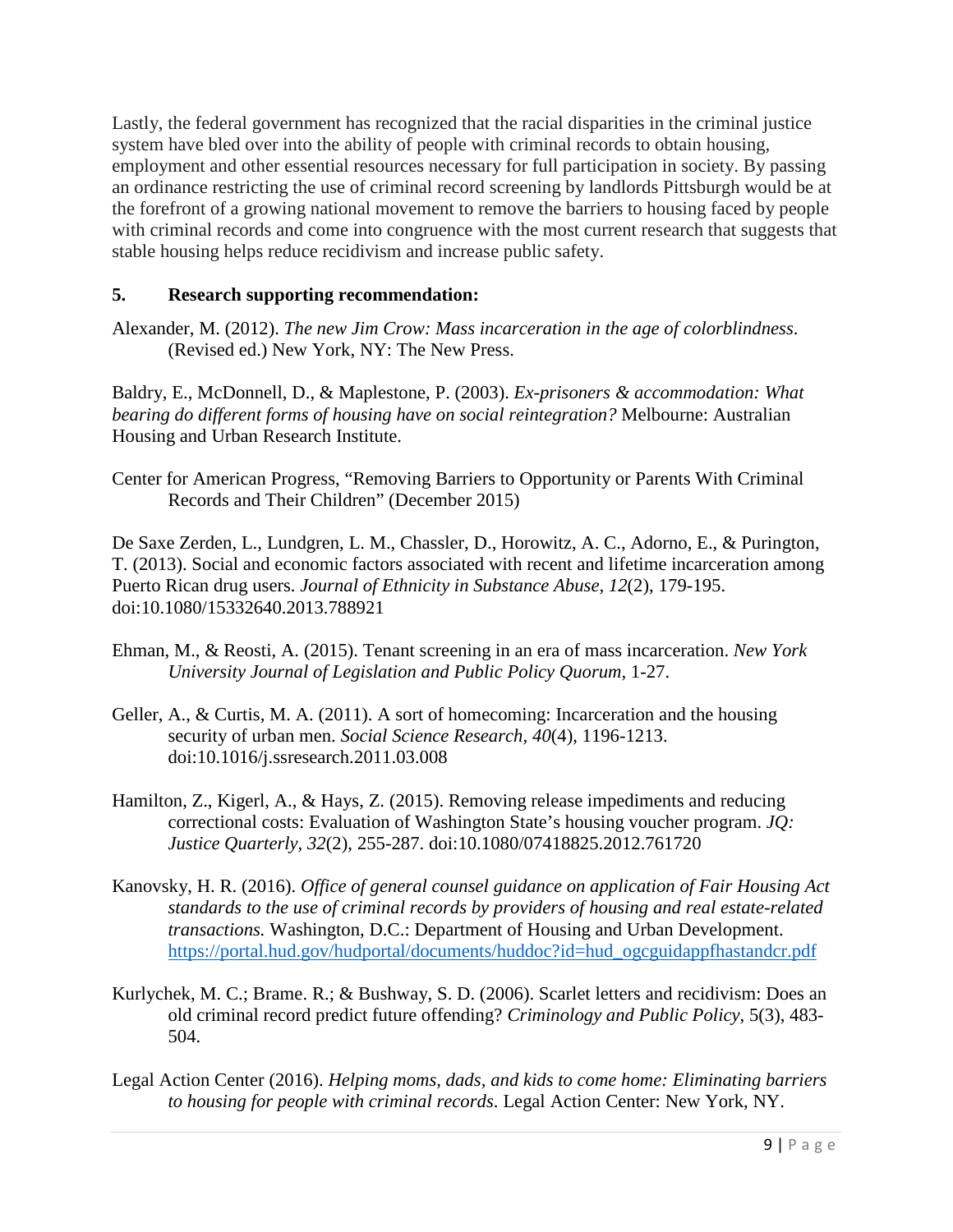Lastly, the federal government has recognized that the racial disparities in the criminal justice system have bled over into the ability of people with criminal records to obtain housing, employment and other essential resources necessary for full participation in society. By passing an ordinance restricting the use of criminal record screening by landlords Pittsburgh would be at the forefront of a growing national movement to remove the barriers to housing faced by people with criminal records and come into congruence with the most current research that suggests that stable housing helps reduce recidivism and increase public safety.

**5. Research supporting recommendation:**

Alexander, M. (2012). *The new Jim Crow: Mass incarceration in the age of colorblindness*. (Revised ed.) New York, NY: The New Press.

Baldry, E., McDonnell, D., & Maplestone, P. (2003). *Ex-prisoners & accommodation: What bearing do different forms of housing have on social reintegration?* Melbourne: Australian Housing and Urban Research Institute.

Center for American Progress, "Removing Barriers to Opportunity or Parents With Criminal Records and Their Children" (December 2015)

De Saxe Zerden, L., Lundgren, L. M., Chassler, D., Horowitz, A. C., Adorno, E., & Purington, T. (2013). Social and economic factors associated with recent and lifetime incarceration among Puerto Rican drug users. *Journal of Ethnicity in Substance Abuse, 12*(2), 179-195. doi:10.1080/15332640.2013.788921

Ehman, M., & Reosti, A. (2015). Tenant screening in an era of mass incarceration. *New York University Journal of Legislation and Public Policy Quorum*, 1-27.

Geller, A., & Curtis, M. A. (2011). A sort of homecoming: Incarceration and the housing security of urban men. *Social Science Research, 40*(4), 1196-1213. doi:10.1016/j.ssresearch.2011.03.008

Hamilton, Z., Kigerl, A., & Hays, Z. (2015). Removing release impediments and reducing correctional costs: Evaluation of Washington State's housing voucher program. *JQ: Justice Quarterly, 32*(2), 255-287. doi:10.1080/07418825.2012.761720

Kanovsky, H. R. (2016). *Office of general counsel guidance on application of Fair Housing Act standards to the use of criminal records by providers of housing and real estate-related transactions.* Washington, D.C.: Department of Housing and Urban Development. https://portal.hud.gov/hudportal/documents/huddoc?id=hud_ogcguidappfhastandcr.pdf

Kurlychek, M. C.; Brame. R.; & Bushway, S. D. (2006). Scarlet letters and recidivism: Does an old criminal record predict future offending? *Criminology and Public Policy*, 5(3), 483-504.

Legal Action Center (2016). *Helping moms, dads, and kids to come home: Eliminating barriers to housing for people with criminal records*. Legal Action Center: New York, NY.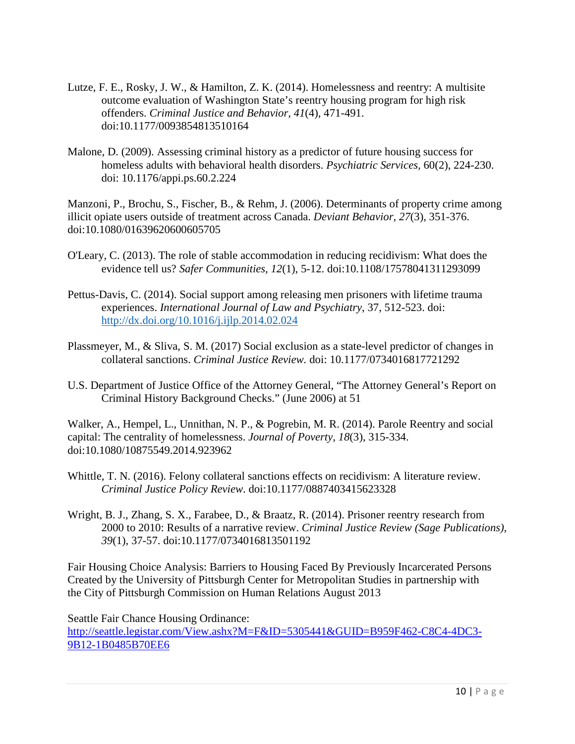Lutze, F. E., Rosky, J. W., & Hamilton, Z. K. (2014). Homelessness and reentry: A multisite outcome evaluation of Washington State's reentry housing program for high risk offenders. *Criminal Justice and Behavior, 41*(4), 471-491. doi:10.1177/0093854813510164

Malone, D. (2009). Assessing criminal history as a predictor of future housing success for homeless adults with behavioral health disorders. *Psychiatric Services,* 60(2), 224-230. doi: 10.1176/appi.ps.60.2.224

Manzoni, P., Brochu, S., Fischer, B., & Rehm, J. (2006). Determinants of property crime among illicit opiate users outside of treatment across Canada. *Deviant Behavior, 27*(3), 351-376. doi:10.1080/01639620600605705

O'Leary, C. (2013). The role of stable accommodation in reducing recidivism: What does the evidence tell us? *Safer Communities, 12*(1), 5-12. doi:10.1108/17578041311293099

Pettus-Davis, C. (2014). Social support among releasing men prisoners with lifetime trauma experiences. *International Journal of Law and Psychiatry*, 37, 512-523. doi: http://dx.doi.org/10.1016/j.ijlp.2014.02.024

Plassmeyer, M., & Sliva, S. M. (2017) Social exclusion as a state-level predictor of changes in collateral sanctions. *Criminal Justice Review.* doi: 10.1177/0734016817721292

U.S. Department of Justice Office of the Attorney General, "The Attorney General's Report on Criminal History Background Checks." (June 2006) at 51

Walker, A., Hempel, L., Unnithan, N. P., & Pogrebin, M. R. (2014). Parole Reentry and social capital: The centrality of homelessness. *Journal of Poverty, 18*(3), 315-334. doi:10.1080/10875549.2014.923962

Whittle, T. N. (2016). Felony collateral sanctions effects on recidivism: A literature review. *Criminal Justice Policy Review*. doi:10.1177/0887403415623328

Wright, B. J., Zhang, S. X., Farabee, D., & Braatz, R. (2014). Prisoner reentry research from 2000 to 2010: Results of a narrative review. *Criminal Justice Review (Sage Publications), 39*(1), 37-57. doi:10.1177/0734016813501192

Fair Housing Choice Analysis: Barriers to Housing Faced By Previously Incarcerated Persons Created by the University of Pittsburgh Center for Metropolitan Studies in partnership with the City of Pittsburgh Commission on Human Relations August 2013

Seattle Fair Chance Housing Ordinance:
http://seattle.legistar.com/View.ashx?M=F&ID=5305441&GUID=B959F462-C8C4-4DC3-9B12-1B0485B70EE6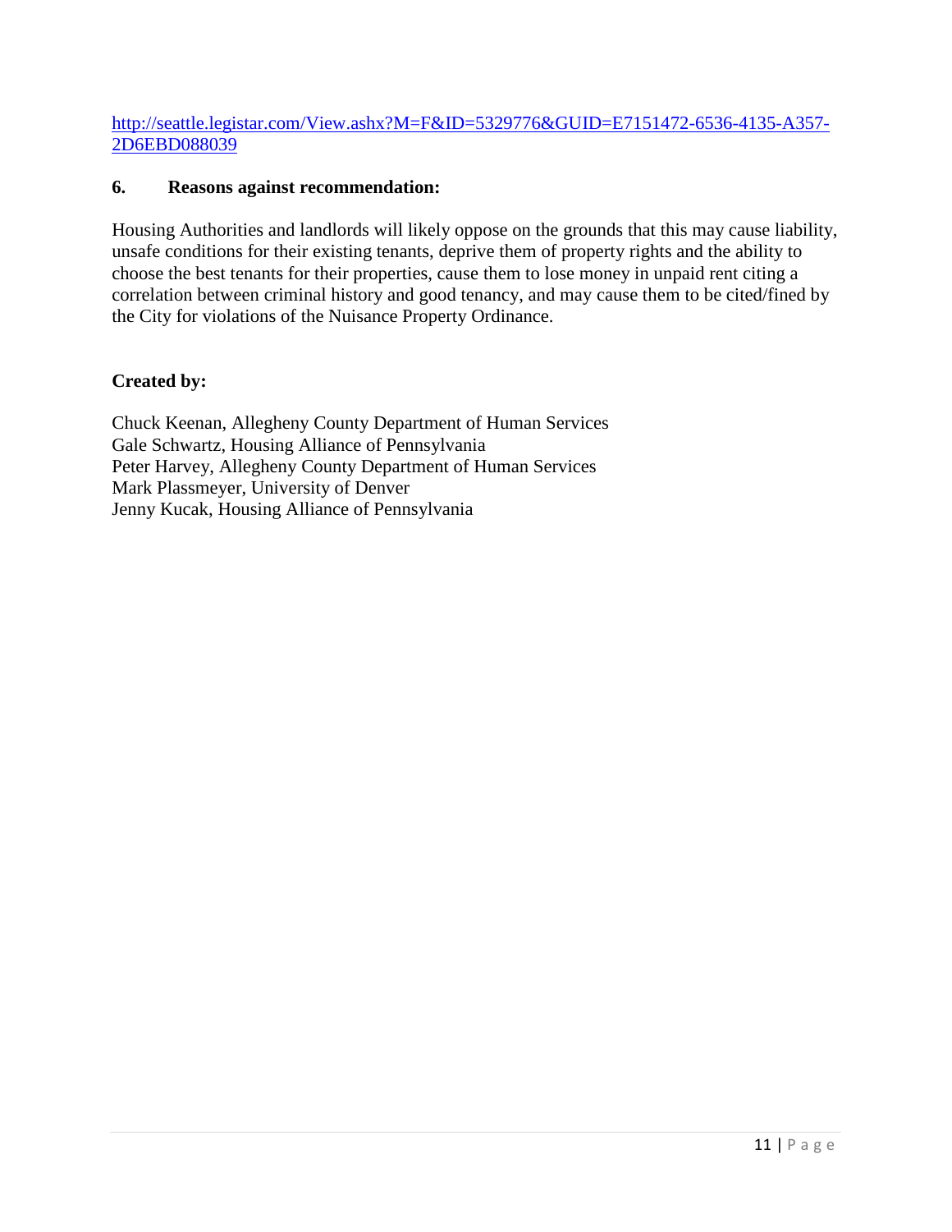http://seattle.legistar.com/View.ashx?M=F&ID=5329776&GUID=E7151472-6536-4135-A357-2D6EBD088039

## 6. Reasons against recommendation:

Housing Authorities and landlords will likely oppose on the grounds that this may cause liability, unsafe conditions for their existing tenants, deprive them of property rights and the ability to choose the best tenants for their properties, cause them to lose money in unpaid rent citing a correlation between criminal history and good tenancy, and may cause them to be cited/fined by the City for violations of the Nuisance Property Ordinance.

**Created by:**

Chuck Keenan, Allegheny County Department of Human Services
Gale Schwartz, Housing Alliance of Pennsylvania
Peter Harvey, Allegheny County Department of Human Services
Mark Plassmeyer, University of Denver
Jenny Kucak, Housing Alliance of Pennsylvania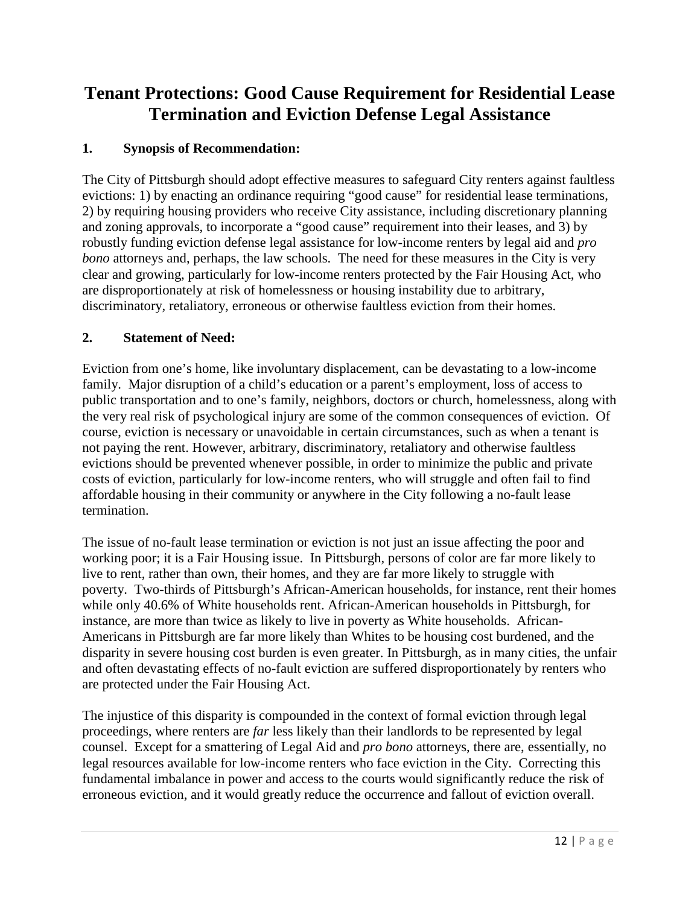# Tenant Protections: Good Cause Requirement for Residential Lease Termination and Eviction Defense Legal Assistance

## 1. Synopsis of Recommendation:

The City of Pittsburgh should adopt effective measures to safeguard City renters against faultless evictions: 1) by enacting an ordinance requiring "good cause" for residential lease terminations, 2) by requiring housing providers who receive City assistance, including discretionary planning and zoning approvals, to incorporate a "good cause" requirement into their leases, and 3) by robustly funding eviction defense legal assistance for low-income renters by legal aid and *pro bono* attorneys and, perhaps, the law schools. The need for these measures in the City is very clear and growing, particularly for low-income renters protected by the Fair Housing Act, who are disproportionately at risk of homelessness or housing instability due to arbitrary, discriminatory, retaliatory, erroneous or otherwise faultless eviction from their homes.

## 2. Statement of Need:

Eviction from one's home, like involuntary displacement, can be devastating to a low-income family. Major disruption of a child's education or a parent's employment, loss of access to public transportation and to one's family, neighbors, doctors or church, homelessness, along with the very real risk of psychological injury are some of the common consequences of eviction. Of course, eviction is necessary or unavoidable in certain circumstances, such as when a tenant is not paying the rent. However, arbitrary, discriminatory, retaliatory and otherwise faultless evictions should be prevented whenever possible, in order to minimize the public and private costs of eviction, particularly for low-income renters, who will struggle and often fail to find affordable housing in their community or anywhere in the City following a no-fault lease termination.

The issue of no-fault lease termination or eviction is not just an issue affecting the poor and working poor; it is a Fair Housing issue. In Pittsburgh, persons of color are far more likely to live to rent, rather than own, their homes, and they are far more likely to struggle with poverty. Two-thirds of Pittsburgh's African-American households, for instance, rent their homes while only 40.6% of White households rent. African-American households in Pittsburgh, for instance, are more than twice as likely to live in poverty as White households. African-Americans in Pittsburgh are far more likely than Whites to be housing cost burdened, and the disparity in severe housing cost burden is even greater. In Pittsburgh, as in many cities, the unfair and often devastating effects of no-fault eviction are suffered disproportionately by renters who are protected under the Fair Housing Act.

The injustice of this disparity is compounded in the context of formal eviction through legal proceedings, where renters are *far* less likely than their landlords to be represented by legal counsel. Except for a smattering of Legal Aid and *pro bono* attorneys, there are, essentially, no legal resources available for low-income renters who face eviction in the City. Correcting this fundamental imbalance in power and access to the courts would significantly reduce the risk of erroneous eviction, and it would greatly reduce the occurrence and fallout of eviction overall.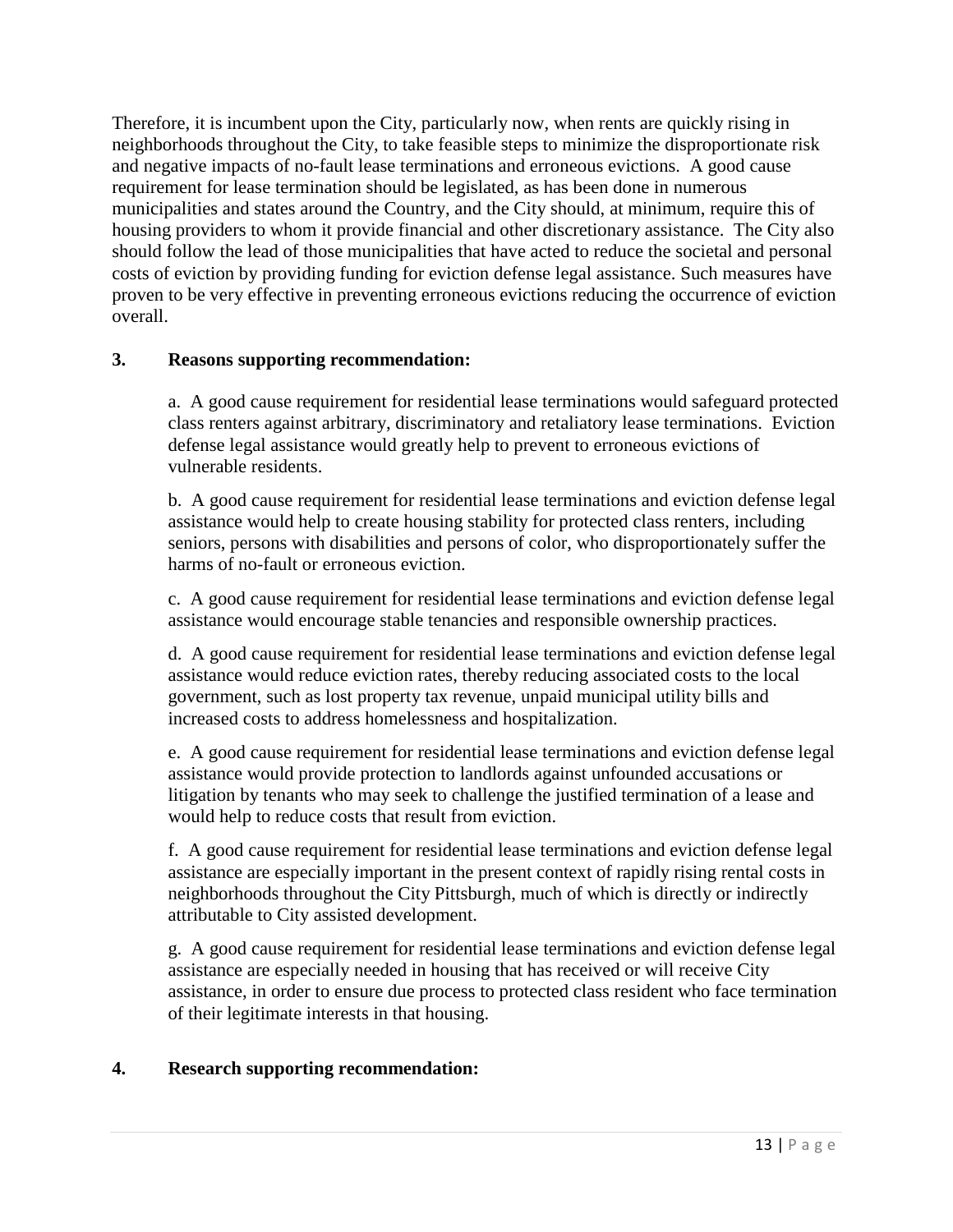Therefore, it is incumbent upon the City, particularly now, when rents are quickly rising in neighborhoods throughout the City, to take feasible steps to minimize the disproportionate risk and negative impacts of no-fault lease terminations and erroneous evictions. A good cause requirement for lease termination should be legislated, as has been done in numerous municipalities and states around the Country, and the City should, at minimum, require this of housing providers to whom it provide financial and other discretionary assistance. The City also should follow the lead of those municipalities that have acted to reduce the societal and personal costs of eviction by providing funding for eviction defense legal assistance. Such measures have proven to be very effective in preventing erroneous evictions reducing the occurrence of eviction overall.

**3. Reasons supporting recommendation:**

a. A good cause requirement for residential lease terminations would safeguard protected class renters against arbitrary, discriminatory and retaliatory lease terminations. Eviction defense legal assistance would greatly help to prevent to erroneous evictions of vulnerable residents.

b. A good cause requirement for residential lease terminations and eviction defense legal assistance would help to create housing stability for protected class renters, including seniors, persons with disabilities and persons of color, who disproportionately suffer the harms of no-fault or erroneous eviction.

c. A good cause requirement for residential lease terminations and eviction defense legal assistance would encourage stable tenancies and responsible ownership practices.

d. A good cause requirement for residential lease terminations and eviction defense legal assistance would reduce eviction rates, thereby reducing associated costs to the local government, such as lost property tax revenue, unpaid municipal utility bills and increased costs to address homelessness and hospitalization.

e. A good cause requirement for residential lease terminations and eviction defense legal assistance would provide protection to landlords against unfounded accusations or litigation by tenants who may seek to challenge the justified termination of a lease and would help to reduce costs that result from eviction.

f. A good cause requirement for residential lease terminations and eviction defense legal assistance are especially important in the present context of rapidly rising rental costs in neighborhoods throughout the City Pittsburgh, much of which is directly or indirectly attributable to City assisted development.

g. A good cause requirement for residential lease terminations and eviction defense legal assistance are especially needed in housing that has received or will receive City assistance, in order to ensure due process to protected class resident who face termination of their legitimate interests in that housing.

**4. Research supporting recommendation:**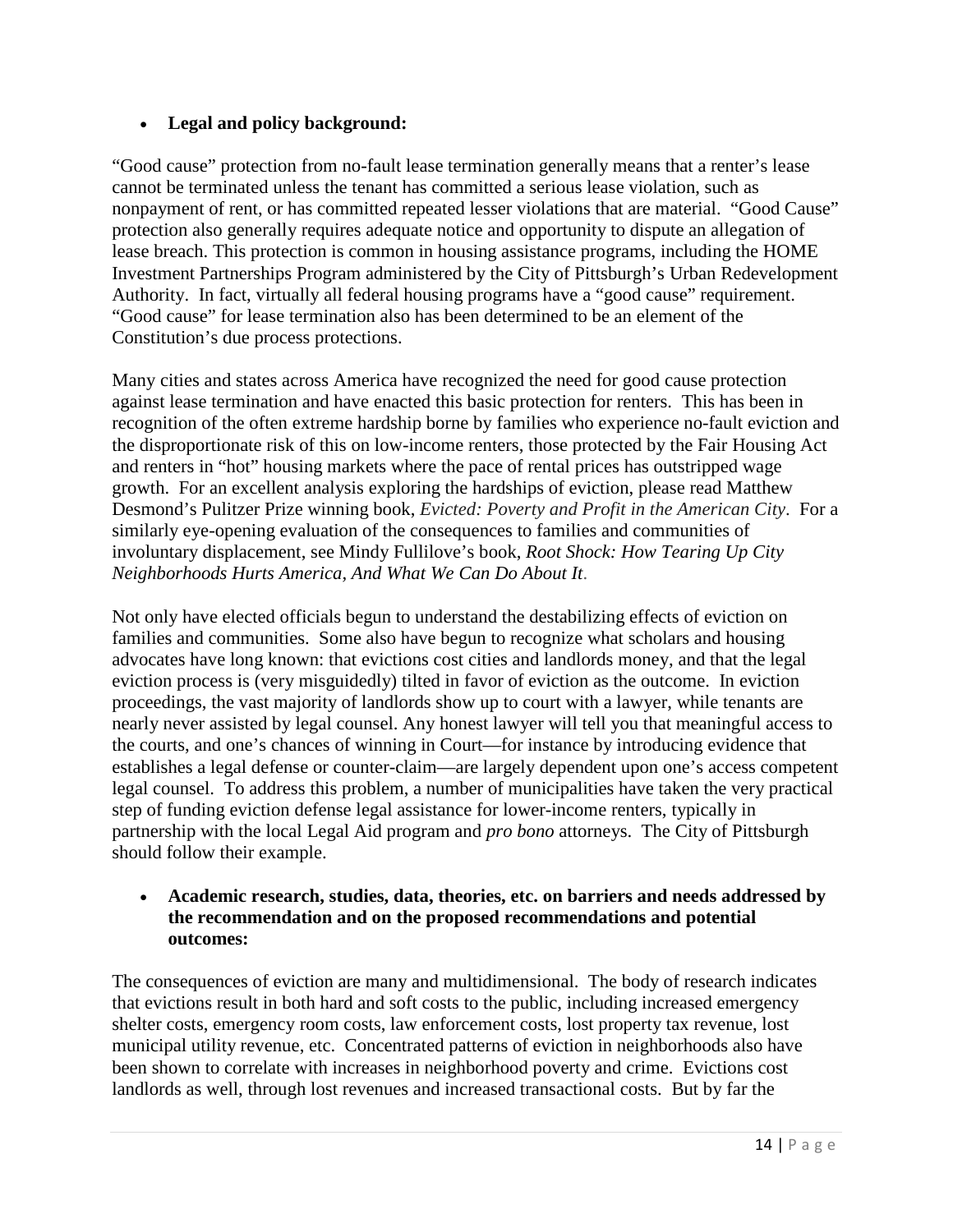- **Legal and policy background:**

"Good cause" protection from no-fault lease termination generally means that a renter's lease cannot be terminated unless the tenant has committed a serious lease violation, such as nonpayment of rent, or has committed repeated lesser violations that are material. "Good Cause" protection also generally requires adequate notice and opportunity to dispute an allegation of lease breach. This protection is common in housing assistance programs, including the HOME Investment Partnerships Program administered by the City of Pittsburgh's Urban Redevelopment Authority. In fact, virtually all federal housing programs have a "good cause" requirement. "Good cause" for lease termination also has been determined to be an element of the Constitution's due process protections.

Many cities and states across America have recognized the need for good cause protection against lease termination and have enacted this basic protection for renters. This has been in recognition of the often extreme hardship borne by families who experience no-fault eviction and the disproportionate risk of this on low-income renters, those protected by the Fair Housing Act and renters in "hot" housing markets where the pace of rental prices has outstripped wage growth. For an excellent analysis exploring the hardships of eviction, please read Matthew Desmond's Pulitzer Prize winning book, *Evicted: Poverty and Profit in the American City*. For a similarly eye-opening evaluation of the consequences to families and communities of involuntary displacement, see Mindy Fullilove's book, *Root Shock: How Tearing Up City Neighborhoods Hurts America, And What We Can Do About It*.

Not only have elected officials begun to understand the destabilizing effects of eviction on families and communities. Some also have begun to recognize what scholars and housing advocates have long known: that evictions cost cities and landlords money, and that the legal eviction process is (very misguidedly) tilted in favor of eviction as the outcome. In eviction proceedings, the vast majority of landlords show up to court with a lawyer, while tenants are nearly never assisted by legal counsel. Any honest lawyer will tell you that meaningful access to the courts, and one's chances of winning in Court—for instance by introducing evidence that establishes a legal defense or counter-claim—are largely dependent upon one's access competent legal counsel. To address this problem, a number of municipalities have taken the very practical step of funding eviction defense legal assistance for lower-income renters, typically in partnership with the local Legal Aid program and *pro bono* attorneys. The City of Pittsburgh should follow their example.

- **Academic research, studies, data, theories, etc. on barriers and needs addressed by the recommendation and on the proposed recommendations and potential outcomes:**

The consequences of eviction are many and multidimensional. The body of research indicates that evictions result in both hard and soft costs to the public, including increased emergency shelter costs, emergency room costs, law enforcement costs, lost property tax revenue, lost municipal utility revenue, etc. Concentrated patterns of eviction in neighborhoods also have been shown to correlate with increases in neighborhood poverty and crime. Evictions cost landlords as well, through lost revenues and increased transactional costs. But by far the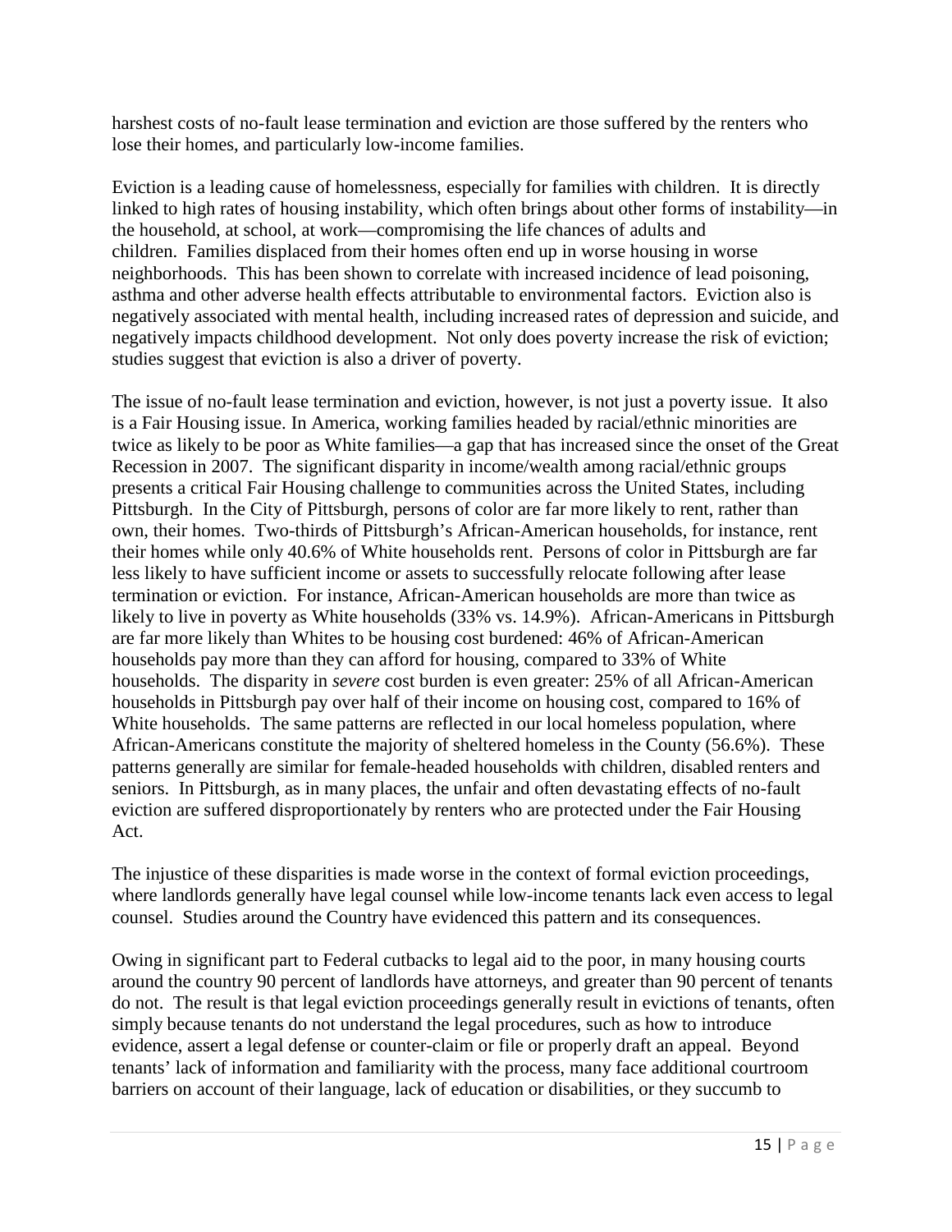harshest costs of no-fault lease termination and eviction are those suffered by the renters who lose their homes, and particularly low-income families.

Eviction is a leading cause of homelessness, especially for families with children. It is directly linked to high rates of housing instability, which often brings about other forms of instability—in the household, at school, at work—compromising the life chances of adults and children. Families displaced from their homes often end up in worse housing in worse neighborhoods. This has been shown to correlate with increased incidence of lead poisoning, asthma and other adverse health effects attributable to environmental factors. Eviction also is negatively associated with mental health, including increased rates of depression and suicide, and negatively impacts childhood development. Not only does poverty increase the risk of eviction; studies suggest that eviction is also a driver of poverty.

The issue of no-fault lease termination and eviction, however, is not just a poverty issue. It also is a Fair Housing issue. In America, working families headed by racial/ethnic minorities are twice as likely to be poor as White families—a gap that has increased since the onset of the Great Recession in 2007. The significant disparity in income/wealth among racial/ethnic groups presents a critical Fair Housing challenge to communities across the United States, including Pittsburgh. In the City of Pittsburgh, persons of color are far more likely to rent, rather than own, their homes. Two-thirds of Pittsburgh's African-American households, for instance, rent their homes while only 40.6% of White households rent. Persons of color in Pittsburgh are far less likely to have sufficient income or assets to successfully relocate following after lease termination or eviction. For instance, African-American households are more than twice as likely to live in poverty as White households (33% vs. 14.9%). African-Americans in Pittsburgh are far more likely than Whites to be housing cost burdened: 46% of African-American households pay more than they can afford for housing, compared to 33% of White households. The disparity in *severe* cost burden is even greater: 25% of all African-American households in Pittsburgh pay over half of their income on housing cost, compared to 16% of White households. The same patterns are reflected in our local homeless population, where African-Americans constitute the majority of sheltered homeless in the County (56.6%). These patterns generally are similar for female-headed households with children, disabled renters and seniors. In Pittsburgh, as in many places, the unfair and often devastating effects of no-fault eviction are suffered disproportionately by renters who are protected under the Fair Housing Act.

The injustice of these disparities is made worse in the context of formal eviction proceedings, where landlords generally have legal counsel while low-income tenants lack even access to legal counsel. Studies around the Country have evidenced this pattern and its consequences.

Owing in significant part to Federal cutbacks to legal aid to the poor, in many housing courts around the country 90 percent of landlords have attorneys, and greater than 90 percent of tenants do not. The result is that legal eviction proceedings generally result in evictions of tenants, often simply because tenants do not understand the legal procedures, such as how to introduce evidence, assert a legal defense or counter-claim or file or properly draft an appeal. Beyond tenants' lack of information and familiarity with the process, many face additional courtroom barriers on account of their language, lack of education or disabilities, or they succumb to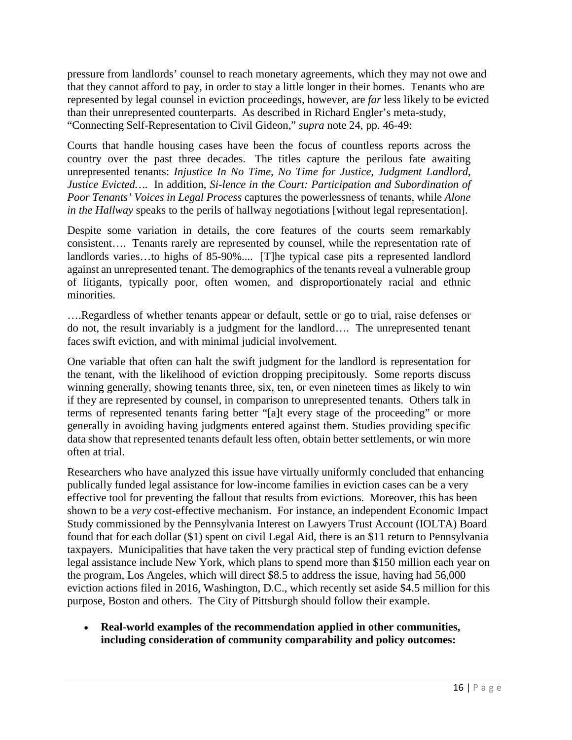pressure from landlords' counsel to reach monetary agreements, which they may not owe and that they cannot afford to pay, in order to stay a little longer in their homes. Tenants who are represented by legal counsel in eviction proceedings, however, are *far* less likely to be evicted than their unrepresented counterparts. As described in Richard Engler's meta-study, "Connecting Self-Representation to Civil Gideon," *supra* note 24, pp. 46-49:

> Courts that handle housing cases have been the focus of countless reports across the country over the past three decades. The titles capture the perilous fate awaiting unrepresented tenants: *Injustice In No Time*, *No Time for Justice*, *Judgment Landlord, Justice Evicted….* In addition, *Si-lence in the Court: Participation and Subordination of Poor Tenants' Voices in Legal Process* captures the powerlessness of tenants, while *Alone in the Hallway* speaks to the perils of hallway negotiations [without legal representation].
>
> Despite some variation in details, the core features of the courts seem remarkably consistent…. Tenants rarely are represented by counsel, while the representation rate of landlords varies…to highs of 85-90%.... [T]he typical case pits a represented landlord against an unrepresented tenant. The demographics of the tenants reveal a vulnerable group of litigants, typically poor, often women, and disproportionately racial and ethnic minorities.
>
> ….Regardless of whether tenants appear or default, settle or go to trial, raise defenses or do not, the result invariably is a judgment for the landlord…. The unrepresented tenant faces swift eviction, and with minimal judicial involvement.
>
> One variable that often can halt the swift judgment for the landlord is representation for the tenant, with the likelihood of eviction dropping precipitously. Some reports discuss winning generally, showing tenants three, six, ten, or even nineteen times as likely to win if they are represented by counsel, in comparison to unrepresented tenants. Others talk in terms of represented tenants faring better "[a]t every stage of the proceeding" or more generally in avoiding having judgments entered against them. Studies providing specific data show that represented tenants default less often, obtain better settlements, or win more often at trial.

Researchers who have analyzed this issue have virtually uniformly concluded that enhancing publically funded legal assistance for low-income families in eviction cases can be a very effective tool for preventing the fallout that results from evictions. Moreover, this has been shown to be a *very* cost-effective mechanism. For instance, an independent Economic Impact Study commissioned by the Pennsylvania Interest on Lawyers Trust Account (IOLTA) Board found that for each dollar ($1) spent on civil Legal Aid, there is an $11 return to Pennsylvania taxpayers. Municipalities that have taken the very practical step of funding eviction defense legal assistance include New York, which plans to spend more than $150 million each year on the program, Los Angeles, which will direct $8.5 to address the issue, having had 56,000 eviction actions filed in 2016, Washington, D.C., which recently set aside $4.5 million for this purpose, Boston and others. The City of Pittsburgh should follow their example.

- **Real-world examples of the recommendation applied in other communities, including consideration of community comparability and policy outcomes:**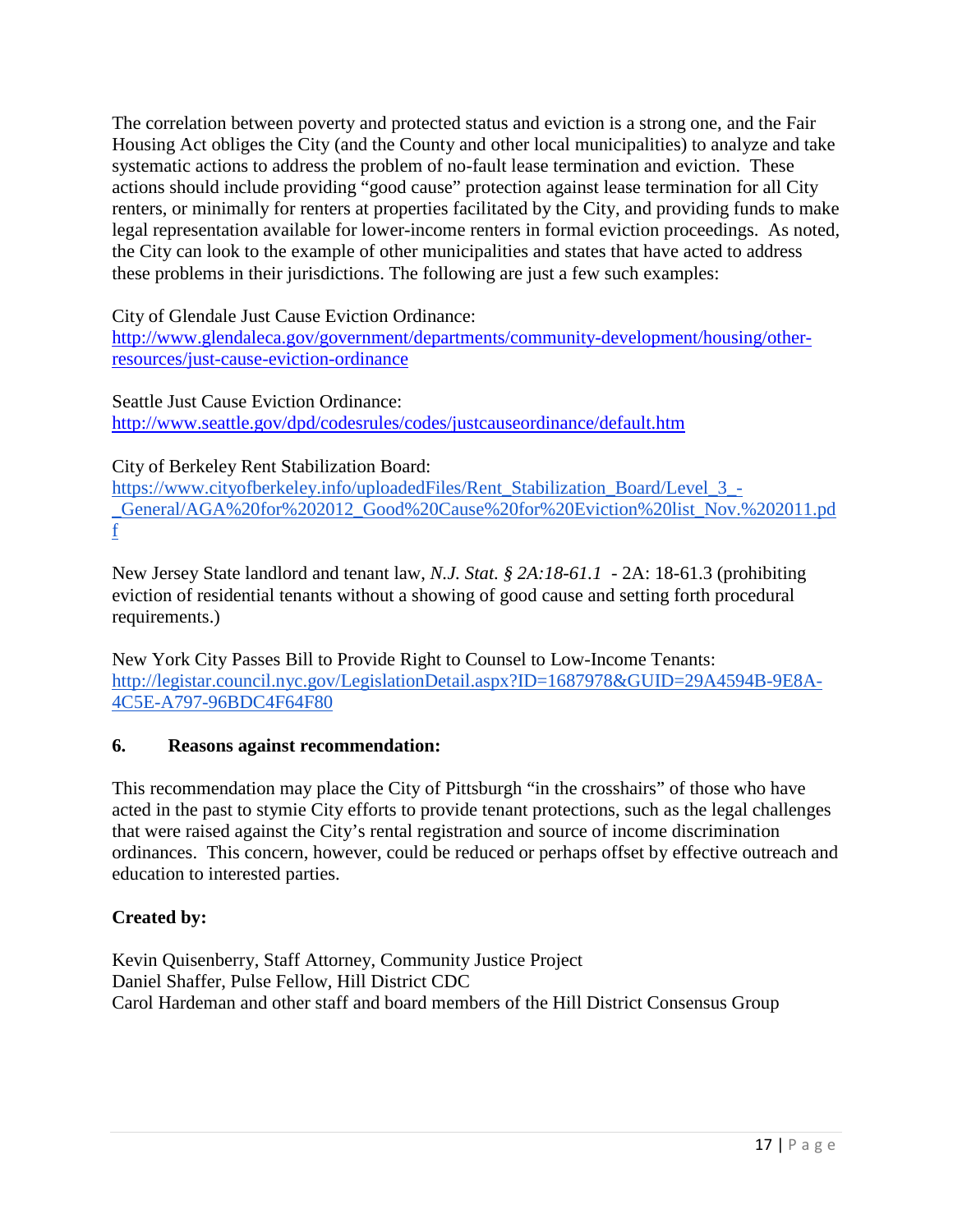The correlation between poverty and protected status and eviction is a strong one, and the Fair Housing Act obliges the City (and the County and other local municipalities) to analyze and take systematic actions to address the problem of no-fault lease termination and eviction. These actions should include providing "good cause" protection against lease termination for all City renters, or minimally for renters at properties facilitated by the City, and providing funds to make legal representation available for lower-income renters in formal eviction proceedings. As noted, the City can look to the example of other municipalities and states that have acted to address these problems in their jurisdictions. The following are just a few such examples:

City of Glendale Just Cause Eviction Ordinance:
http://www.glendaleca.gov/government/departments/community-development/housing/other-resources/just-cause-eviction-ordinance

Seattle Just Cause Eviction Ordinance:
http://www.seattle.gov/dpd/codesrules/codes/justcauseordinance/default.htm

City of Berkeley Rent Stabilization Board:
https://www.cityofberkeley.info/uploadedFiles/Rent_Stabilization_Board/Level_3_-_General/AGA%20for%202012_Good%20Cause%20for%20Eviction%20list_Nov.%202011.pdf

New Jersey State landlord and tenant law, *N.J. Stat. § 2A:18-61.1* - 2A: 18-61.3 (prohibiting eviction of residential tenants without a showing of good cause and setting forth procedural requirements.)

New York City Passes Bill to Provide Right to Counsel to Low-Income Tenants:
http://legistar.council.nyc.gov/LegislationDetail.aspx?ID=1687978&GUID=29A4594B-9E8A-4C5E-A797-96BDC4F64F80

**6. Reasons against recommendation:**

This recommendation may place the City of Pittsburgh "in the crosshairs" of those who have acted in the past to stymie City efforts to provide tenant protections, such as the legal challenges that were raised against the City's rental registration and source of income discrimination ordinances. This concern, however, could be reduced or perhaps offset by effective outreach and education to interested parties.

**Created by:**

Kevin Quisenberry, Staff Attorney, Community Justice Project
Daniel Shaffer, Pulse Fellow, Hill District CDC
Carol Hardeman and other staff and board members of the Hill District Consensus Group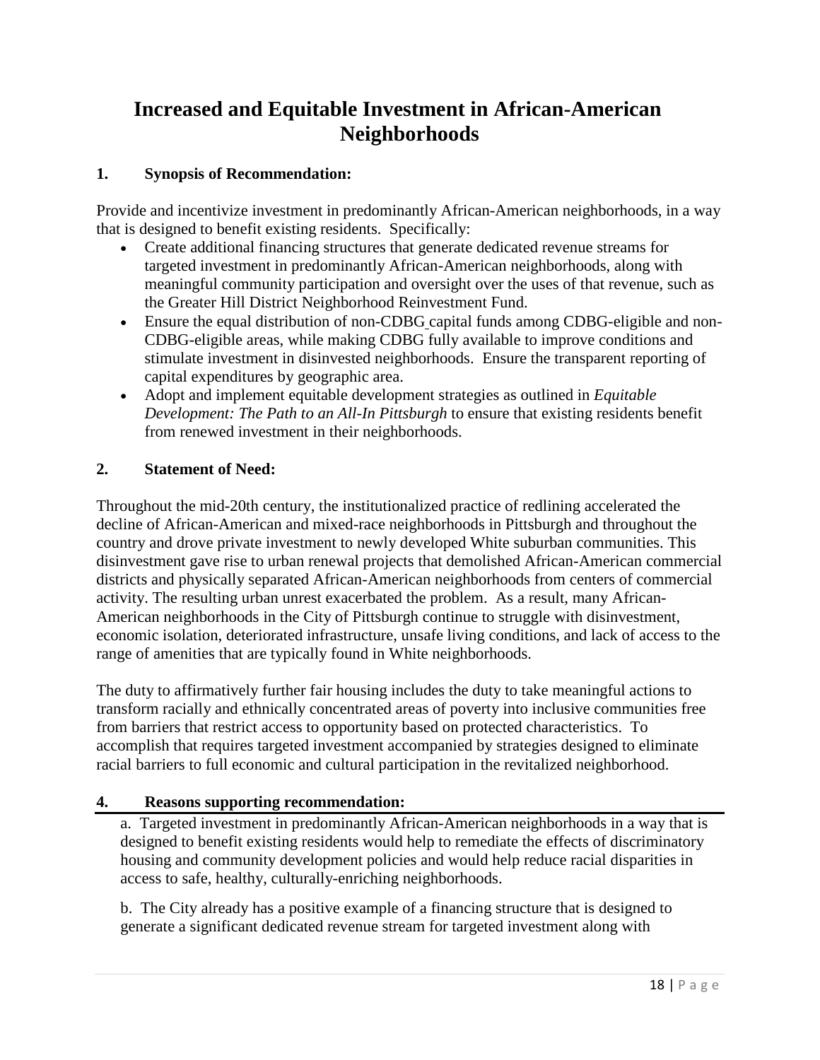# Increased and Equitable Investment in African-American Neighborhoods

### 1. Synopsis of Recommendation:

Provide and incentivize investment in predominantly African-American neighborhoods, in a way that is designed to benefit existing residents. Specifically:

- Create additional financing structures that generate dedicated revenue streams for targeted investment in predominantly African-American neighborhoods, along with meaningful community participation and oversight over the uses of that revenue, such as the Greater Hill District Neighborhood Reinvestment Fund.
- Ensure the equal distribution of non-CDBG capital funds among CDBG-eligible and non-CDBG-eligible areas, while making CDBG fully available to improve conditions and stimulate investment in disinvested neighborhoods. Ensure the transparent reporting of capital expenditures by geographic area.
- Adopt and implement equitable development strategies as outlined in *Equitable Development: The Path to an All-In Pittsburgh* to ensure that existing residents benefit from renewed investment in their neighborhoods.

### 2. Statement of Need:

Throughout the mid-20th century, the institutionalized practice of redlining accelerated the decline of African-American and mixed-race neighborhoods in Pittsburgh and throughout the country and drove private investment to newly developed White suburban communities. This disinvestment gave rise to urban renewal projects that demolished African-American commercial districts and physically separated African-American neighborhoods from centers of commercial activity. The resulting urban unrest exacerbated the problem. As a result, many African-American neighborhoods in the City of Pittsburgh continue to struggle with disinvestment, economic isolation, deteriorated infrastructure, unsafe living conditions, and lack of access to the range of amenities that are typically found in White neighborhoods.

The duty to affirmatively further fair housing includes the duty to take meaningful actions to transform racially and ethnically concentrated areas of poverty into inclusive communities free from barriers that restrict access to opportunity based on protected characteristics. To accomplish that requires targeted investment accompanied by strategies designed to eliminate racial barriers to full economic and cultural participation in the revitalized neighborhood.

### 4. Reasons supporting recommendation:

a. Targeted investment in predominantly African-American neighborhoods in a way that is designed to benefit existing residents would help to remediate the effects of discriminatory housing and community development policies and would help reduce racial disparities in access to safe, healthy, culturally-enriching neighborhoods.

b. The City already has a positive example of a financing structure that is designed to generate a significant dedicated revenue stream for targeted investment along with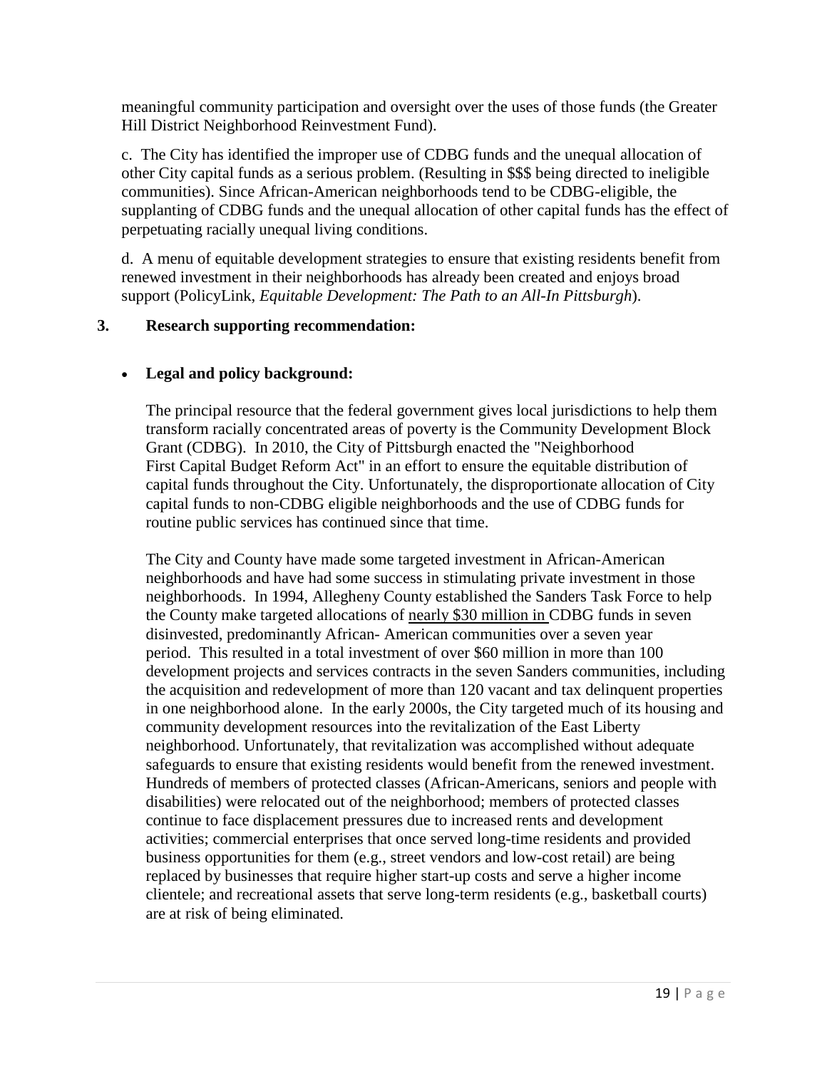meaningful community participation and oversight over the uses of those funds (the Greater Hill District Neighborhood Reinvestment Fund).

c. The City has identified the improper use of CDBG funds and the unequal allocation of other City capital funds as a serious problem. (Resulting in $$$ being directed to ineligible communities). Since African-American neighborhoods tend to be CDBG-eligible, the supplanting of CDBG funds and the unequal allocation of other capital funds has the effect of perpetuating racially unequal living conditions.

d. A menu of equitable development strategies to ensure that existing residents benefit from renewed investment in their neighborhoods has already been created and enjoys broad support (PolicyLink, *Equitable Development: The Path to an All-In Pittsburgh*).

**3. Research supporting recommendation:**

- **Legal and policy background:**

  The principal resource that the federal government gives local jurisdictions to help them transform racially concentrated areas of poverty is the Community Development Block Grant (CDBG). In 2010, the City of Pittsburgh enacted the "Neighborhood First Capital Budget Reform Act" in an effort to ensure the equitable distribution of capital funds throughout the City. Unfortunately, the disproportionate allocation of City capital funds to non-CDBG eligible neighborhoods and the use of CDBG funds for routine public services has continued since that time.

  The City and County have made some targeted investment in African-American neighborhoods and have had some success in stimulating private investment in those neighborhoods. In 1994, Allegheny County established the Sanders Task Force to help the County make targeted allocations of nearly $30 million in CDBG funds in seven disinvested, predominantly African- American communities over a seven year period. This resulted in a total investment of over $60 million in more than 100 development projects and services contracts in the seven Sanders communities, including the acquisition and redevelopment of more than 120 vacant and tax delinquent properties in one neighborhood alone. In the early 2000s, the City targeted much of its housing and community development resources into the revitalization of the East Liberty neighborhood. Unfortunately, that revitalization was accomplished without adequate safeguards to ensure that existing residents would benefit from the renewed investment. Hundreds of members of protected classes (African-Americans, seniors and people with disabilities) were relocated out of the neighborhood; members of protected classes continue to face displacement pressures due to increased rents and development activities; commercial enterprises that once served long-time residents and provided business opportunities for them (e.g., street vendors and low-cost retail) are being replaced by businesses that require higher start-up costs and serve a higher income clientele; and recreational assets that serve long-term residents (e.g., basketball courts) are at risk of being eliminated.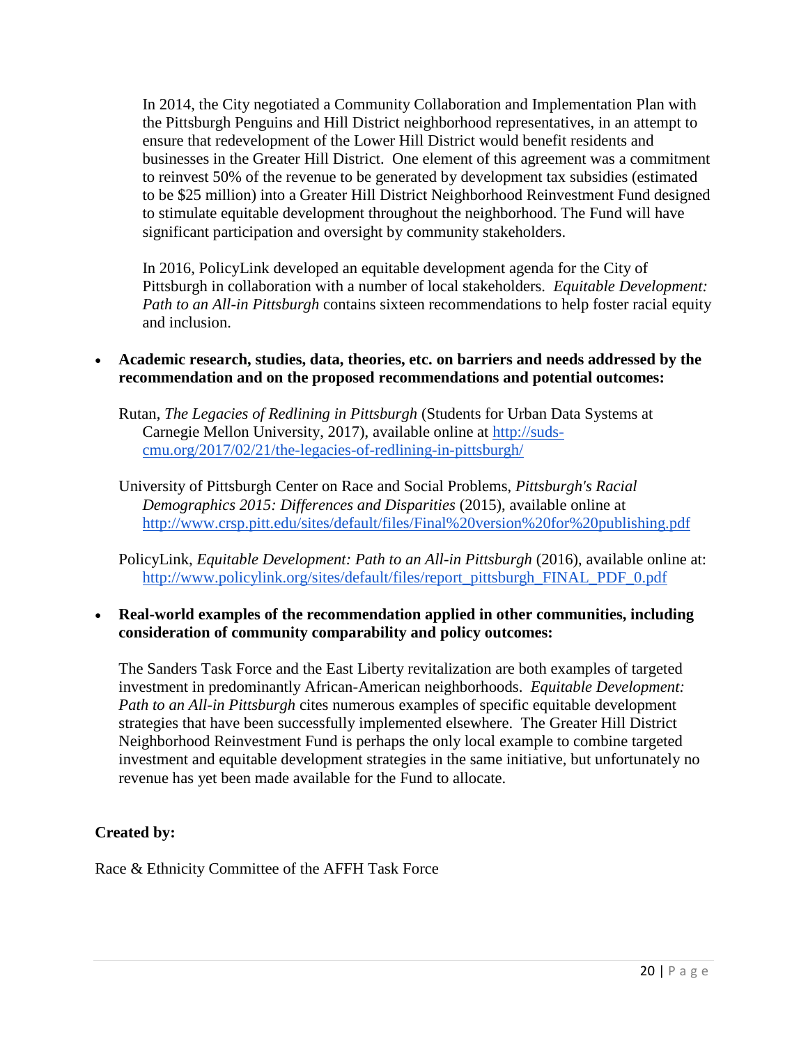In 2014, the City negotiated a Community Collaboration and Implementation Plan with the Pittsburgh Penguins and Hill District neighborhood representatives, in an attempt to ensure that redevelopment of the Lower Hill District would benefit residents and businesses in the Greater Hill District. One element of this agreement was a commitment to reinvest 50% of the revenue to be generated by development tax subsidies (estimated to be $25 million) into a Greater Hill District Neighborhood Reinvestment Fund designed to stimulate equitable development throughout the neighborhood. The Fund will have significant participation and oversight by community stakeholders.

In 2016, PolicyLink developed an equitable development agenda for the City of Pittsburgh in collaboration with a number of local stakeholders. *Equitable Development: Path to an All-in Pittsburgh* contains sixteen recommendations to help foster racial equity and inclusion.

- **Academic research, studies, data, theories, etc. on barriers and needs addressed by the recommendation and on the proposed recommendations and potential outcomes:**

  Rutan, *The Legacies of Redlining in Pittsburgh* (Students for Urban Data Systems at Carnegie Mellon University, 2017), available online at http://suds-cmu.org/2017/02/21/the-legacies-of-redlining-in-pittsburgh/

  University of Pittsburgh Center on Race and Social Problems, *Pittsburgh's Racial Demographics 2015: Differences and Disparities* (2015), available online at http://www.crsp.pitt.edu/sites/default/files/Final%20version%20for%20publishing.pdf

  PolicyLink, *Equitable Development: Path to an All-in Pittsburgh* (2016), available online at: http://www.policylink.org/sites/default/files/report_pittsburgh_FINAL_PDF_0.pdf

- **Real-world examples of the recommendation applied in other communities, including consideration of community comparability and policy outcomes:**

  The Sanders Task Force and the East Liberty revitalization are both examples of targeted investment in predominantly African-American neighborhoods. *Equitable Development: Path to an All-in Pittsburgh* cites numerous examples of specific equitable development strategies that have been successfully implemented elsewhere. The Greater Hill District Neighborhood Reinvestment Fund is perhaps the only local example to combine targeted investment and equitable development strategies in the same initiative, but unfortunately no revenue has yet been made available for the Fund to allocate.

**Created by:**

Race & Ethnicity Committee of the AFFH Task Force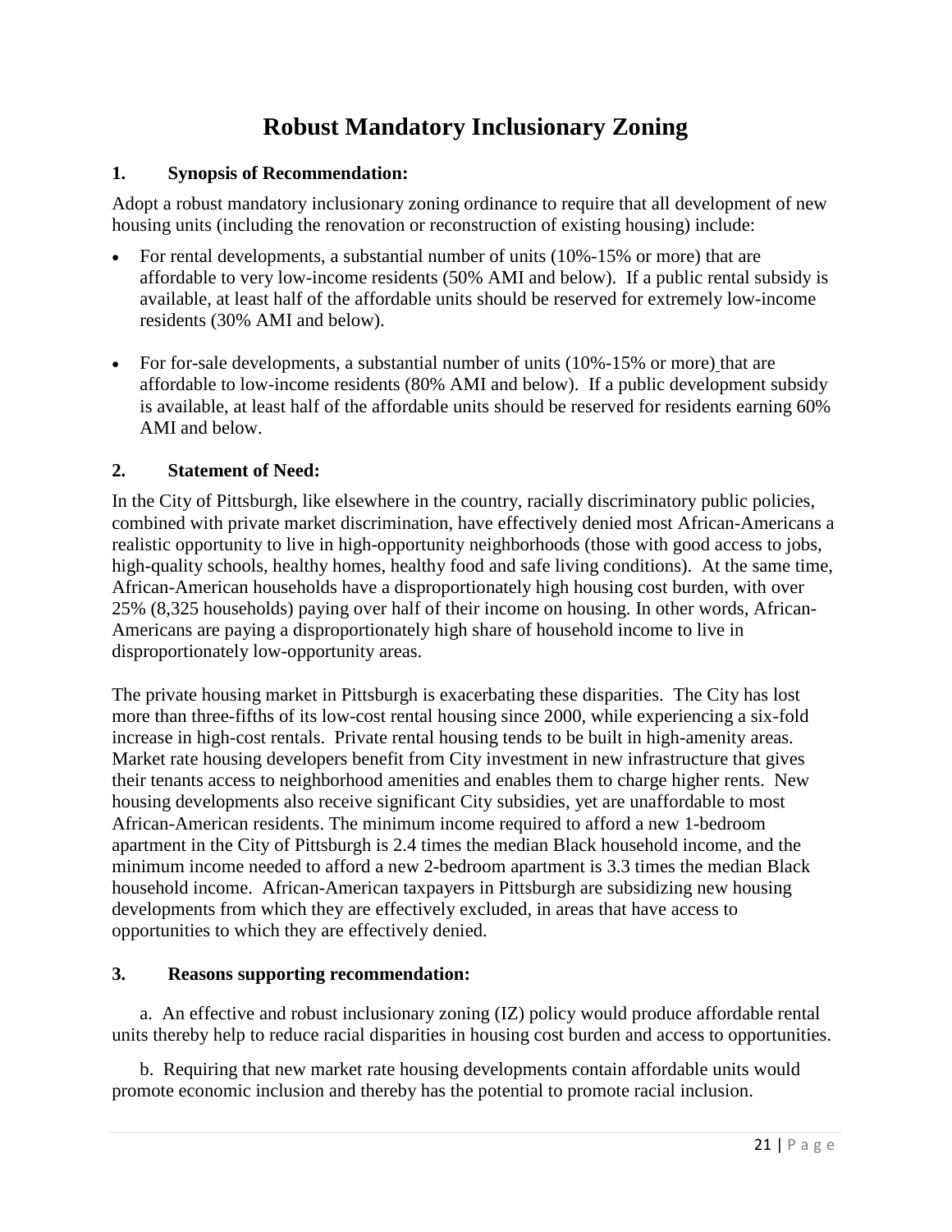# Robust Mandatory Inclusionary Zoning

## 1. Synopsis of Recommendation:

Adopt a robust mandatory inclusionary zoning ordinance to require that all development of new housing units (including the renovation or reconstruction of existing housing) include:

- For rental developments, a substantial number of units (10%-15% or more) that are affordable to very low-income residents (50% AMI and below). If a public rental subsidy is available, at least half of the affordable units should be reserved for extremely low-income residents (30% AMI and below).
- For for-sale developments, a substantial number of units (10%-15% or more) that are affordable to low-income residents (80% AMI and below). If a public development subsidy is available, at least half of the affordable units should be reserved for residents earning 60% AMI and below.

## 2. Statement of Need:

In the City of Pittsburgh, like elsewhere in the country, racially discriminatory public policies, combined with private market discrimination, have effectively denied most African-Americans a realistic opportunity to live in high-opportunity neighborhoods (those with good access to jobs, high-quality schools, healthy homes, healthy food and safe living conditions). At the same time, African-American households have a disproportionately high housing cost burden, with over 25% (8,325 households) paying over half of their income on housing. In other words, African-Americans are paying a disproportionately high share of household income to live in disproportionately low-opportunity areas.

The private housing market in Pittsburgh is exacerbating these disparities. The City has lost more than three-fifths of its low-cost rental housing since 2000, while experiencing a six-fold increase in high-cost rentals. Private rental housing tends to be built in high-amenity areas. Market rate housing developers benefit from City investment in new infrastructure that gives their tenants access to neighborhood amenities and enables them to charge higher rents. New housing developments also receive significant City subsidies, yet are unaffordable to most African-American residents. The minimum income required to afford a new 1-bedroom apartment in the City of Pittsburgh is 2.4 times the median Black household income, and the minimum income needed to afford a new 2-bedroom apartment is 3.3 times the median Black household income. African-American taxpayers in Pittsburgh are subsidizing new housing developments from which they are effectively excluded, in areas that have access to opportunities to which they are effectively denied.

## 3. Reasons supporting recommendation:

a. An effective and robust inclusionary zoning (IZ) policy would produce affordable rental units thereby help to reduce racial disparities in housing cost burden and access to opportunities.

b. Requiring that new market rate housing developments contain affordable units would promote economic inclusion and thereby has the potential to promote racial inclusion.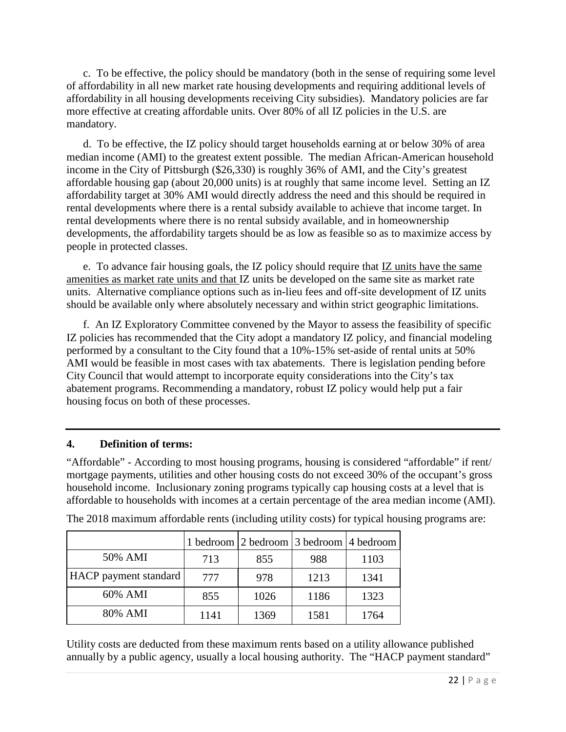c. To be effective, the policy should be mandatory (both in the sense of requiring some level of affordability in all new market rate housing developments and requiring additional levels of affordability in all housing developments receiving City subsidies). Mandatory policies are far more effective at creating affordable units. Over 80% of all IZ policies in the U.S. are mandatory.

d. To be effective, the IZ policy should target households earning at or below 30% of area median income (AMI) to the greatest extent possible. The median African-American household income in the City of Pittsburgh ($26,330) is roughly 36% of AMI, and the City's greatest affordable housing gap (about 20,000 units) is at roughly that same income level. Setting an IZ affordability target at 30% AMI would directly address the need and this should be required in rental developments where there is a rental subsidy available to achieve that income target. In rental developments where there is no rental subsidy available, and in homeownership developments, the affordability targets should be as low as feasible so as to maximize access by people in protected classes.

e. To advance fair housing goals, the IZ policy should require that IZ units have the same amenities as market rate units and that IZ units be developed on the same site as market rate units. Alternative compliance options such as in-lieu fees and off-site development of IZ units should be available only where absolutely necessary and within strict geographic limitations.

f. An IZ Exploratory Committee convened by the Mayor to assess the feasibility of specific IZ policies has recommended that the City adopt a mandatory IZ policy, and financial modeling performed by a consultant to the City found that a 10%-15% set-aside of rental units at 50% AMI would be feasible in most cases with tax abatements. There is legislation pending before City Council that would attempt to incorporate equity considerations into the City's tax abatement programs. Recommending a mandatory, robust IZ policy would help put a fair housing focus on both of these processes.

---

**4. Definition of terms:**

"Affordable" - According to most housing programs, housing is considered "affordable" if rent/ mortgage payments, utilities and other housing costs do not exceed 30% of the occupant's gross household income. Inclusionary zoning programs typically cap housing costs at a level that is affordable to households with incomes at a certain percentage of the area median income (AMI).

The 2018 maximum affordable rents (including utility costs) for typical housing programs are:

| | 1 bedroom | 2 bedroom | 3 bedroom | 4 bedroom |
|---|---|---|---|---|
| 50% AMI | 713 | 855 | 988 | 1103 |
| HACP payment standard | 777 | 978 | 1213 | 1341 |
| 60% AMI | 855 | 1026 | 1186 | 1323 |
| 80% AMI | 1141 | 1369 | 1581 | 1764 |

Utility costs are deducted from these maximum rents based on a utility allowance published annually by a public agency, usually a local housing authority. The "HACP payment standard"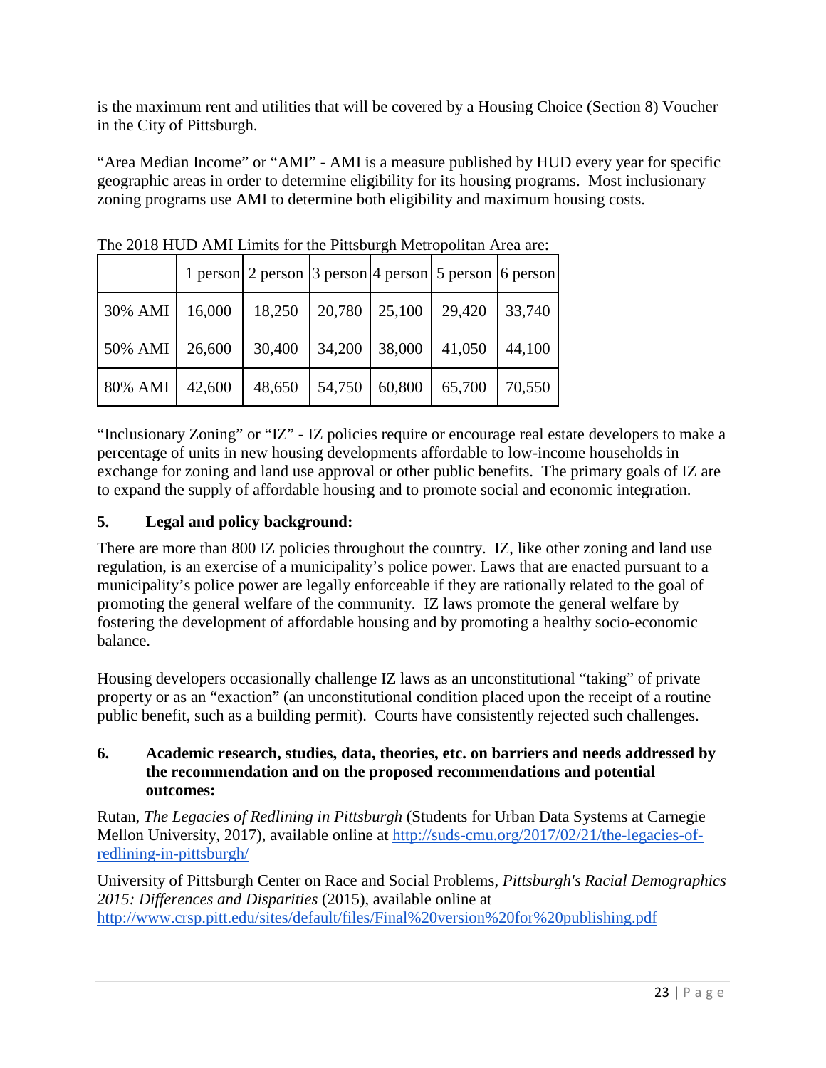is the maximum rent and utilities that will be covered by a Housing Choice (Section 8) Voucher in the City of Pittsburgh.

"Area Median Income" or "AMI" - AMI is a measure published by HUD every year for specific geographic areas in order to determine eligibility for its housing programs. Most inclusionary zoning programs use AMI to determine both eligibility and maximum housing costs.

The 2018 HUD AMI Limits for the Pittsburgh Metropolitan Area are:

| | 1 person | 2 person | 3 person | 4 person | 5 person | 6 person |
|---|---|---|---|---|---|---|
| 30% AMI | 16,000 | 18,250 | 20,780 | 25,100 | 29,420 | 33,740 |
| 50% AMI | 26,600 | 30,400 | 34,200 | 38,000 | 41,050 | 44,100 |
| 80% AMI | 42,600 | 48,650 | 54,750 | 60,800 | 65,700 | 70,550 |

"Inclusionary Zoning" or "IZ" - IZ policies require or encourage real estate developers to make a percentage of units in new housing developments affordable to low-income households in exchange for zoning and land use approval or other public benefits. The primary goals of IZ are to expand the supply of affordable housing and to promote social and economic integration.

## 5. Legal and policy background:

There are more than 800 IZ policies throughout the country. IZ, like other zoning and land use regulation, is an exercise of a municipality's police power. Laws that are enacted pursuant to a municipality's police power are legally enforceable if they are rationally related to the goal of promoting the general welfare of the community. IZ laws promote the general welfare by fostering the development of affordable housing and by promoting a healthy socio-economic balance.

Housing developers occasionally challenge IZ laws as an unconstitutional "taking" of private property or as an "exaction" (an unconstitutional condition placed upon the receipt of a routine public benefit, such as a building permit). Courts have consistently rejected such challenges.

## 6. Academic research, studies, data, theories, etc. on barriers and needs addressed by the recommendation and on the proposed recommendations and potential outcomes:

Rutan, *The Legacies of Redlining in Pittsburgh* (Students for Urban Data Systems at Carnegie Mellon University, 2017), available online at http://suds-cmu.org/2017/02/21/the-legacies-of-redlining-in-pittsburgh/

University of Pittsburgh Center on Race and Social Problems, *Pittsburgh's Racial Demographics 2015: Differences and Disparities* (2015), available online at http://www.crsp.pitt.edu/sites/default/files/Final%20version%20for%20publishing.pdf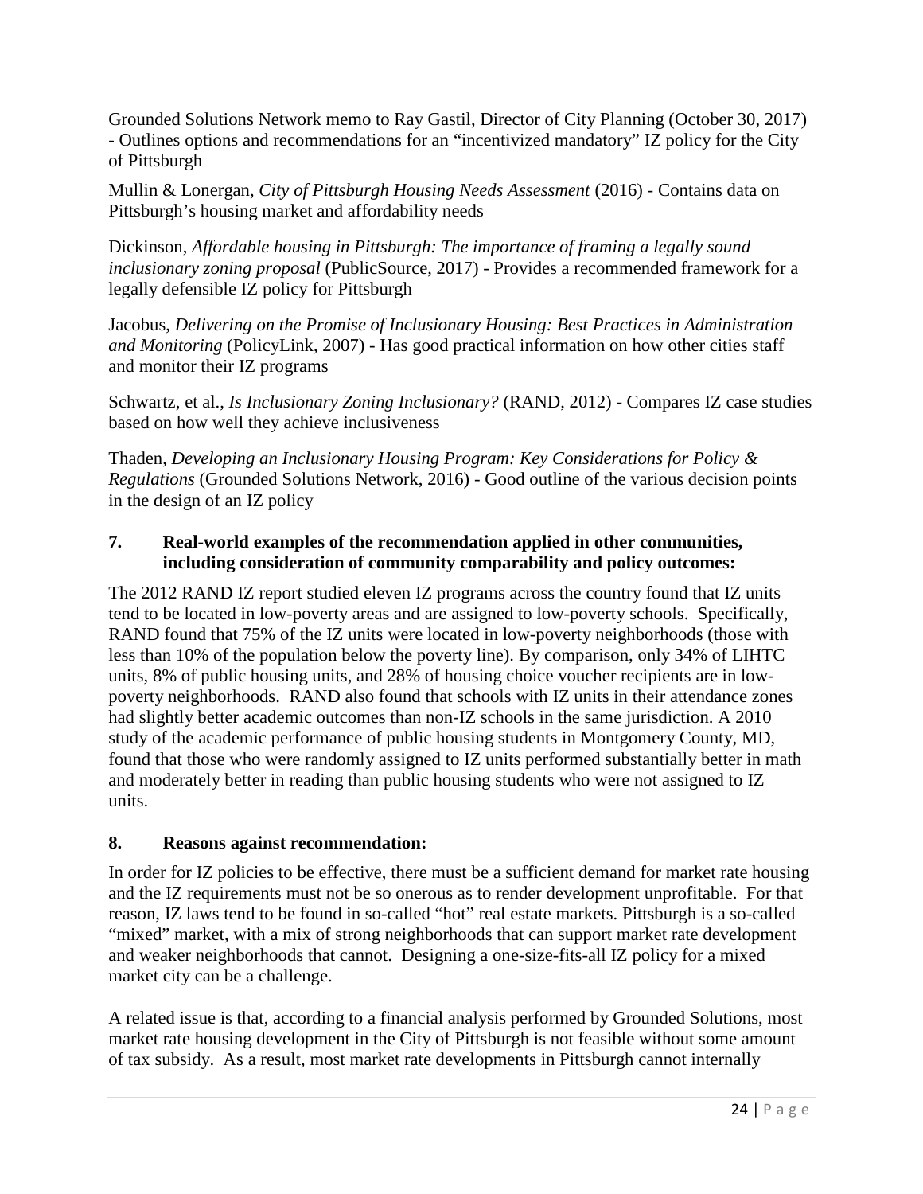Grounded Solutions Network memo to Ray Gastil, Director of City Planning (October 30, 2017) - Outlines options and recommendations for an "incentivized mandatory" IZ policy for the City of Pittsburgh

Mullin & Lonergan, *City of Pittsburgh Housing Needs Assessment* (2016) - Contains data on Pittsburgh's housing market and affordability needs

Dickinson, *Affordable housing in Pittsburgh: The importance of framing a legally sound inclusionary zoning proposal* (PublicSource, 2017) - Provides a recommended framework for a legally defensible IZ policy for Pittsburgh

Jacobus, *Delivering on the Promise of Inclusionary Housing: Best Practices in Administration and Monitoring* (PolicyLink, 2007) - Has good practical information on how other cities staff and monitor their IZ programs

Schwartz, et al., *Is Inclusionary Zoning Inclusionary?* (RAND, 2012) - Compares IZ case studies based on how well they achieve inclusiveness

Thaden, *Developing an Inclusionary Housing Program: Key Considerations for Policy & Regulations* (Grounded Solutions Network, 2016) - Good outline of the various decision points in the design of an IZ policy

**7. Real-world examples of the recommendation applied in other communities, including consideration of community comparability and policy outcomes:**

The 2012 RAND IZ report studied eleven IZ programs across the country found that IZ units tend to be located in low-poverty areas and are assigned to low-poverty schools. Specifically, RAND found that 75% of the IZ units were located in low-poverty neighborhoods (those with less than 10% of the population below the poverty line). By comparison, only 34% of LIHTC units, 8% of public housing units, and 28% of housing choice voucher recipients are in low-poverty neighborhoods. RAND also found that schools with IZ units in their attendance zones had slightly better academic outcomes than non-IZ schools in the same jurisdiction. A 2010 study of the academic performance of public housing students in Montgomery County, MD, found that those who were randomly assigned to IZ units performed substantially better in math and moderately better in reading than public housing students who were not assigned to IZ units.

**8. Reasons against recommendation:**

In order for IZ policies to be effective, there must be a sufficient demand for market rate housing and the IZ requirements must not be so onerous as to render development unprofitable. For that reason, IZ laws tend to be found in so-called "hot" real estate markets. Pittsburgh is a so-called "mixed" market, with a mix of strong neighborhoods that can support market rate development and weaker neighborhoods that cannot. Designing a one-size-fits-all IZ policy for a mixed market city can be a challenge.

A related issue is that, according to a financial analysis performed by Grounded Solutions, most market rate housing development in the City of Pittsburgh is not feasible without some amount of tax subsidy. As a result, most market rate developments in Pittsburgh cannot internally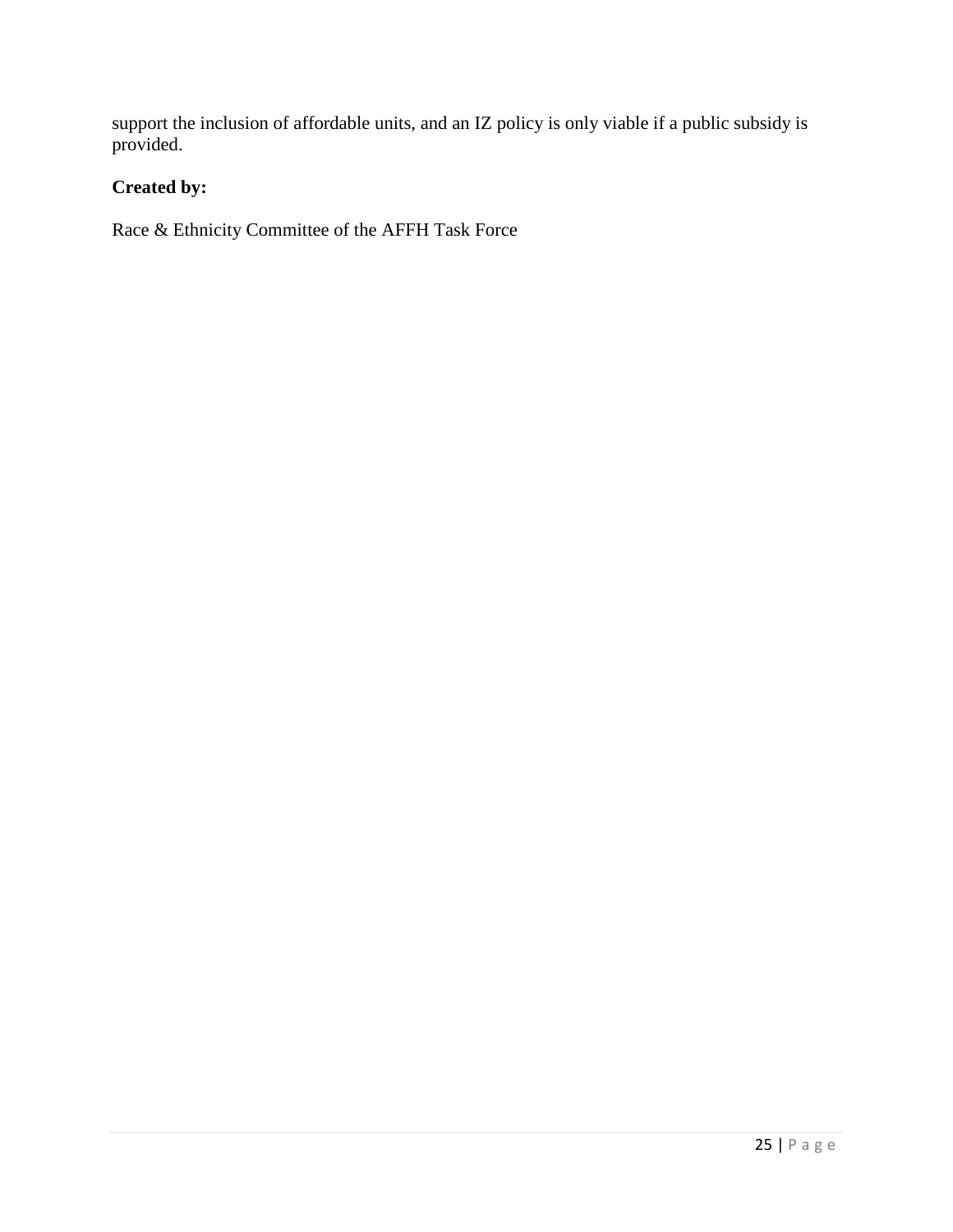support the inclusion of affordable units, and an IZ policy is only viable if a public subsidy is provided.

**Created by:**

Race & Ethnicity Committee of the AFFH Task Force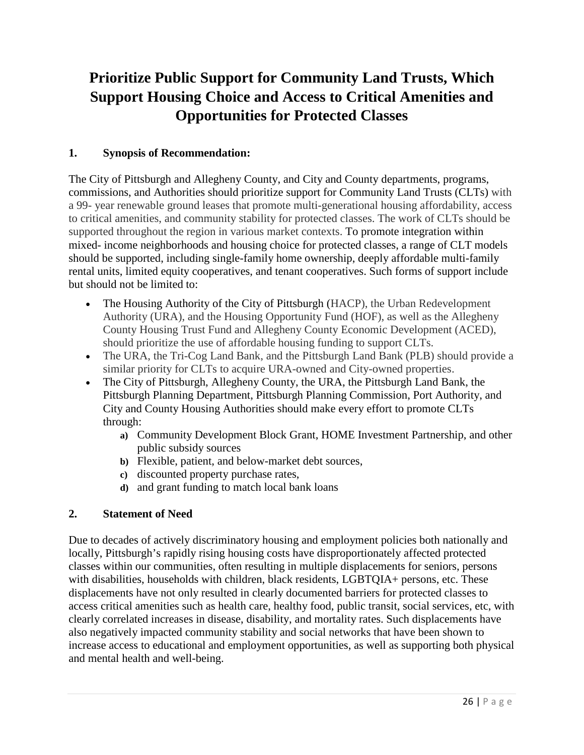# Prioritize Public Support for Community Land Trusts, Which Support Housing Choice and Access to Critical Amenities and Opportunities for Protected Classes

## 1. Synopsis of Recommendation:

The City of Pittsburgh and Allegheny County, and City and County departments, programs, commissions, and Authorities should prioritize support for Community Land Trusts (CLTs) with a 99- year renewable ground leases that promote multi-generational housing affordability, access to critical amenities, and community stability for protected classes. The work of CLTs should be supported throughout the region in various market contexts. To promote integration within mixed- income neighborhoods and housing choice for protected classes, a range of CLT models should be supported, including single-family home ownership, deeply affordable multi-family rental units, limited equity cooperatives, and tenant cooperatives. Such forms of support include but should not be limited to:

- The Housing Authority of the City of Pittsburgh (HACP), the Urban Redevelopment Authority (URA), and the Housing Opportunity Fund (HOF), as well as the Allegheny County Housing Trust Fund and Allegheny County Economic Development (ACED), should prioritize the use of affordable housing funding to support CLTs.
- The URA, the Tri-Cog Land Bank, and the Pittsburgh Land Bank (PLB) should provide a similar priority for CLTs to acquire URA-owned and City-owned properties.
- The City of Pittsburgh, Allegheny County, the URA, the Pittsburgh Land Bank, the Pittsburgh Planning Department, Pittsburgh Planning Commission, Port Authority, and City and County Housing Authorities should make every effort to promote CLTs through:
  - **a)** Community Development Block Grant, HOME Investment Partnership, and other public subsidy sources
  - **b)** Flexible, patient, and below-market debt sources,
  - **c)** discounted property purchase rates,
  - **d)** and grant funding to match local bank loans

## 2. Statement of Need

Due to decades of actively discriminatory housing and employment policies both nationally and locally, Pittsburgh's rapidly rising housing costs have disproportionately affected protected classes within our communities, often resulting in multiple displacements for seniors, persons with disabilities, households with children, black residents, LGBTQIA+ persons, etc. These displacements have not only resulted in clearly documented barriers for protected classes to access critical amenities such as health care, healthy food, public transit, social services, etc, with clearly correlated increases in disease, disability, and mortality rates. Such displacements have also negatively impacted community stability and social networks that have been shown to increase access to educational and employment opportunities, as well as supporting both physical and mental health and well-being.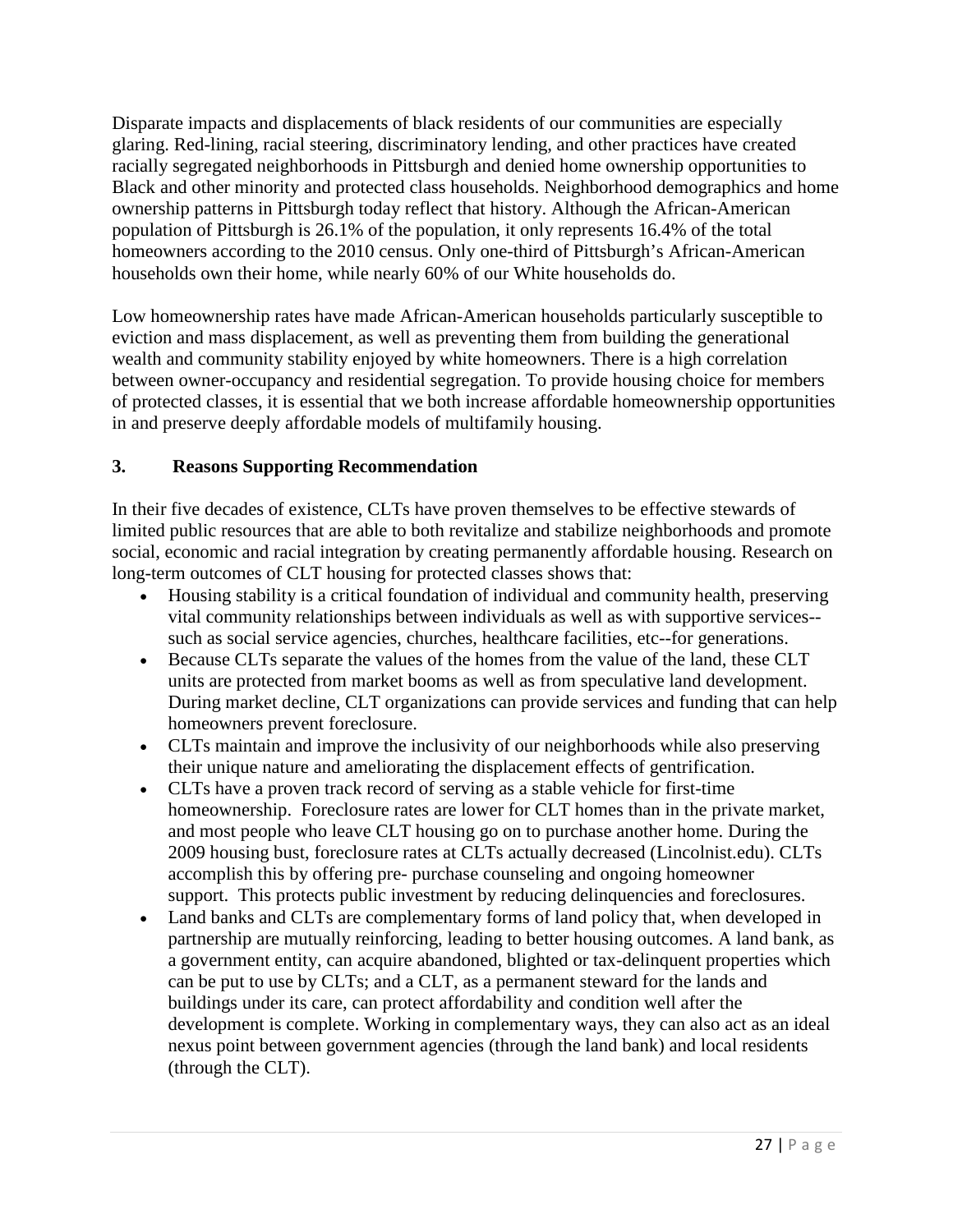Disparate impacts and displacements of black residents of our communities are especially glaring. Red-lining, racial steering, discriminatory lending, and other practices have created racially segregated neighborhoods in Pittsburgh and denied home ownership opportunities to Black and other minority and protected class households. Neighborhood demographics and home ownership patterns in Pittsburgh today reflect that history. Although the African-American population of Pittsburgh is 26.1% of the population, it only represents 16.4% of the total homeowners according to the 2010 census. Only one-third of Pittsburgh's African-American households own their home, while nearly 60% of our White households do.

Low homeownership rates have made African-American households particularly susceptible to eviction and mass displacement, as well as preventing them from building the generational wealth and community stability enjoyed by white homeowners. There is a high correlation between owner-occupancy and residential segregation. To provide housing choice for members of protected classes, it is essential that we both increase affordable homeownership opportunities in and preserve deeply affordable models of multifamily housing.

### 3. Reasons Supporting Recommendation

In their five decades of existence, CLTs have proven themselves to be effective stewards of limited public resources that are able to both revitalize and stabilize neighborhoods and promote social, economic and racial integration by creating permanently affordable housing. Research on long-term outcomes of CLT housing for protected classes shows that:

- Housing stability is a critical foundation of individual and community health, preserving vital community relationships between individuals as well as with supportive services--such as social service agencies, churches, healthcare facilities, etc--for generations.
- Because CLTs separate the values of the homes from the value of the land, these CLT units are protected from market booms as well as from speculative land development. During market decline, CLT organizations can provide services and funding that can help homeowners prevent foreclosure.
- CLTs maintain and improve the inclusivity of our neighborhoods while also preserving their unique nature and ameliorating the displacement effects of gentrification.
- CLTs have a proven track record of serving as a stable vehicle for first-time homeownership. Foreclosure rates are lower for CLT homes than in the private market, and most people who leave CLT housing go on to purchase another home. During the 2009 housing bust, foreclosure rates at CLTs actually decreased (Lincolnist.edu). CLTs accomplish this by offering pre- purchase counseling and ongoing homeowner support. This protects public investment by reducing delinquencies and foreclosures.
- Land banks and CLTs are complementary forms of land policy that, when developed in partnership are mutually reinforcing, leading to better housing outcomes. A land bank, as a government entity, can acquire abandoned, blighted or tax-delinquent properties which can be put to use by CLTs; and a CLT, as a permanent steward for the lands and buildings under its care, can protect affordability and condition well after the development is complete. Working in complementary ways, they can also act as an ideal nexus point between government agencies (through the land bank) and local residents (through the CLT).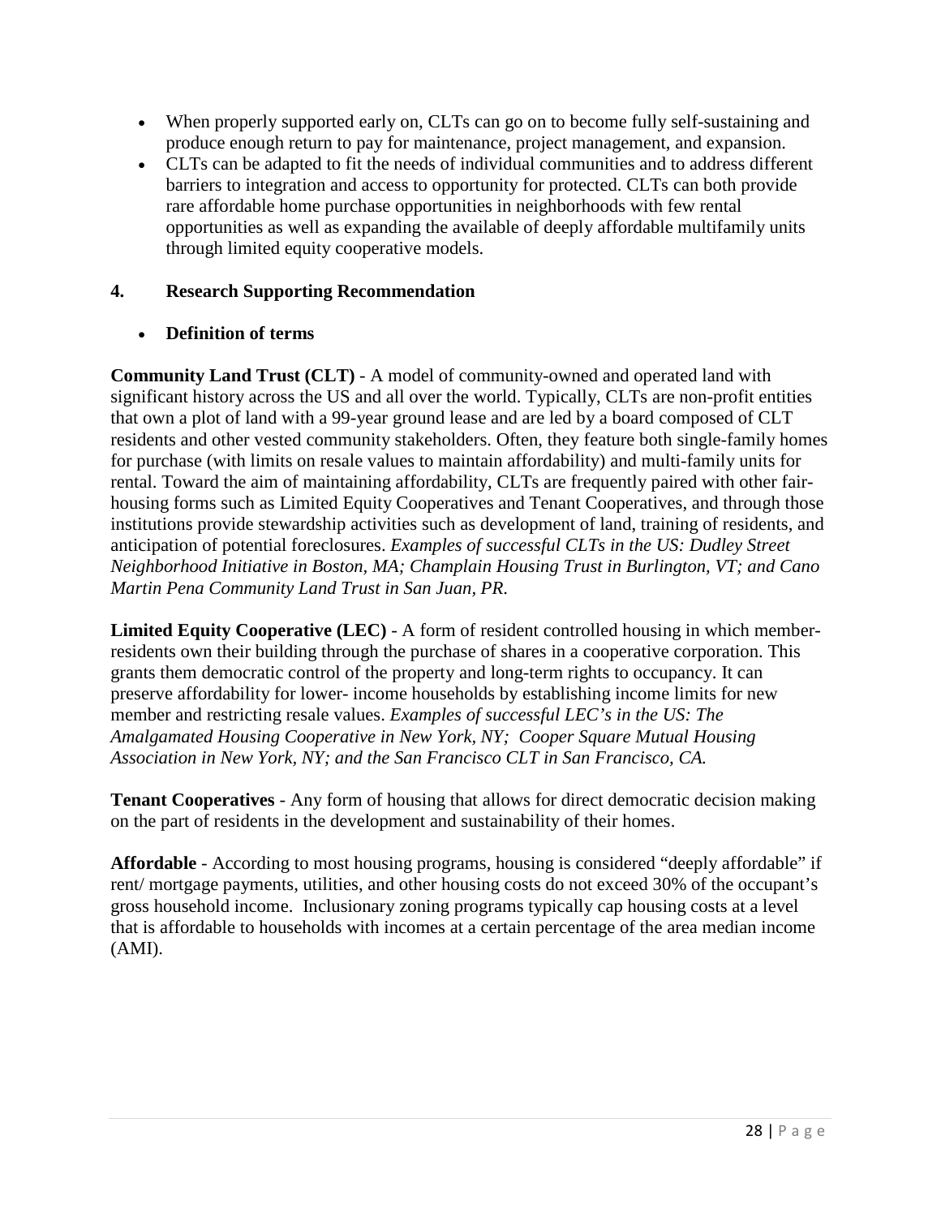- When properly supported early on, CLTs can go on to become fully self-sustaining and produce enough return to pay for maintenance, project management, and expansion.
- CLTs can be adapted to fit the needs of individual communities and to address different barriers to integration and access to opportunity for protected. CLTs can both provide rare affordable home purchase opportunities in neighborhoods with few rental opportunities as well as expanding the available of deeply affordable multifamily units through limited equity cooperative models.

## 4. Research Supporting Recommendation

- **Definition of terms**

**Community Land Trust (CLT)** - A model of community-owned and operated land with significant history across the US and all over the world. Typically, CLTs are non-profit entities that own a plot of land with a 99-year ground lease and are led by a board composed of CLT residents and other vested community stakeholders. Often, they feature both single-family homes for purchase (with limits on resale values to maintain affordability) and multi-family units for rental. Toward the aim of maintaining affordability, CLTs are frequently paired with other fair-housing forms such as Limited Equity Cooperatives and Tenant Cooperatives, and through those institutions provide stewardship activities such as development of land, training of residents, and anticipation of potential foreclosures. *Examples of successful CLTs in the US: Dudley Street Neighborhood Initiative in Boston, MA; Champlain Housing Trust in Burlington, VT; and Cano Martin Pena Community Land Trust in San Juan, PR.*

**Limited Equity Cooperative (LEC)** - A form of resident controlled housing in which member-residents own their building through the purchase of shares in a cooperative corporation. This grants them democratic control of the property and long-term rights to occupancy. It can preserve affordability for lower- income households by establishing income limits for new member and restricting resale values. *Examples of successful LEC's in the US: The Amalgamated Housing Cooperative in New York, NY; Cooper Square Mutual Housing Association in New York, NY; and the San Francisco CLT in San Francisco, CA.*

**Tenant Cooperatives** - Any form of housing that allows for direct democratic decision making on the part of residents in the development and sustainability of their homes.

**Affordable** - According to most housing programs, housing is considered "deeply affordable" if rent/ mortgage payments, utilities, and other housing costs do not exceed 30% of the occupant's gross household income. Inclusionary zoning programs typically cap housing costs at a level that is affordable to households with incomes at a certain percentage of the area median income (AMI).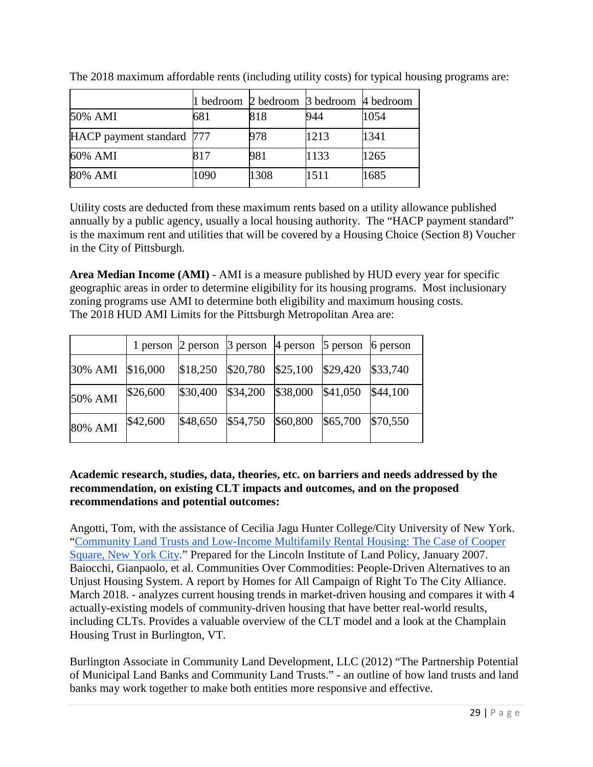The 2018 maximum affordable rents (including utility costs) for typical housing programs are:

| | 1 bedroom | 2 bedroom | 3 bedroom | 4 bedroom |
|---|---|---|---|---|
| 50% AMI | 681 | 818 | 944 | 1054 |
| HACP payment standard | 777 | 978 | 1213 | 1341 |
| 60% AMI | 817 | 981 | 1133 | 1265 |
| 80% AMI | 1090 | 1308 | 1511 | 1685 |

Utility costs are deducted from these maximum rents based on a utility allowance published annually by a public agency, usually a local housing authority. The "HACP payment standard" is the maximum rent and utilities that will be covered by a Housing Choice (Section 8) Voucher in the City of Pittsburgh.

**Area Median Income (AMI)** - AMI is a measure published by HUD every year for specific geographic areas in order to determine eligibility for its housing programs. Most inclusionary zoning programs use AMI to determine both eligibility and maximum housing costs. The 2018 HUD AMI Limits for the Pittsburgh Metropolitan Area are:

| | 1 person | 2 person | 3 person | 4 person | 5 person | 6 person |
|---|---|---|---|---|---|---|
| 30% AMI | $16,000 | $18,250 | $20,780 | $25,100 | $29,420 | $33,740 |
| 50% AMI | $26,600 | $30,400 | $34,200 | $38,000 | $41,050 | $44,100 |
| 80% AMI | $42,600 | $48,650 | $54,750 | $60,800 | $65,700 | $70,550 |

**Academic research, studies, data, theories, etc. on barriers and needs addressed by the recommendation, on existing CLT impacts and outcomes, and on the proposed recommendations and potential outcomes:**

Angotti, Tom, with the assistance of Cecilia Jagu Hunter College/City University of New York. "Community Land Trusts and Low-Income Multifamily Rental Housing: The Case of Cooper Square, New York City." Prepared for the Lincoln Institute of Land Policy, January 2007. Baiocchi, Gianpaolo, et al. Communities Over Commodities: People-Driven Alternatives to an Unjust Housing System. A report by Homes for All Campaign of Right To The City Alliance. March 2018. - analyzes current housing trends in market-driven housing and compares it with 4 actually-existing models of community-driven housing that have better real-world results, including CLTs. Provides a valuable overview of the CLT model and a look at the Champlain Housing Trust in Burlington, VT.

Burlington Associate in Community Land Development, LLC (2012) "The Partnership Potential of Municipal Land Banks and Community Land Trusts." - an outline of how land trusts and land banks may work together to make both entities more responsive and effective.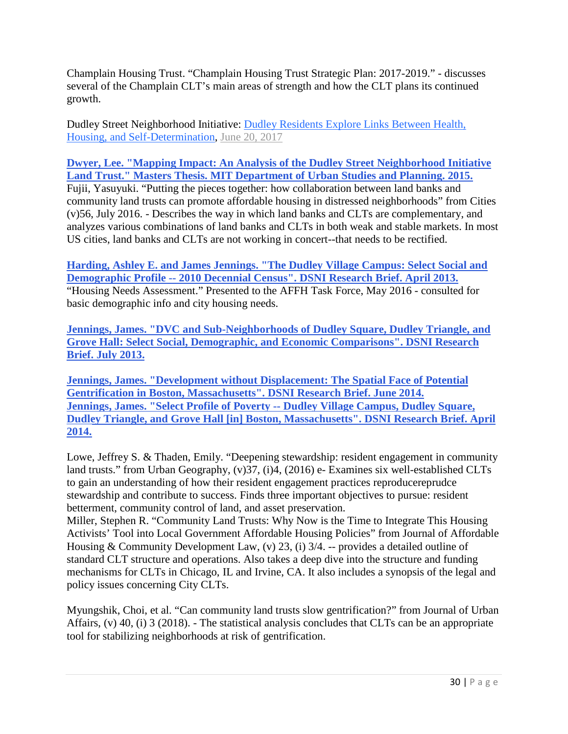Champlain Housing Trust. “Champlain Housing Trust Strategic Plan: 2017-2019.” - discusses several of the Champlain CLT’s main areas of strength and how the CLT plans its continued growth.

Dudley Street Neighborhood Initiative: Dudley Residents Explore Links Between Health, Housing, and Self-Determination, June 20, 2017

**Dwyer, Lee. "Mapping Impact: An Analysis of the Dudley Street Neighborhood Initiative Land Trust." Masters Thesis. MIT Department of Urban Studies and Planning. 2015.**
Fujii, Yasuyuki. “Putting the pieces together: how collaboration between land banks and community land trusts can promote affordable housing in distressed neighborhoods” from Cities (v)56, July 2016. - Describes the way in which land banks and CLTs are complementary, and analyzes various combinations of land banks and CLTs in both weak and stable markets. In most US cities, land banks and CLTs are not working in concert--that needs to be rectified.

**Harding, Ashley E. and James Jennings. "The Dudley Village Campus: Select Social and Demographic Profile -- 2010 Decennial Census". DSNI Research Brief. April 2013.**
“Housing Needs Assessment.” Presented to the AFFH Task Force, May 2016 - consulted for basic demographic info and city housing needs.

**Jennings, James. "DVC and Sub-Neighborhoods of Dudley Square, Dudley Triangle, and Grove Hall: Select Social, Demographic, and Economic Comparisons". DSNI Research Brief. July 2013.**

**Jennings, James. "Development without Displacement: The Spatial Face of Potential Gentrification in Boston, Massachusetts". DSNI Research Brief. June 2014.**
**Jennings, James. "Select Profile of Poverty -- Dudley Village Campus, Dudley Square, Dudley Triangle, and Grove Hall [in] Boston, Massachusetts". DSNI Research Brief. April 2014.**

Lowe, Jeffrey S. & Thaden, Emily. “Deepening stewardship: resident engagement in community land trusts.” from Urban Geography, (v)37, (i)4, (2016) e- Examines six well-established CLTs to gain an understanding of how their resident engagement practices reproducereprudce stewardship and contribute to success. Finds three important objectives to pursue: resident betterment, community control of land, and asset preservation.
Miller, Stephen R. “Community Land Trusts: Why Now is the Time to Integrate This Housing Activists’ Tool into Local Government Affordable Housing Policies” from Journal of Affordable Housing & Community Development Law, (v) 23, (i) 3/4. -- provides a detailed outline of standard CLT structure and operations. Also takes a deep dive into the structure and funding mechanisms for CLTs in Chicago, IL and Irvine, CA. It also includes a synopsis of the legal and policy issues concerning City CLTs.

Myungshik, Choi, et al. “Can community land trusts slow gentrification?” from Journal of Urban Affairs, (v) 40, (i) 3 (2018). - The statistical analysis concludes that CLTs can be an appropriate tool for stabilizing neighborhoods at risk of gentrification.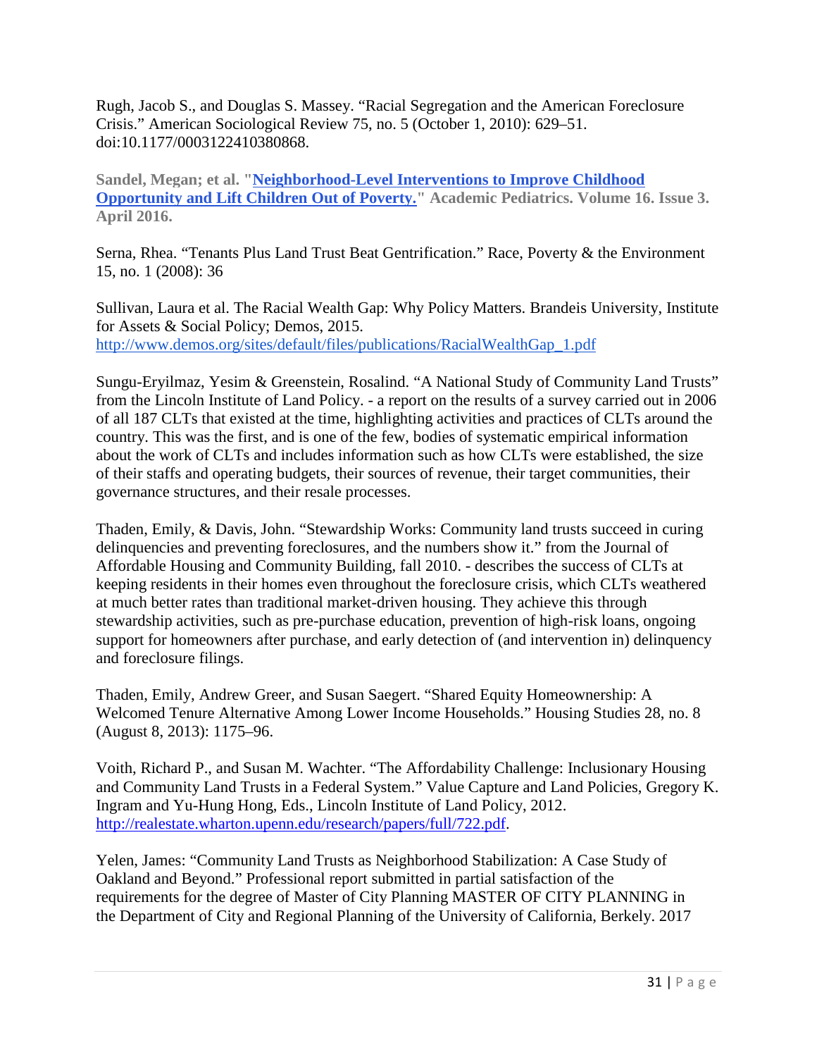Rugh, Jacob S., and Douglas S. Massey. "Racial Segregation and the American Foreclosure Crisis." American Sociological Review 75, no. 5 (October 1, 2010): 629–51. doi:10.1177/0003122410380868.

**Sandel, Megan; et al. "[Neighborhood-Level Interventions to Improve Childhood Opportunity and Lift Children Out of Poverty.]()" Academic Pediatrics. Volume 16. Issue 3. April 2016.**

Serna, Rhea. "Tenants Plus Land Trust Beat Gentrification." Race, Poverty & the Environment 15, no. 1 (2008): 36

Sullivan, Laura et al. The Racial Wealth Gap: Why Policy Matters. Brandeis University, Institute for Assets & Social Policy; Demos, 2015. http://www.demos.org/sites/default/files/publications/RacialWealthGap_1.pdf

Sungu-Eryilmaz, Yesim & Greenstein, Rosalind. "A National Study of Community Land Trusts" from the Lincoln Institute of Land Policy. - a report on the results of a survey carried out in 2006 of all 187 CLTs that existed at the time, highlighting activities and practices of CLTs around the country. This was the first, and is one of the few, bodies of systematic empirical information about the work of CLTs and includes information such as how CLTs were established, the size of their staffs and operating budgets, their sources of revenue, their target communities, their governance structures, and their resale processes.

Thaden, Emily, & Davis, John. "Stewardship Works: Community land trusts succeed in curing delinquencies and preventing foreclosures, and the numbers show it." from the Journal of Affordable Housing and Community Building, fall 2010. - describes the success of CLTs at keeping residents in their homes even throughout the foreclosure crisis, which CLTs weathered at much better rates than traditional market-driven housing. They achieve this through stewardship activities, such as pre-purchase education, prevention of high-risk loans, ongoing support for homeowners after purchase, and early detection of (and intervention in) delinquency and foreclosure filings.

Thaden, Emily, Andrew Greer, and Susan Saegert. "Shared Equity Homeownership: A Welcomed Tenure Alternative Among Lower Income Households." Housing Studies 28, no. 8 (August 8, 2013): 1175–96.

Voith, Richard P., and Susan M. Wachter. "The Affordability Challenge: Inclusionary Housing and Community Land Trusts in a Federal System." Value Capture and Land Policies, Gregory K. Ingram and Yu-Hung Hong, Eds., Lincoln Institute of Land Policy, 2012. http://realestate.wharton.upenn.edu/research/papers/full/722.pdf.

Yelen, James: "Community Land Trusts as Neighborhood Stabilization: A Case Study of Oakland and Beyond." Professional report submitted in partial satisfaction of the requirements for the degree of Master of City Planning MASTER OF CITY PLANNING in the Department of City and Regional Planning of the University of California, Berkely. 2017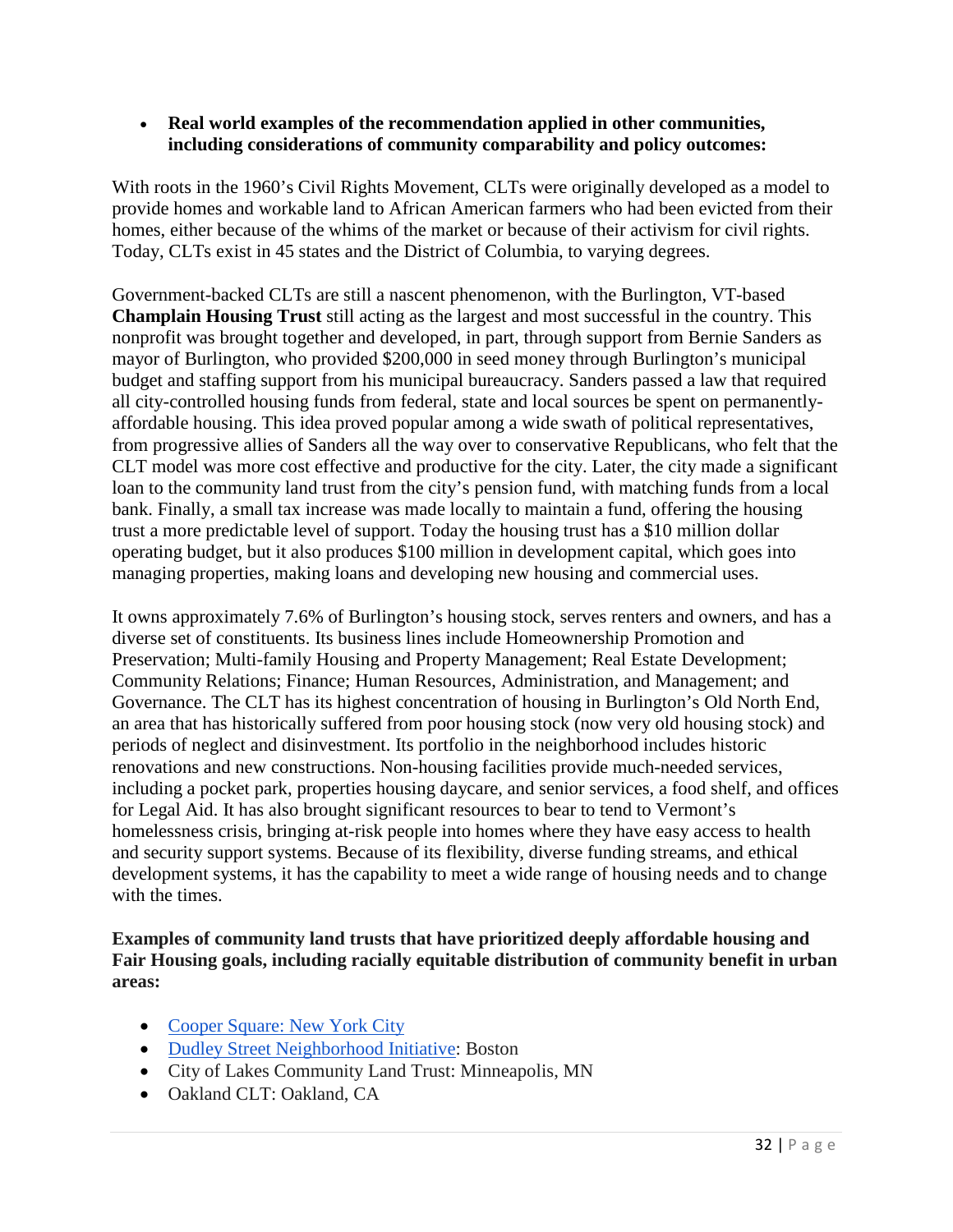- **Real world examples of the recommendation applied in other communities, including considerations of community comparability and policy outcomes:**

With roots in the 1960's Civil Rights Movement, CLTs were originally developed as a model to provide homes and workable land to African American farmers who had been evicted from their homes, either because of the whims of the market or because of their activism for civil rights. Today, CLTs exist in 45 states and the District of Columbia, to varying degrees.

Government-backed CLTs are still a nascent phenomenon, with the Burlington, VT-based **Champlain Housing Trust** still acting as the largest and most successful in the country. This nonprofit was brought together and developed, in part, through support from Bernie Sanders as mayor of Burlington, who provided $200,000 in seed money through Burlington's municipal budget and staffing support from his municipal bureaucracy. Sanders passed a law that required all city-controlled housing funds from federal, state and local sources be spent on permanently-affordable housing. This idea proved popular among a wide swath of political representatives, from progressive allies of Sanders all the way over to conservative Republicans, who felt that the CLT model was more cost effective and productive for the city. Later, the city made a significant loan to the community land trust from the city's pension fund, with matching funds from a local bank. Finally, a small tax increase was made locally to maintain a fund, offering the housing trust a more predictable level of support. Today the housing trust has a $10 million dollar operating budget, but it also produces $100 million in development capital, which goes into managing properties, making loans and developing new housing and commercial uses.

It owns approximately 7.6% of Burlington's housing stock, serves renters and owners, and has a diverse set of constituents. Its business lines include Homeownership Promotion and Preservation; Multi-family Housing and Property Management; Real Estate Development; Community Relations; Finance; Human Resources, Administration, and Management; and Governance. The CLT has its highest concentration of housing in Burlington's Old North End, an area that has historically suffered from poor housing stock (now very old housing stock) and periods of neglect and disinvestment. Its portfolio in the neighborhood includes historic renovations and new constructions. Non-housing facilities provide much-needed services, including a pocket park, properties housing daycare, and senior services, a food shelf, and offices for Legal Aid. It has also brought significant resources to bear to tend to Vermont's homelessness crisis, bringing at-risk people into homes where they have easy access to health and security support systems. Because of its flexibility, diverse funding streams, and ethical development systems, it has the capability to meet a wide range of housing needs and to change with the times.

**Examples of community land trusts that have prioritized deeply affordable housing and Fair Housing goals, including racially equitable distribution of community benefit in urban areas:**

- Cooper Square: New York City
- Dudley Street Neighborhood Initiative: Boston
- City of Lakes Community Land Trust: Minneapolis, MN
- Oakland CLT: Oakland, CA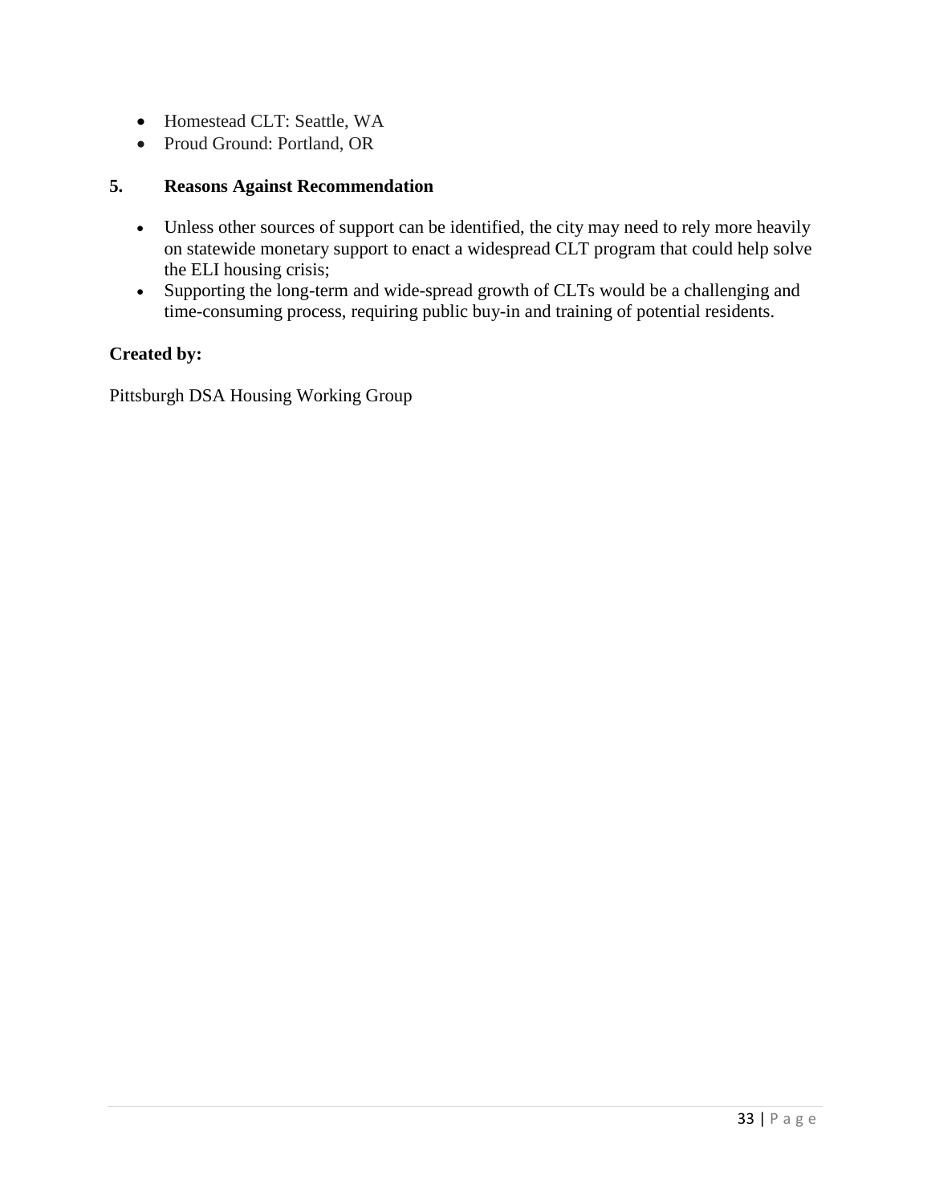- Homestead CLT: Seattle, WA
- Proud Ground: Portland, OR

### 5. Reasons Against Recommendation

- Unless other sources of support can be identified, the city may need to rely more heavily on statewide monetary support to enact a widespread CLT program that could help solve the ELI housing crisis;
- Supporting the long-term and wide-spread growth of CLTs would be a challenging and time-consuming process, requiring public buy-in and training of potential residents.

**Created by:**

Pittsburgh DSA Housing Working Group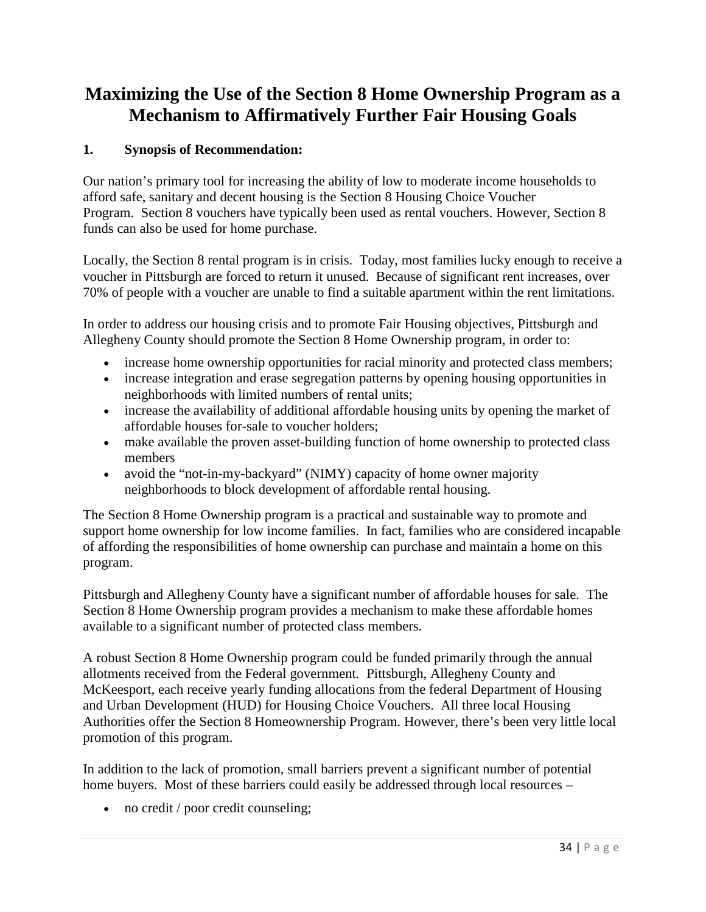# Maximizing the Use of the Section 8 Home Ownership Program as a Mechanism to Affirmatively Further Fair Housing Goals

**1. Synopsis of Recommendation:**

Our nation's primary tool for increasing the ability of low to moderate income households to afford safe, sanitary and decent housing is the Section 8 Housing Choice Voucher Program. Section 8 vouchers have typically been used as rental vouchers. However, Section 8 funds can also be used for home purchase.

Locally, the Section 8 rental program is in crisis. Today, most families lucky enough to receive a voucher in Pittsburgh are forced to return it unused. Because of significant rent increases, over 70% of people with a voucher are unable to find a suitable apartment within the rent limitations.

In order to address our housing crisis and to promote Fair Housing objectives, Pittsburgh and Allegheny County should promote the Section 8 Home Ownership program, in order to:

- increase home ownership opportunities for racial minority and protected class members;
- increase integration and erase segregation patterns by opening housing opportunities in neighborhoods with limited numbers of rental units;
- increase the availability of additional affordable housing units by opening the market of affordable houses for-sale to voucher holders;
- make available the proven asset-building function of home ownership to protected class members
- avoid the "not-in-my-backyard" (NIMY) capacity of home owner majority neighborhoods to block development of affordable rental housing.

The Section 8 Home Ownership program is a practical and sustainable way to promote and support home ownership for low income families. In fact, families who are considered incapable of affording the responsibilities of home ownership can purchase and maintain a home on this program.

Pittsburgh and Allegheny County have a significant number of affordable houses for sale. The Section 8 Home Ownership program provides a mechanism to make these affordable homes available to a significant number of protected class members.

A robust Section 8 Home Ownership program could be funded primarily through the annual allotments received from the Federal government. Pittsburgh, Allegheny County and McKeesport, each receive yearly funding allocations from the federal Department of Housing and Urban Development (HUD) for Housing Choice Vouchers. All three local Housing Authorities offer the Section 8 Homeownership Program. However, there's been very little local promotion of this program.

In addition to the lack of promotion, small barriers prevent a significant number of potential home buyers. Most of these barriers could easily be addressed through local resources –

- no credit / poor credit counseling;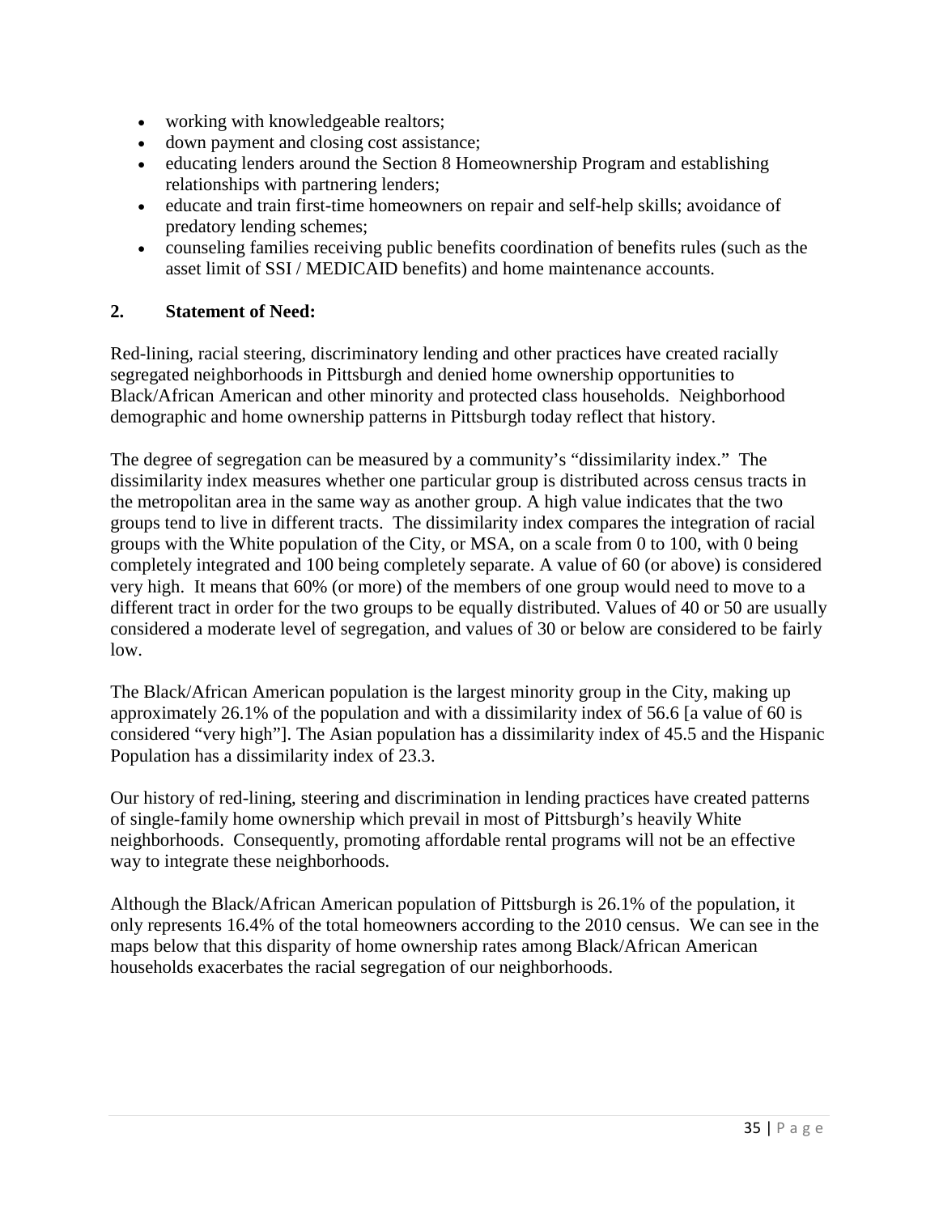- working with knowledgeable realtors;
- down payment and closing cost assistance;
- educating lenders around the Section 8 Homeownership Program and establishing relationships with partnering lenders;
- educate and train first-time homeowners on repair and self-help skills; avoidance of predatory lending schemes;
- counseling families receiving public benefits coordination of benefits rules (such as the asset limit of SSI / MEDICAID benefits) and home maintenance accounts.

## 2. Statement of Need:

Red-lining, racial steering, discriminatory lending and other practices have created racially segregated neighborhoods in Pittsburgh and denied home ownership opportunities to Black/African American and other minority and protected class households. Neighborhood demographic and home ownership patterns in Pittsburgh today reflect that history.

The degree of segregation can be measured by a community's "dissimilarity index." The dissimilarity index measures whether one particular group is distributed across census tracts in the metropolitan area in the same way as another group. A high value indicates that the two groups tend to live in different tracts. The dissimilarity index compares the integration of racial groups with the White population of the City, or MSA, on a scale from 0 to 100, with 0 being completely integrated and 100 being completely separate. A value of 60 (or above) is considered very high. It means that 60% (or more) of the members of one group would need to move to a different tract in order for the two groups to be equally distributed. Values of 40 or 50 are usually considered a moderate level of segregation, and values of 30 or below are considered to be fairly low.

The Black/African American population is the largest minority group in the City, making up approximately 26.1% of the population and with a dissimilarity index of 56.6 [a value of 60 is considered "very high"]. The Asian population has a dissimilarity index of 45.5 and the Hispanic Population has a dissimilarity index of 23.3.

Our history of red-lining, steering and discrimination in lending practices have created patterns of single-family home ownership which prevail in most of Pittsburgh's heavily White neighborhoods. Consequently, promoting affordable rental programs will not be an effective way to integrate these neighborhoods.

Although the Black/African American population of Pittsburgh is 26.1% of the population, it only represents 16.4% of the total homeowners according to the 2010 census. We can see in the maps below that this disparity of home ownership rates among Black/African American households exacerbates the racial segregation of our neighborhoods.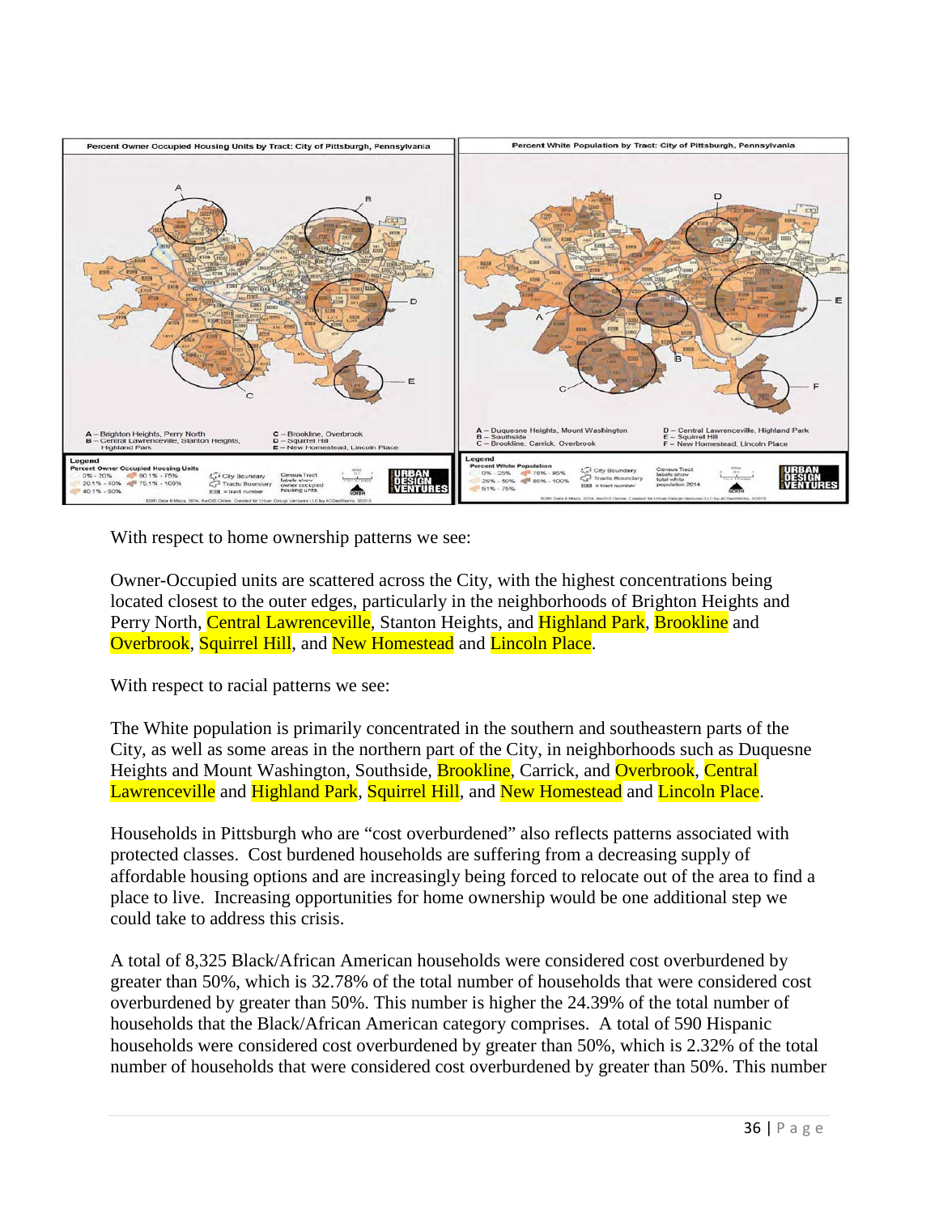With respect to home ownership patterns we see:

Owner-Occupied units are scattered across the City, with the highest concentrations being located closest to the outer edges, particularly in the neighborhoods of Brighton Heights and Perry North, Central Lawrenceville, Stanton Heights, and Highland Park, Brookline and Overbrook, Squirrel Hill, and New Homestead and Lincoln Place.

With respect to racial patterns we see:

The White population is primarily concentrated in the southern and southeastern parts of the City, as well as some areas in the northern part of the City, in neighborhoods such as Duquesne Heights and Mount Washington, Southside, Brookline, Carrick, and Overbrook, Central Lawrenceville and Highland Park, Squirrel Hill, and New Homestead and Lincoln Place.

Households in Pittsburgh who are "cost overburdened" also reflects patterns associated with protected classes. Cost burdened households are suffering from a decreasing supply of affordable housing options and are increasingly being forced to relocate out of the area to find a place to live. Increasing opportunities for home ownership would be one additional step we could take to address this crisis.

A total of 8,325 Black/African American households were considered cost overburdened by greater than 50%, which is 32.78% of the total number of households that were considered cost overburdened by greater than 50%. This number is higher the 24.39% of the total number of households that the Black/African American category comprises. A total of 590 Hispanic households were considered cost overburdened by greater than 50%, which is 2.32% of the total number of households that were considered cost overburdened by greater than 50%. This number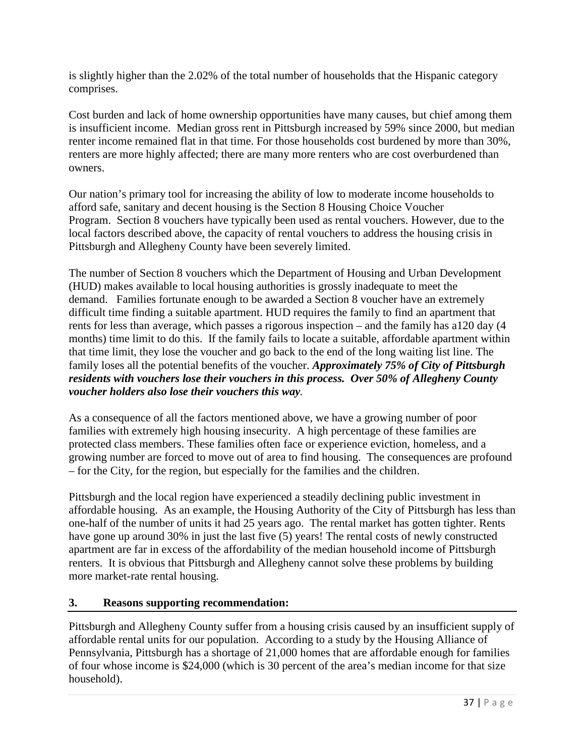is slightly higher than the 2.02% of the total number of households that the Hispanic category comprises.

Cost burden and lack of home ownership opportunities have many causes, but chief among them is insufficient income. Median gross rent in Pittsburgh increased by 59% since 2000, but median renter income remained flat in that time. For those households cost burdened by more than 30%, renters are more highly affected; there are many more renters who are cost overburdened than owners.

Our nation's primary tool for increasing the ability of low to moderate income households to afford safe, sanitary and decent housing is the Section 8 Housing Choice Voucher Program. Section 8 vouchers have typically been used as rental vouchers. However, due to the local factors described above, the capacity of rental vouchers to address the housing crisis in Pittsburgh and Allegheny County have been severely limited.

The number of Section 8 vouchers which the Department of Housing and Urban Development (HUD) makes available to local housing authorities is grossly inadequate to meet the demand. Families fortunate enough to be awarded a Section 8 voucher have an extremely difficult time finding a suitable apartment. HUD requires the family to find an apartment that rents for less than average, which passes a rigorous inspection – and the family has a120 day (4 months) time limit to do this. If the family fails to locate a suitable, affordable apartment within that time limit, they lose the voucher and go back to the end of the long waiting list line. The family loses all the potential benefits of the voucher. ***Approximately 75% of City of Pittsburgh residents with vouchers lose their vouchers in this process. Over 50% of Allegheny County voucher holders also lose their vouchers this way*.**

As a consequence of all the factors mentioned above, we have a growing number of poor families with extremely high housing insecurity. A high percentage of these families are protected class members. These families often face or experience eviction, homeless, and a growing number are forced to move out of area to find housing. The consequences are profound – for the City, for the region, but especially for the families and the children.

Pittsburgh and the local region have experienced a steadily declining public investment in affordable housing. As an example, the Housing Authority of the City of Pittsburgh has less than one-half of the number of units it had 25 years ago. The rental market has gotten tighter. Rents have gone up around 30% in just the last five (5) years! The rental costs of newly constructed apartment are far in excess of the affordability of the median household income of Pittsburgh renters. It is obvious that Pittsburgh and Allegheny cannot solve these problems by building more market-rate rental housing.

## 3. Reasons supporting recommendation:

Pittsburgh and Allegheny County suffer from a housing crisis caused by an insufficient supply of affordable rental units for our population. According to a study by the Housing Alliance of Pennsylvania, Pittsburgh has a shortage of 21,000 homes that are affordable enough for families of four whose income is $24,000 (which is 30 percent of the area's median income for that size household).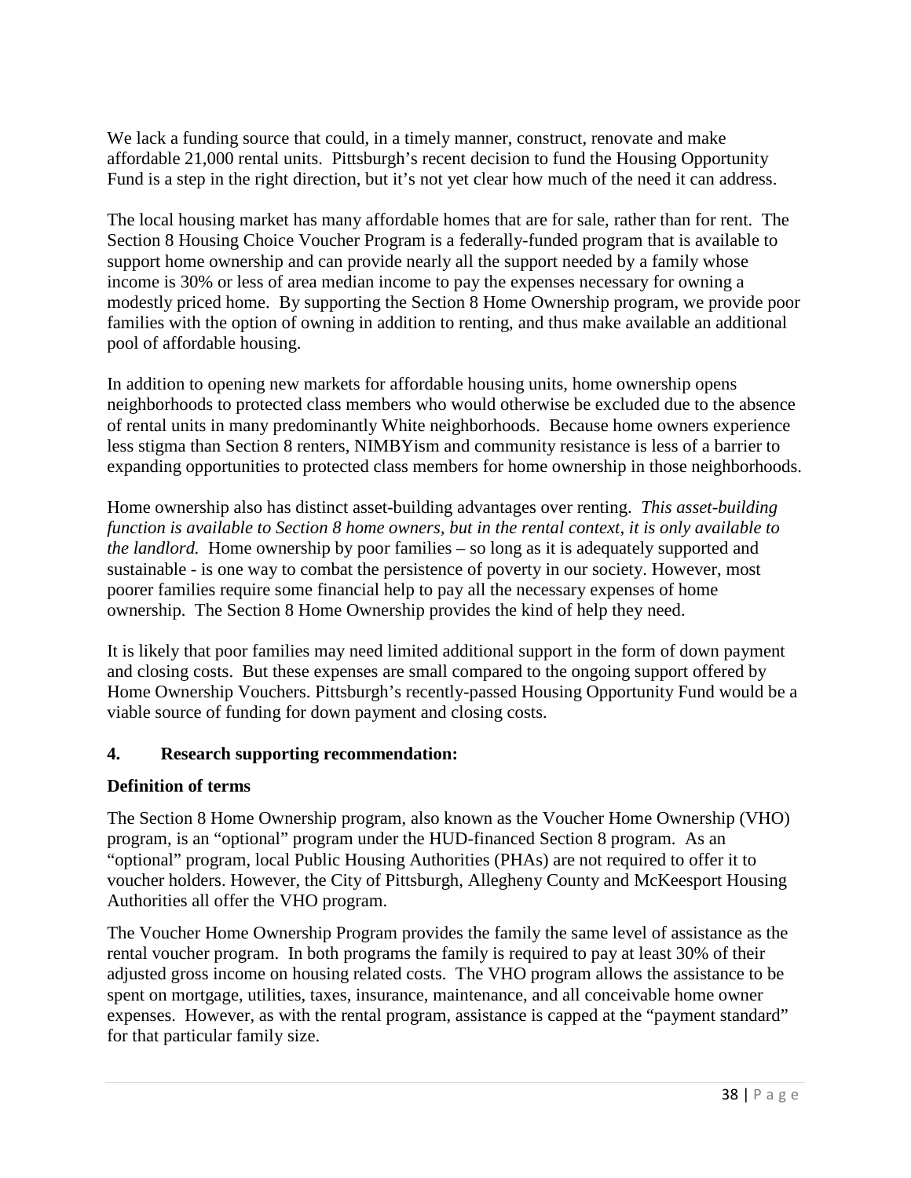We lack a funding source that could, in a timely manner, construct, renovate and make affordable 21,000 rental units. Pittsburgh's recent decision to fund the Housing Opportunity Fund is a step in the right direction, but it's not yet clear how much of the need it can address.

The local housing market has many affordable homes that are for sale, rather than for rent. The Section 8 Housing Choice Voucher Program is a federally-funded program that is available to support home ownership and can provide nearly all the support needed by a family whose income is 30% or less of area median income to pay the expenses necessary for owning a modestly priced home. By supporting the Section 8 Home Ownership program, we provide poor families with the option of owning in addition to renting, and thus make available an additional pool of affordable housing.

In addition to opening new markets for affordable housing units, home ownership opens neighborhoods to protected class members who would otherwise be excluded due to the absence of rental units in many predominantly White neighborhoods. Because home owners experience less stigma than Section 8 renters, NIMBYism and community resistance is less of a barrier to expanding opportunities to protected class members for home ownership in those neighborhoods.

Home ownership also has distinct asset-building advantages over renting. *This asset-building function is available to Section 8 home owners, but in the rental context, it is only available to the landlord.* Home ownership by poor families – so long as it is adequately supported and sustainable - is one way to combat the persistence of poverty in our society. However, most poorer families require some financial help to pay all the necessary expenses of home ownership. The Section 8 Home Ownership provides the kind of help they need.

It is likely that poor families may need limited additional support in the form of down payment and closing costs. But these expenses are small compared to the ongoing support offered by Home Ownership Vouchers. Pittsburgh's recently-passed Housing Opportunity Fund would be a viable source of funding for down payment and closing costs.

## 4. Research supporting recommendation:

### Definition of terms

The Section 8 Home Ownership program, also known as the Voucher Home Ownership (VHO) program, is an "optional" program under the HUD-financed Section 8 program. As an "optional" program, local Public Housing Authorities (PHAs) are not required to offer it to voucher holders. However, the City of Pittsburgh, Allegheny County and McKeesport Housing Authorities all offer the VHO program.

The Voucher Home Ownership Program provides the family the same level of assistance as the rental voucher program. In both programs the family is required to pay at least 30% of their adjusted gross income on housing related costs. The VHO program allows the assistance to be spent on mortgage, utilities, taxes, insurance, maintenance, and all conceivable home owner expenses. However, as with the rental program, assistance is capped at the "payment standard" for that particular family size.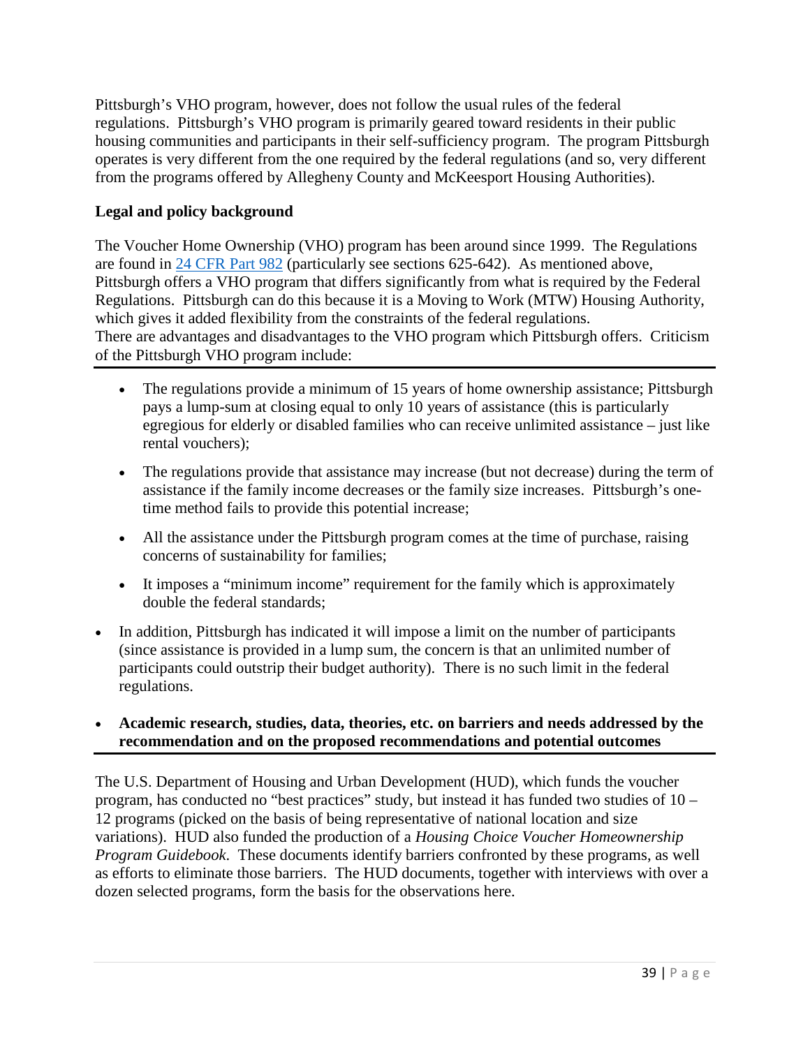Pittsburgh's VHO program, however, does not follow the usual rules of the federal regulations. Pittsburgh's VHO program is primarily geared toward residents in their public housing communities and participants in their self-sufficiency program. The program Pittsburgh operates is very different from the one required by the federal regulations (and so, very different from the programs offered by Allegheny County and McKeesport Housing Authorities).

**Legal and policy background**

The Voucher Home Ownership (VHO) program has been around since 1999. The Regulations are found in [24 CFR Part 982](24 CFR Part 982) (particularly see sections 625-642). As mentioned above, Pittsburgh offers a VHO program that differs significantly from what is required by the Federal Regulations. Pittsburgh can do this because it is a Moving to Work (MTW) Housing Authority, which gives it added flexibility from the constraints of the federal regulations.
There are advantages and disadvantages to the VHO program which Pittsburgh offers. Criticism of the Pittsburgh VHO program include:

- The regulations provide a minimum of 15 years of home ownership assistance; Pittsburgh pays a lump-sum at closing equal to only 10 years of assistance (this is particularly egregious for elderly or disabled families who can receive unlimited assistance – just like rental vouchers);
- The regulations provide that assistance may increase (but not decrease) during the term of assistance if the family income decreases or the family size increases. Pittsburgh's one-time method fails to provide this potential increase;
- All the assistance under the Pittsburgh program comes at the time of purchase, raising concerns of sustainability for families;
- It imposes a "minimum income" requirement for the family which is approximately double the federal standards;

- In addition, Pittsburgh has indicated it will impose a limit on the number of participants (since assistance is provided in a lump sum, the concern is that an unlimited number of participants could outstrip their budget authority). There is no such limit in the federal regulations.

- **Academic research, studies, data, theories, etc. on barriers and needs addressed by the recommendation and on the proposed recommendations and potential outcomes**

The U.S. Department of Housing and Urban Development (HUD), which funds the voucher program, has conducted no "best practices" study, but instead it has funded two studies of 10 – 12 programs (picked on the basis of being representative of national location and size variations). HUD also funded the production of a *Housing Choice Voucher Homeownership Program Guidebook.* These documents identify barriers confronted by these programs, as well as efforts to eliminate those barriers. The HUD documents, together with interviews with over a dozen selected programs, form the basis for the observations here.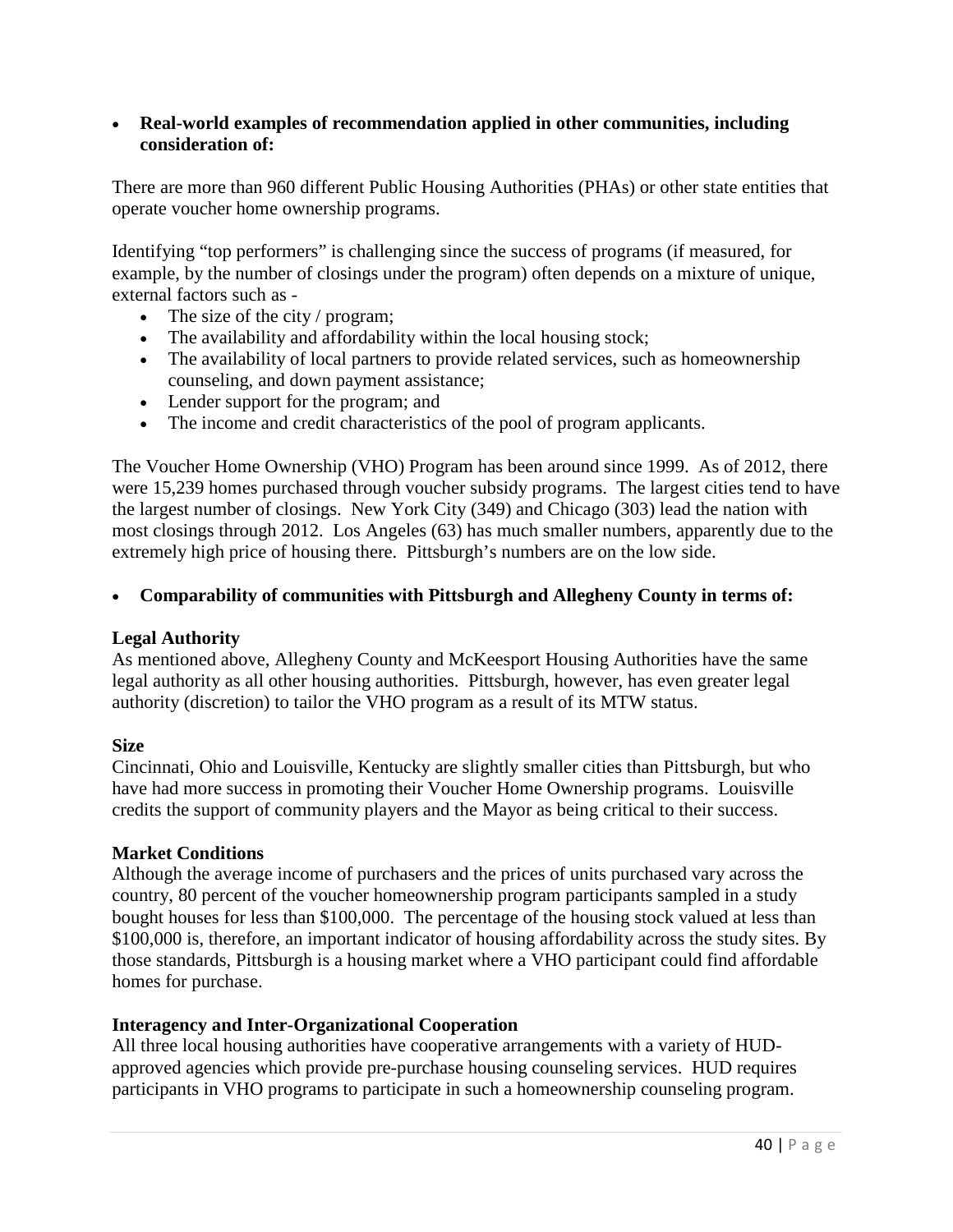- **Real-world examples of recommendation applied in other communities, including consideration of:**

There are more than 960 different Public Housing Authorities (PHAs) or other state entities that operate voucher home ownership programs.

Identifying "top performers" is challenging since the success of programs (if measured, for example, by the number of closings under the program) often depends on a mixture of unique, external factors such as -

- The size of the city / program;
- The availability and affordability within the local housing stock;
- The availability of local partners to provide related services, such as homeownership counseling, and down payment assistance;
- Lender support for the program; and
- The income and credit characteristics of the pool of program applicants.

The Voucher Home Ownership (VHO) Program has been around since 1999. As of 2012, there were 15,239 homes purchased through voucher subsidy programs. The largest cities tend to have the largest number of closings. New York City (349) and Chicago (303) lead the nation with most closings through 2012. Los Angeles (63) has much smaller numbers, apparently due to the extremely high price of housing there. Pittsburgh's numbers are on the low side.

- **Comparability of communities with Pittsburgh and Allegheny County in terms of:**

**Legal Authority**
As mentioned above, Allegheny County and McKeesport Housing Authorities have the same legal authority as all other housing authorities. Pittsburgh, however, has even greater legal authority (discretion) to tailor the VHO program as a result of its MTW status.

**Size**
Cincinnati, Ohio and Louisville, Kentucky are slightly smaller cities than Pittsburgh, but who have had more success in promoting their Voucher Home Ownership programs. Louisville credits the support of community players and the Mayor as being critical to their success.

**Market Conditions**
Although the average income of purchasers and the prices of units purchased vary across the country, 80 percent of the voucher homeownership program participants sampled in a study bought houses for less than $100,000. The percentage of the housing stock valued at less than $100,000 is, therefore, an important indicator of housing affordability across the study sites. By those standards, Pittsburgh is a housing market where a VHO participant could find affordable homes for purchase.

**Interagency and Inter-Organizational Cooperation**
All three local housing authorities have cooperative arrangements with a variety of HUD-approved agencies which provide pre-purchase housing counseling services. HUD requires participants in VHO programs to participate in such a homeownership counseling program.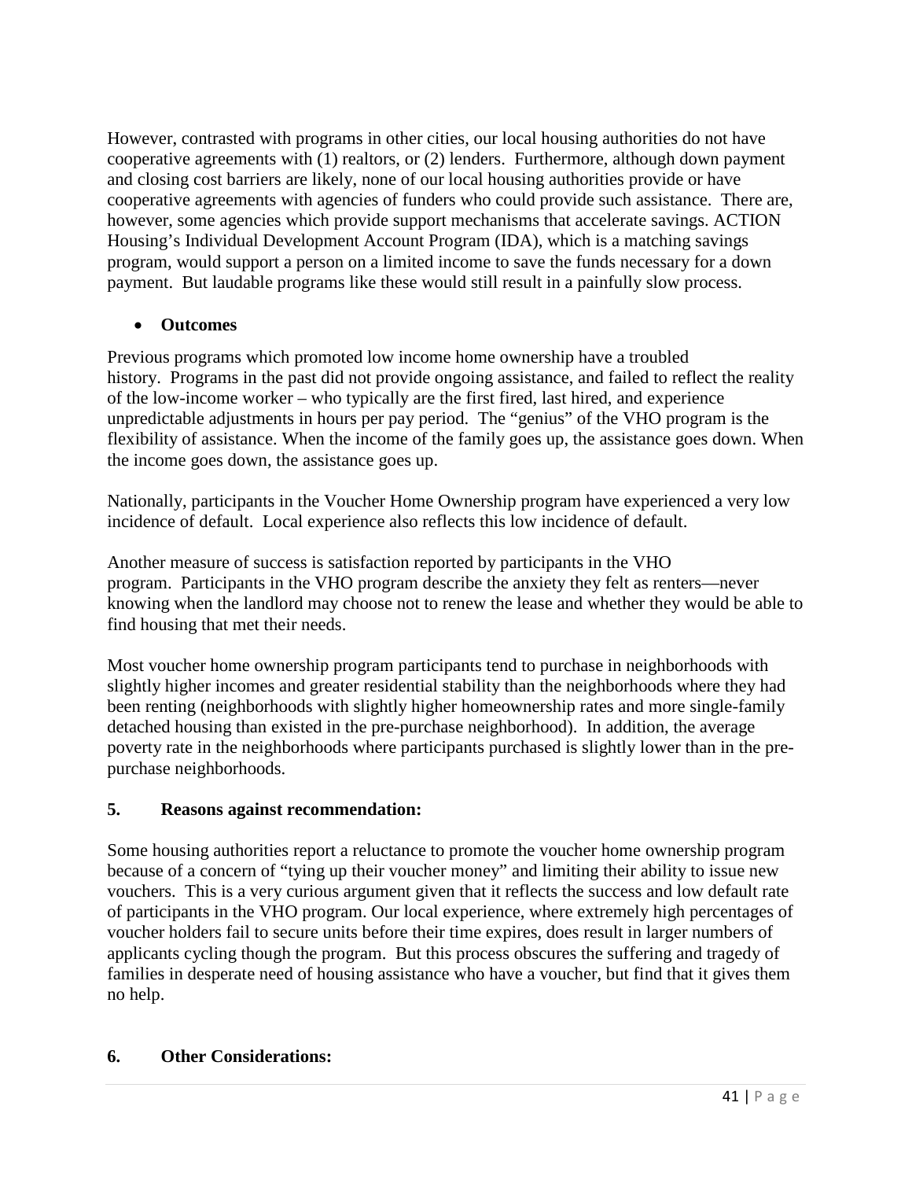However, contrasted with programs in other cities, our local housing authorities do not have cooperative agreements with (1) realtors, or (2) lenders. Furthermore, although down payment and closing cost barriers are likely, none of our local housing authorities provide or have cooperative agreements with agencies of funders who could provide such assistance. There are, however, some agencies which provide support mechanisms that accelerate savings. ACTION Housing's Individual Development Account Program (IDA), which is a matching savings program, would support a person on a limited income to save the funds necessary for a down payment. But laudable programs like these would still result in a painfully slow process.

- **Outcomes**

Previous programs which promoted low income home ownership have a troubled history. Programs in the past did not provide ongoing assistance, and failed to reflect the reality of the low-income worker – who typically are the first fired, last hired, and experience unpredictable adjustments in hours per pay period. The "genius" of the VHO program is the flexibility of assistance. When the income of the family goes up, the assistance goes down. When the income goes down, the assistance goes up.

Nationally, participants in the Voucher Home Ownership program have experienced a very low incidence of default. Local experience also reflects this low incidence of default.

Another measure of success is satisfaction reported by participants in the VHO program. Participants in the VHO program describe the anxiety they felt as renters—never knowing when the landlord may choose not to renew the lease and whether they would be able to find housing that met their needs.

Most voucher home ownership program participants tend to purchase in neighborhoods with slightly higher incomes and greater residential stability than the neighborhoods where they had been renting (neighborhoods with slightly higher homeownership rates and more single-family detached housing than existed in the pre-purchase neighborhood). In addition, the average poverty rate in the neighborhoods where participants purchased is slightly lower than in the pre-purchase neighborhoods.

## 5. Reasons against recommendation:

Some housing authorities report a reluctance to promote the voucher home ownership program because of a concern of "tying up their voucher money" and limiting their ability to issue new vouchers. This is a very curious argument given that it reflects the success and low default rate of participants in the VHO program. Our local experience, where extremely high percentages of voucher holders fail to secure units before their time expires, does result in larger numbers of applicants cycling though the program. But this process obscures the suffering and tragedy of families in desperate need of housing assistance who have a voucher, but find that it gives them no help.

## 6. Other Considerations: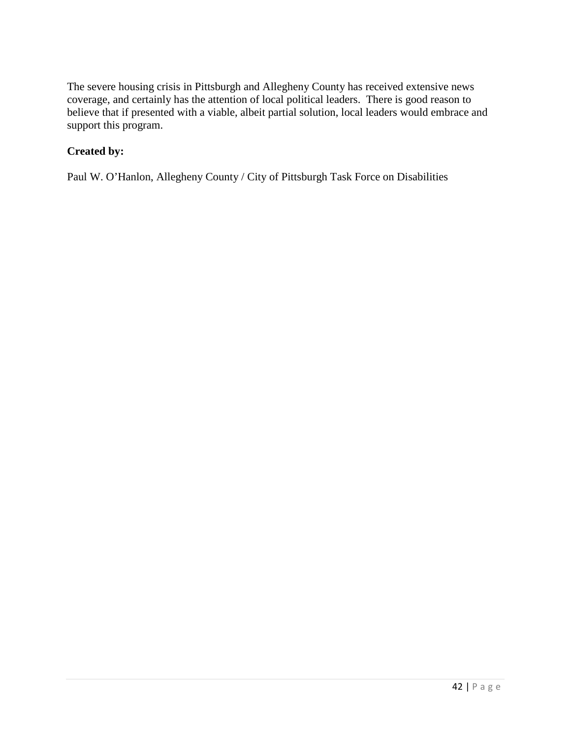The severe housing crisis in Pittsburgh and Allegheny County has received extensive news coverage, and certainly has the attention of local political leaders. There is good reason to believe that if presented with a viable, albeit partial solution, local leaders would embrace and support this program.

**Created by:**

Paul W. O'Hanlon, Allegheny County / City of Pittsburgh Task Force on Disabilities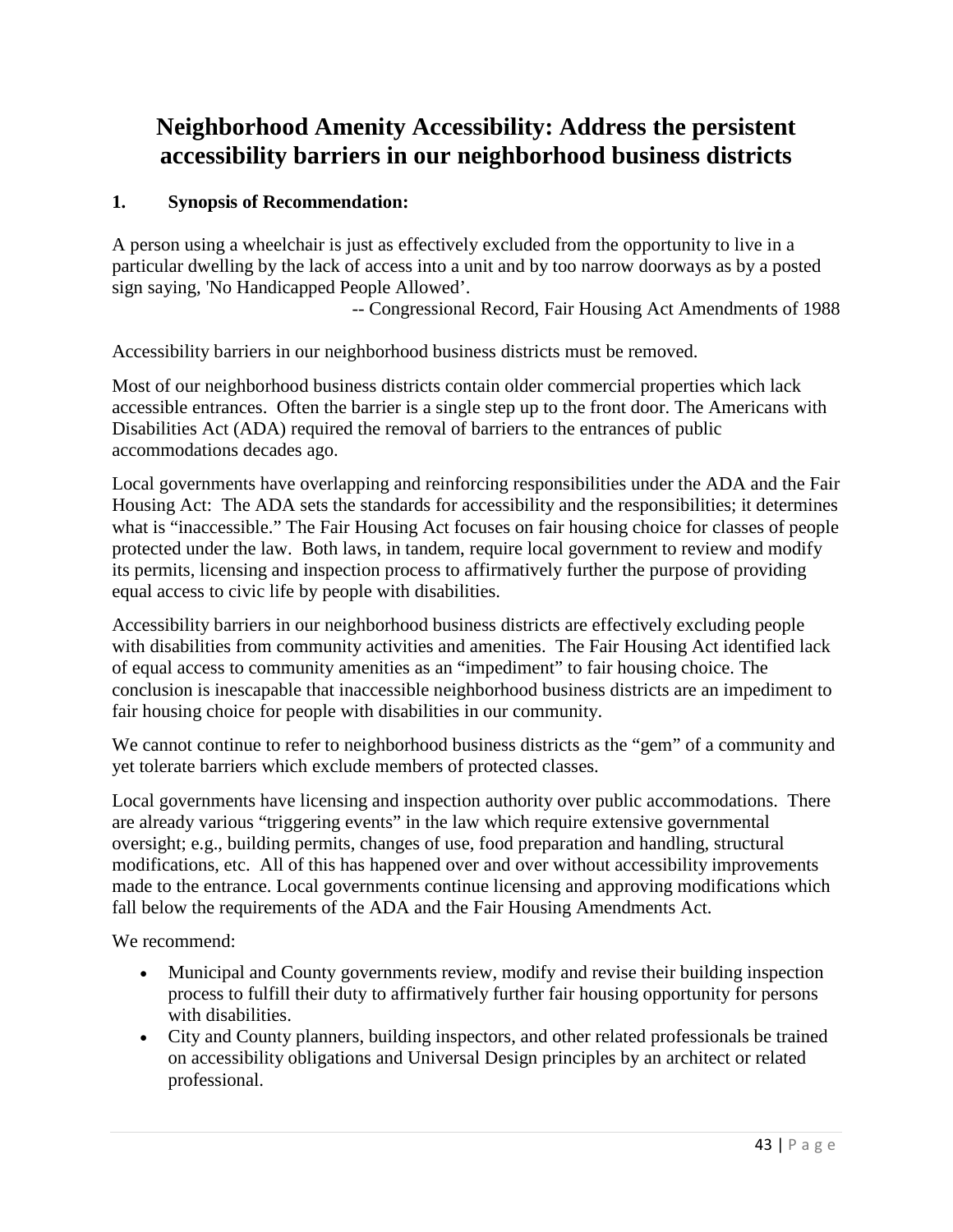# Neighborhood Amenity Accessibility: Address the persistent accessibility barriers in our neighborhood business districts

## 1. Synopsis of Recommendation:

A person using a wheelchair is just as effectively excluded from the opportunity to live in a particular dwelling by the lack of access into a unit and by too narrow doorways as by a posted sign saying, 'No Handicapped People Allowed'.

-- Congressional Record, Fair Housing Act Amendments of 1988

Accessibility barriers in our neighborhood business districts must be removed.

Most of our neighborhood business districts contain older commercial properties which lack accessible entrances. Often the barrier is a single step up to the front door. The Americans with Disabilities Act (ADA) required the removal of barriers to the entrances of public accommodations decades ago.

Local governments have overlapping and reinforcing responsibilities under the ADA and the Fair Housing Act: The ADA sets the standards for accessibility and the responsibilities; it determines what is "inaccessible." The Fair Housing Act focuses on fair housing choice for classes of people protected under the law. Both laws, in tandem, require local government to review and modify its permits, licensing and inspection process to affirmatively further the purpose of providing equal access to civic life by people with disabilities.

Accessibility barriers in our neighborhood business districts are effectively excluding people with disabilities from community activities and amenities. The Fair Housing Act identified lack of equal access to community amenities as an "impediment" to fair housing choice. The conclusion is inescapable that inaccessible neighborhood business districts are an impediment to fair housing choice for people with disabilities in our community.

We cannot continue to refer to neighborhood business districts as the "gem" of a community and yet tolerate barriers which exclude members of protected classes.

Local governments have licensing and inspection authority over public accommodations. There are already various "triggering events" in the law which require extensive governmental oversight; e.g., building permits, changes of use, food preparation and handling, structural modifications, etc. All of this has happened over and over without accessibility improvements made to the entrance. Local governments continue licensing and approving modifications which fall below the requirements of the ADA and the Fair Housing Amendments Act.

We recommend:

- Municipal and County governments review, modify and revise their building inspection process to fulfill their duty to affirmatively further fair housing opportunity for persons with disabilities.
- City and County planners, building inspectors, and other related professionals be trained on accessibility obligations and Universal Design principles by an architect or related professional.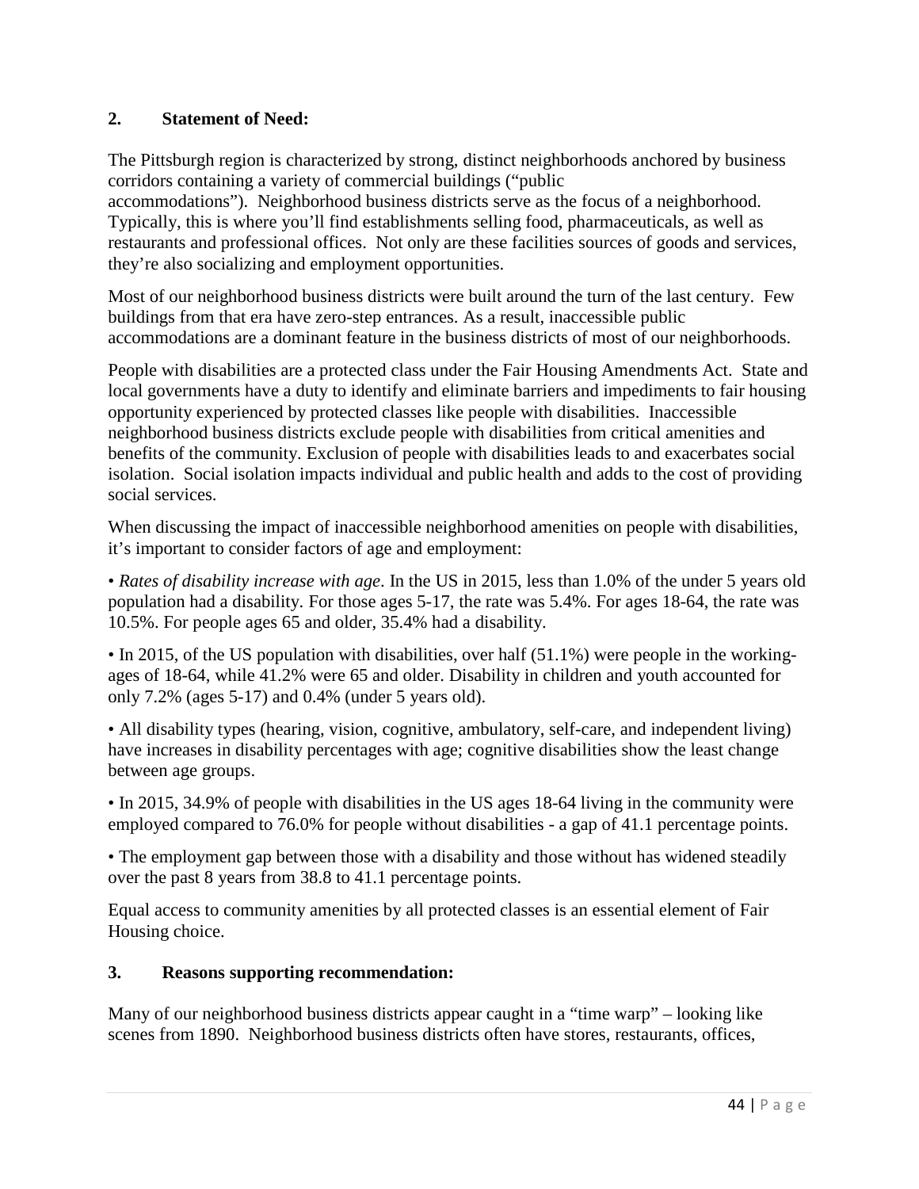## 2. Statement of Need:

The Pittsburgh region is characterized by strong, distinct neighborhoods anchored by business corridors containing a variety of commercial buildings ("public accommodations"). Neighborhood business districts serve as the focus of a neighborhood. Typically, this is where you'll find establishments selling food, pharmaceuticals, as well as restaurants and professional offices. Not only are these facilities sources of goods and services, they're also socializing and employment opportunities.

Most of our neighborhood business districts were built around the turn of the last century. Few buildings from that era have zero-step entrances. As a result, inaccessible public accommodations are a dominant feature in the business districts of most of our neighborhoods.

People with disabilities are a protected class under the Fair Housing Amendments Act. State and local governments have a duty to identify and eliminate barriers and impediments to fair housing opportunity experienced by protected classes like people with disabilities. Inaccessible neighborhood business districts exclude people with disabilities from critical amenities and benefits of the community. Exclusion of people with disabilities leads to and exacerbates social isolation. Social isolation impacts individual and public health and adds to the cost of providing social services.

When discussing the impact of inaccessible neighborhood amenities on people with disabilities, it's important to consider factors of age and employment:

- *Rates of disability increase with age*. In the US in 2015, less than 1.0% of the under 5 years old population had a disability. For those ages 5-17, the rate was 5.4%. For ages 18-64, the rate was 10.5%. For people ages 65 and older, 35.4% had a disability.
- In 2015, of the US population with disabilities, over half (51.1%) were people in the working-ages of 18-64, while 41.2% were 65 and older. Disability in children and youth accounted for only 7.2% (ages 5-17) and 0.4% (under 5 years old).
- All disability types (hearing, vision, cognitive, ambulatory, self-care, and independent living) have increases in disability percentages with age; cognitive disabilities show the least change between age groups.
- In 2015, 34.9% of people with disabilities in the US ages 18-64 living in the community were employed compared to 76.0% for people without disabilities - a gap of 41.1 percentage points.
- The employment gap between those with a disability and those without has widened steadily over the past 8 years from 38.8 to 41.1 percentage points.

Equal access to community amenities by all protected classes is an essential element of Fair Housing choice.

## 3. Reasons supporting recommendation:

Many of our neighborhood business districts appear caught in a "time warp" – looking like scenes from 1890. Neighborhood business districts often have stores, restaurants, offices,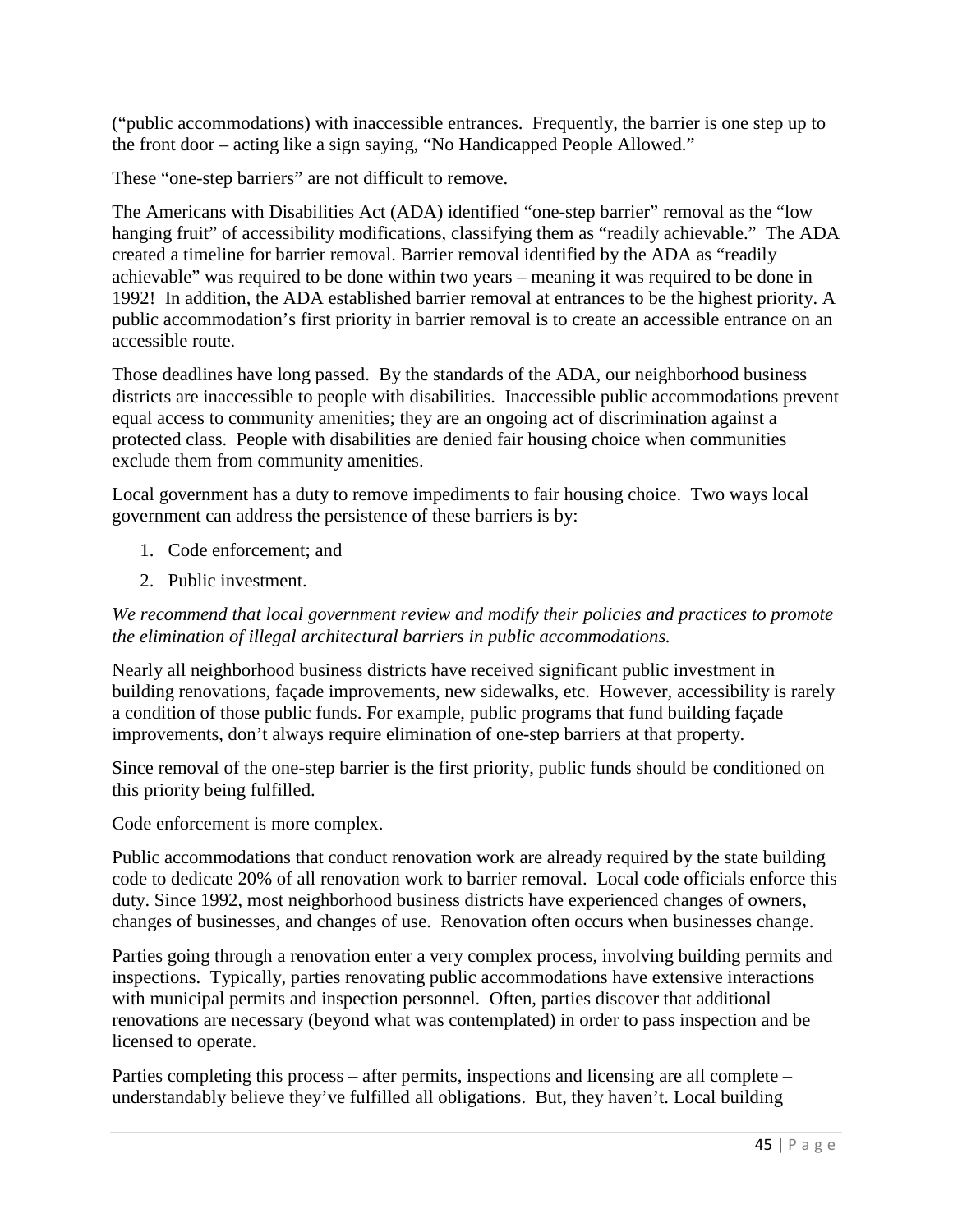("public accommodations) with inaccessible entrances. Frequently, the barrier is one step up to the front door – acting like a sign saying, "No Handicapped People Allowed."

These "one-step barriers" are not difficult to remove.

The Americans with Disabilities Act (ADA) identified "one-step barrier" removal as the "low hanging fruit" of accessibility modifications, classifying them as "readily achievable." The ADA created a timeline for barrier removal. Barrier removal identified by the ADA as "readily achievable" was required to be done within two years – meaning it was required to be done in 1992! In addition, the ADA established barrier removal at entrances to be the highest priority. A public accommodation's first priority in barrier removal is to create an accessible entrance on an accessible route.

Those deadlines have long passed. By the standards of the ADA, our neighborhood business districts are inaccessible to people with disabilities. Inaccessible public accommodations prevent equal access to community amenities; they are an ongoing act of discrimination against a protected class. People with disabilities are denied fair housing choice when communities exclude them from community amenities.

Local government has a duty to remove impediments to fair housing choice. Two ways local government can address the persistence of these barriers is by:

1. Code enforcement; and
2. Public investment.

*We recommend that local government review and modify their policies and practices to promote the elimination of illegal architectural barriers in public accommodations.*

Nearly all neighborhood business districts have received significant public investment in building renovations, façade improvements, new sidewalks, etc. However, accessibility is rarely a condition of those public funds. For example, public programs that fund building façade improvements, don't always require elimination of one-step barriers at that property.

Since removal of the one-step barrier is the first priority, public funds should be conditioned on this priority being fulfilled.

Code enforcement is more complex.

Public accommodations that conduct renovation work are already required by the state building code to dedicate 20% of all renovation work to barrier removal. Local code officials enforce this duty. Since 1992, most neighborhood business districts have experienced changes of owners, changes of businesses, and changes of use. Renovation often occurs when businesses change.

Parties going through a renovation enter a very complex process, involving building permits and inspections. Typically, parties renovating public accommodations have extensive interactions with municipal permits and inspection personnel. Often, parties discover that additional renovations are necessary (beyond what was contemplated) in order to pass inspection and be licensed to operate.

Parties completing this process – after permits, inspections and licensing are all complete – understandably believe they've fulfilled all obligations. But, they haven't. Local building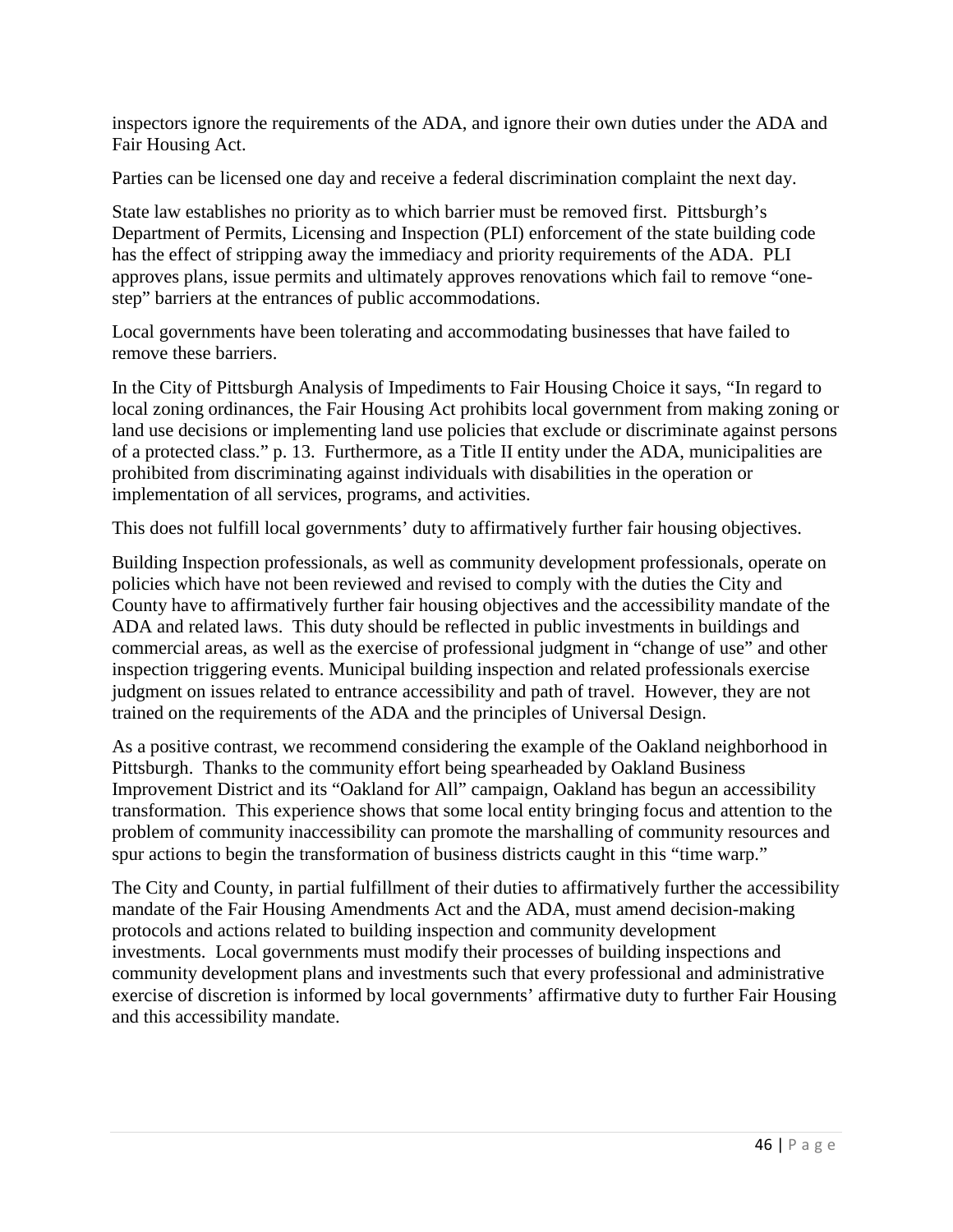inspectors ignore the requirements of the ADA, and ignore their own duties under the ADA and Fair Housing Act.

Parties can be licensed one day and receive a federal discrimination complaint the next day.

State law establishes no priority as to which barrier must be removed first. Pittsburgh's Department of Permits, Licensing and Inspection (PLI) enforcement of the state building code has the effect of stripping away the immediacy and priority requirements of the ADA. PLI approves plans, issue permits and ultimately approves renovations which fail to remove "one-step" barriers at the entrances of public accommodations.

Local governments have been tolerating and accommodating businesses that have failed to remove these barriers.

In the City of Pittsburgh Analysis of Impediments to Fair Housing Choice it says, "In regard to local zoning ordinances, the Fair Housing Act prohibits local government from making zoning or land use decisions or implementing land use policies that exclude or discriminate against persons of a protected class." p. 13. Furthermore, as a Title II entity under the ADA, municipalities are prohibited from discriminating against individuals with disabilities in the operation or implementation of all services, programs, and activities.

This does not fulfill local governments' duty to affirmatively further fair housing objectives.

Building Inspection professionals, as well as community development professionals, operate on policies which have not been reviewed and revised to comply with the duties the City and County have to affirmatively further fair housing objectives and the accessibility mandate of the ADA and related laws. This duty should be reflected in public investments in buildings and commercial areas, as well as the exercise of professional judgment in "change of use" and other inspection triggering events. Municipal building inspection and related professionals exercise judgment on issues related to entrance accessibility and path of travel. However, they are not trained on the requirements of the ADA and the principles of Universal Design.

As a positive contrast, we recommend considering the example of the Oakland neighborhood in Pittsburgh. Thanks to the community effort being spearheaded by Oakland Business Improvement District and its "Oakland for All" campaign, Oakland has begun an accessibility transformation. This experience shows that some local entity bringing focus and attention to the problem of community inaccessibility can promote the marshalling of community resources and spur actions to begin the transformation of business districts caught in this "time warp."

The City and County, in partial fulfillment of their duties to affirmatively further the accessibility mandate of the Fair Housing Amendments Act and the ADA, must amend decision-making protocols and actions related to building inspection and community development investments. Local governments must modify their processes of building inspections and community development plans and investments such that every professional and administrative exercise of discretion is informed by local governments' affirmative duty to further Fair Housing and this accessibility mandate.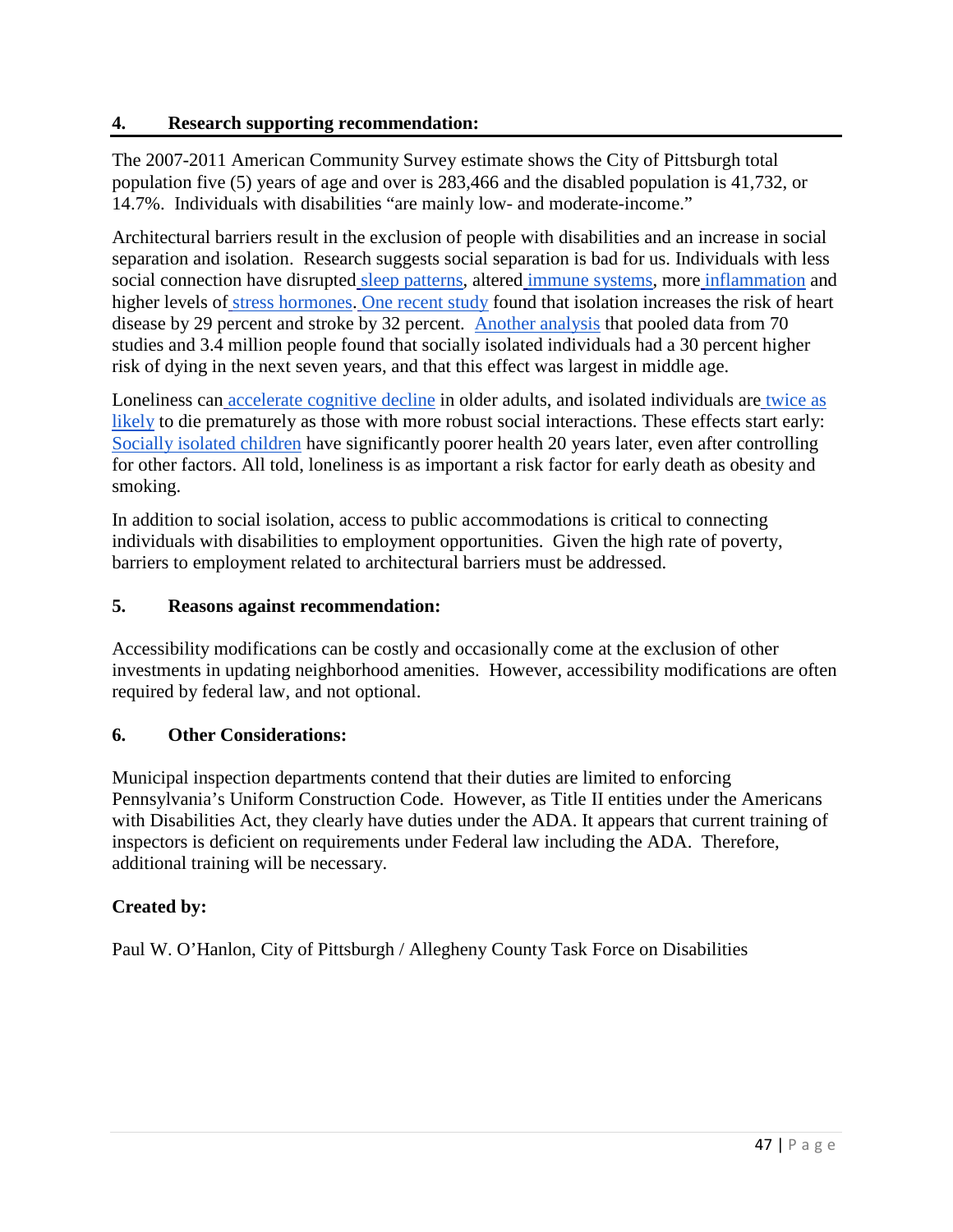## 4. Research supporting recommendation:

The 2007-2011 American Community Survey estimate shows the City of Pittsburgh total population five (5) years of age and over is 283,466 and the disabled population is 41,732, or 14.7%. Individuals with disabilities "are mainly low- and moderate-income."

Architectural barriers result in the exclusion of people with disabilities and an increase in social separation and isolation. Research suggests social separation is bad for us. Individuals with less social connection have disrupted sleep patterns, altered immune systems, more inflammation and higher levels of stress hormones. One recent study found that isolation increases the risk of heart disease by 29 percent and stroke by 32 percent. Another analysis that pooled data from 70 studies and 3.4 million people found that socially isolated individuals had a 30 percent higher risk of dying in the next seven years, and that this effect was largest in middle age.

Loneliness can accelerate cognitive decline in older adults, and isolated individuals are twice as likely to die prematurely as those with more robust social interactions. These effects start early: Socially isolated children have significantly poorer health 20 years later, even after controlling for other factors. All told, loneliness is as important a risk factor for early death as obesity and smoking.

In addition to social isolation, access to public accommodations is critical to connecting individuals with disabilities to employment opportunities. Given the high rate of poverty, barriers to employment related to architectural barriers must be addressed.

## 5. Reasons against recommendation:

Accessibility modifications can be costly and occasionally come at the exclusion of other investments in updating neighborhood amenities. However, accessibility modifications are often required by federal law, and not optional.

## 6. Other Considerations:

Municipal inspection departments contend that their duties are limited to enforcing Pennsylvania's Uniform Construction Code. However, as Title II entities under the Americans with Disabilities Act, they clearly have duties under the ADA. It appears that current training of inspectors is deficient on requirements under Federal law including the ADA. Therefore, additional training will be necessary.

**Created by:**

Paul W. O'Hanlon, City of Pittsburgh / Allegheny County Task Force on Disabilities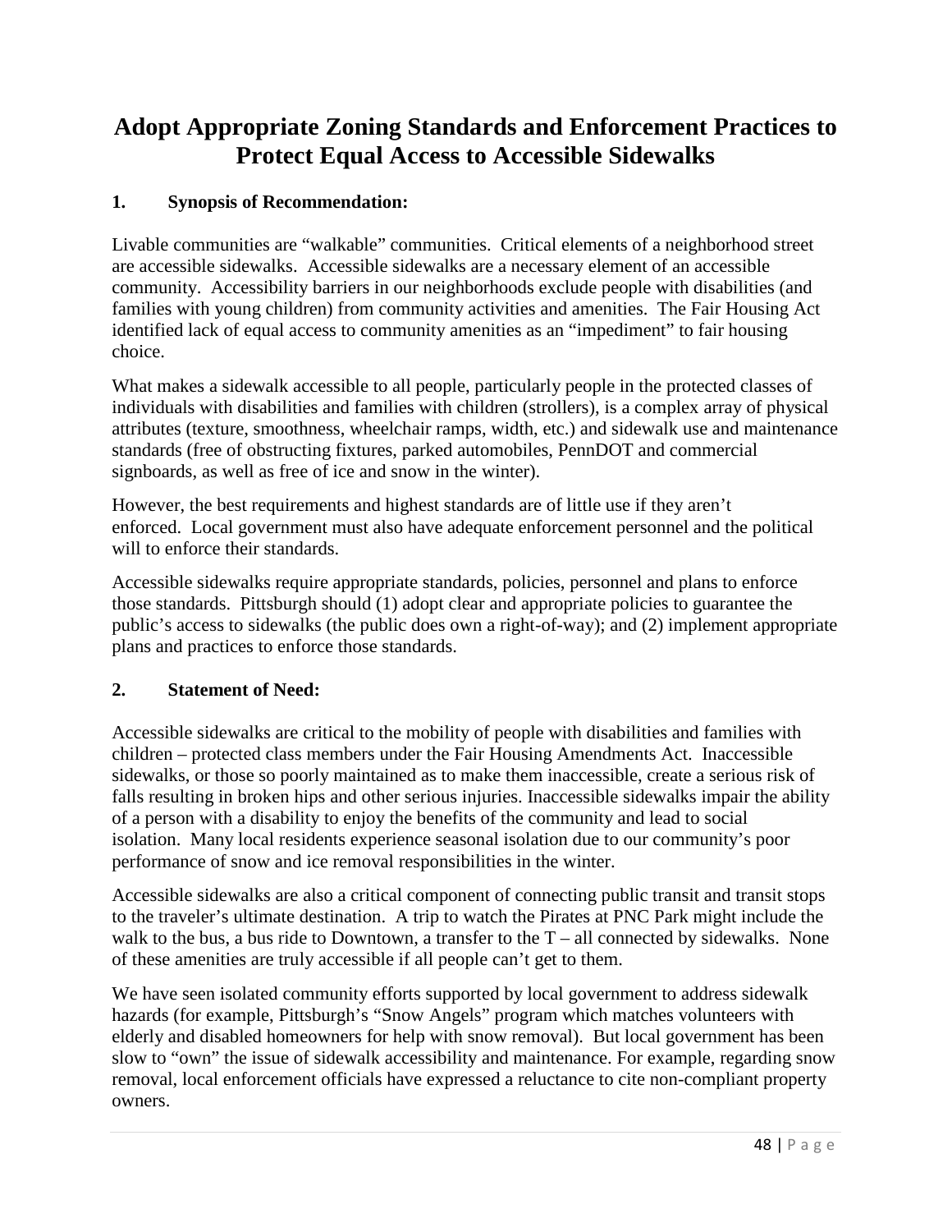# Adopt Appropriate Zoning Standards and Enforcement Practices to Protect Equal Access to Accessible Sidewalks

## 1. Synopsis of Recommendation:

Livable communities are "walkable" communities. Critical elements of a neighborhood street are accessible sidewalks. Accessible sidewalks are a necessary element of an accessible community. Accessibility barriers in our neighborhoods exclude people with disabilities (and families with young children) from community activities and amenities. The Fair Housing Act identified lack of equal access to community amenities as an "impediment" to fair housing choice.

What makes a sidewalk accessible to all people, particularly people in the protected classes of individuals with disabilities and families with children (strollers), is a complex array of physical attributes (texture, smoothness, wheelchair ramps, width, etc.) and sidewalk use and maintenance standards (free of obstructing fixtures, parked automobiles, PennDOT and commercial signboards, as well as free of ice and snow in the winter).

However, the best requirements and highest standards are of little use if they aren't enforced. Local government must also have adequate enforcement personnel and the political will to enforce their standards.

Accessible sidewalks require appropriate standards, policies, personnel and plans to enforce those standards. Pittsburgh should (1) adopt clear and appropriate policies to guarantee the public's access to sidewalks (the public does own a right-of-way); and (2) implement appropriate plans and practices to enforce those standards.

## 2. Statement of Need:

Accessible sidewalks are critical to the mobility of people with disabilities and families with children – protected class members under the Fair Housing Amendments Act. Inaccessible sidewalks, or those so poorly maintained as to make them inaccessible, create a serious risk of falls resulting in broken hips and other serious injuries. Inaccessible sidewalks impair the ability of a person with a disability to enjoy the benefits of the community and lead to social isolation. Many local residents experience seasonal isolation due to our community's poor performance of snow and ice removal responsibilities in the winter.

Accessible sidewalks are also a critical component of connecting public transit and transit stops to the traveler's ultimate destination. A trip to watch the Pirates at PNC Park might include the walk to the bus, a bus ride to Downtown, a transfer to the T – all connected by sidewalks. None of these amenities are truly accessible if all people can't get to them.

We have seen isolated community efforts supported by local government to address sidewalk hazards (for example, Pittsburgh's "Snow Angels" program which matches volunteers with elderly and disabled homeowners for help with snow removal). But local government has been slow to "own" the issue of sidewalk accessibility and maintenance. For example, regarding snow removal, local enforcement officials have expressed a reluctance to cite non-compliant property owners.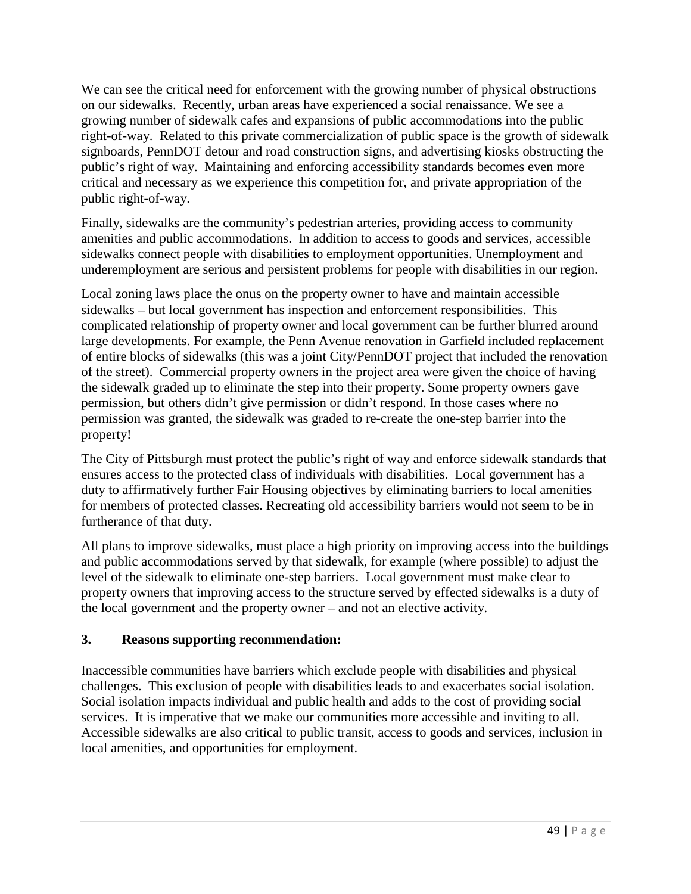We can see the critical need for enforcement with the growing number of physical obstructions on our sidewalks. Recently, urban areas have experienced a social renaissance. We see a growing number of sidewalk cafes and expansions of public accommodations into the public right-of-way. Related to this private commercialization of public space is the growth of sidewalk signboards, PennDOT detour and road construction signs, and advertising kiosks obstructing the public's right of way. Maintaining and enforcing accessibility standards becomes even more critical and necessary as we experience this competition for, and private appropriation of the public right-of-way.

Finally, sidewalks are the community's pedestrian arteries, providing access to community amenities and public accommodations. In addition to access to goods and services, accessible sidewalks connect people with disabilities to employment opportunities. Unemployment and underemployment are serious and persistent problems for people with disabilities in our region.

Local zoning laws place the onus on the property owner to have and maintain accessible sidewalks – but local government has inspection and enforcement responsibilities. This complicated relationship of property owner and local government can be further blurred around large developments. For example, the Penn Avenue renovation in Garfield included replacement of entire blocks of sidewalks (this was a joint City/PennDOT project that included the renovation of the street). Commercial property owners in the project area were given the choice of having the sidewalk graded up to eliminate the step into their property. Some property owners gave permission, but others didn't give permission or didn't respond. In those cases where no permission was granted, the sidewalk was graded to re-create the one-step barrier into the property!

The City of Pittsburgh must protect the public's right of way and enforce sidewalk standards that ensures access to the protected class of individuals with disabilities. Local government has a duty to affirmatively further Fair Housing objectives by eliminating barriers to local amenities for members of protected classes. Recreating old accessibility barriers would not seem to be in furtherance of that duty.

All plans to improve sidewalks, must place a high priority on improving access into the buildings and public accommodations served by that sidewalk, for example (where possible) to adjust the level of the sidewalk to eliminate one-step barriers. Local government must make clear to property owners that improving access to the structure served by effected sidewalks is a duty of the local government and the property owner – and not an elective activity.

### 3. Reasons supporting recommendation:

Inaccessible communities have barriers which exclude people with disabilities and physical challenges. This exclusion of people with disabilities leads to and exacerbates social isolation. Social isolation impacts individual and public health and adds to the cost of providing social services. It is imperative that we make our communities more accessible and inviting to all. Accessible sidewalks are also critical to public transit, access to goods and services, inclusion in local amenities, and opportunities for employment.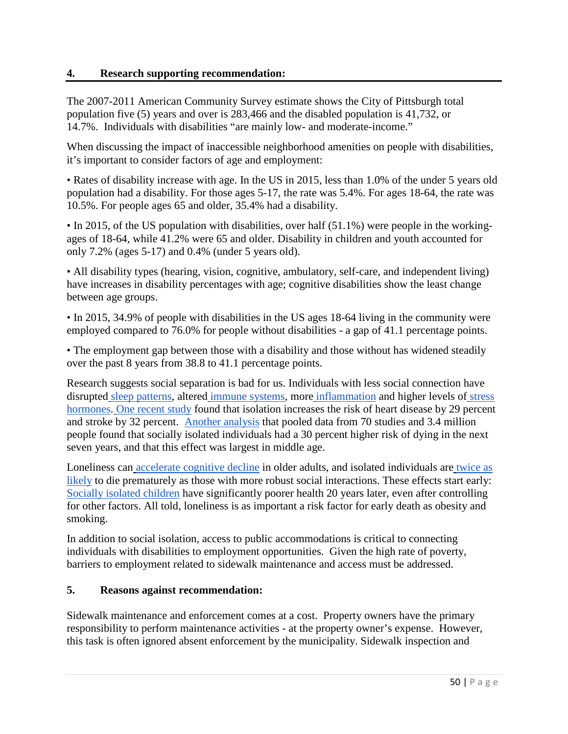## 4. Research supporting recommendation:

The 2007-2011 American Community Survey estimate shows the City of Pittsburgh total population five (5) years and over is 283,466 and the disabled population is 41,732, or 14.7%. Individuals with disabilities "are mainly low- and moderate-income."

When discussing the impact of inaccessible neighborhood amenities on people with disabilities, it's important to consider factors of age and employment:

• Rates of disability increase with age. In the US in 2015, less than 1.0% of the under 5 years old population had a disability. For those ages 5-17, the rate was 5.4%. For ages 18-64, the rate was 10.5%. For people ages 65 and older, 35.4% had a disability.

• In 2015, of the US population with disabilities, over half (51.1%) were people in the working-ages of 18-64, while 41.2% were 65 and older. Disability in children and youth accounted for only 7.2% (ages 5-17) and 0.4% (under 5 years old).

• All disability types (hearing, vision, cognitive, ambulatory, self-care, and independent living) have increases in disability percentages with age; cognitive disabilities show the least change between age groups.

• In 2015, 34.9% of people with disabilities in the US ages 18-64 living in the community were employed compared to 76.0% for people without disabilities - a gap of 41.1 percentage points.

• The employment gap between those with a disability and those without has widened steadily over the past 8 years from 38.8 to 41.1 percentage points.

Research suggests social separation is bad for us. Individuals with less social connection have disrupted sleep patterns, altered immune systems, more inflammation and higher levels of stress hormones. One recent study found that isolation increases the risk of heart disease by 29 percent and stroke by 32 percent. Another analysis that pooled data from 70 studies and 3.4 million people found that socially isolated individuals had a 30 percent higher risk of dying in the next seven years, and that this effect was largest in middle age.

Loneliness can accelerate cognitive decline in older adults, and isolated individuals are twice as likely to die prematurely as those with more robust social interactions. These effects start early: Socially isolated children have significantly poorer health 20 years later, even after controlling for other factors. All told, loneliness is as important a risk factor for early death as obesity and smoking.

In addition to social isolation, access to public accommodations is critical to connecting individuals with disabilities to employment opportunities. Given the high rate of poverty, barriers to employment related to sidewalk maintenance and access must be addressed.

## 5. Reasons against recommendation:

Sidewalk maintenance and enforcement comes at a cost. Property owners have the primary responsibility to perform maintenance activities - at the property owner's expense. However, this task is often ignored absent enforcement by the municipality. Sidewalk inspection and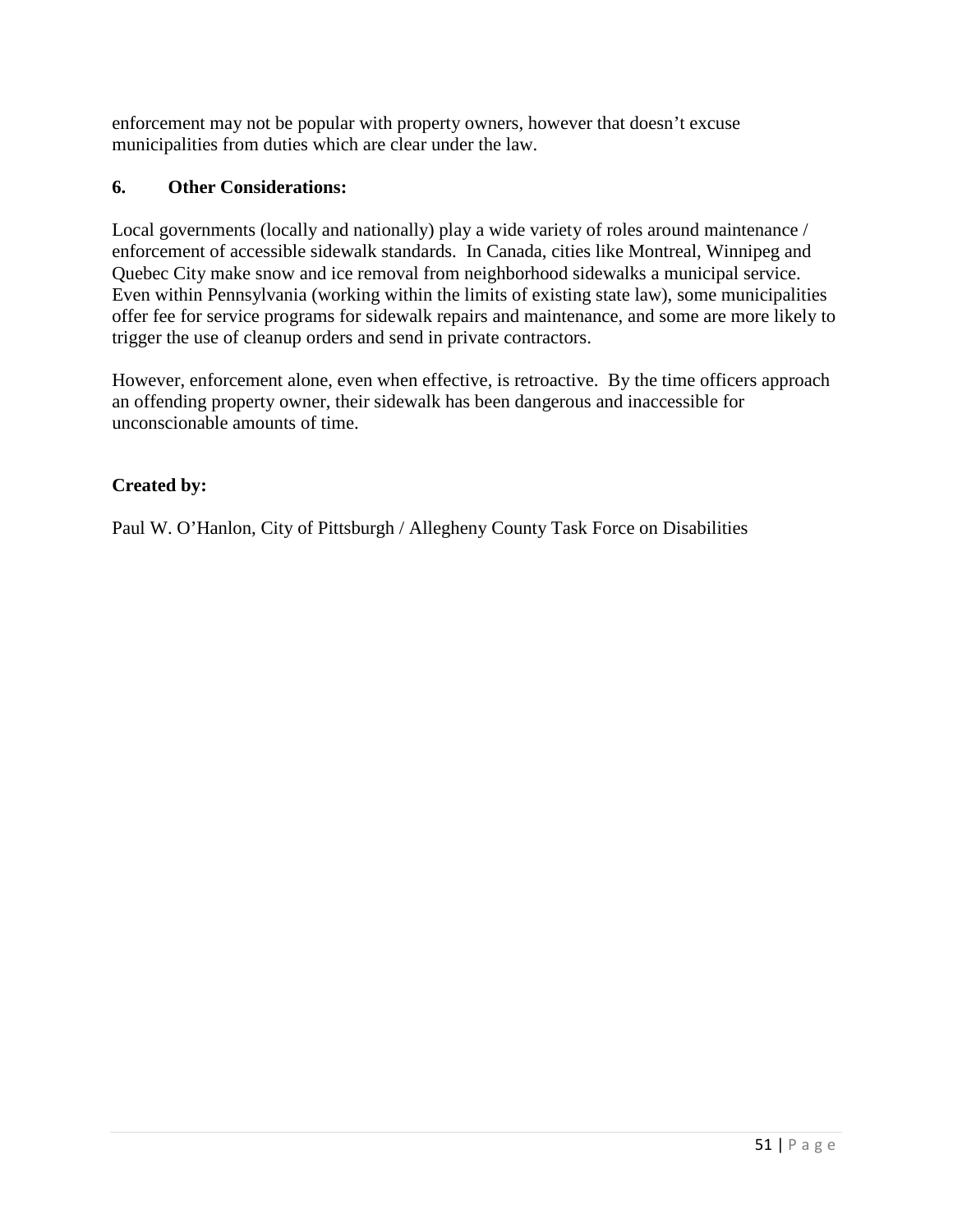enforcement may not be popular with property owners, however that doesn't excuse municipalities from duties which are clear under the law.

### 6. Other Considerations:

Local governments (locally and nationally) play a wide variety of roles around maintenance / enforcement of accessible sidewalk standards. In Canada, cities like Montreal, Winnipeg and Quebec City make snow and ice removal from neighborhood sidewalks a municipal service. Even within Pennsylvania (working within the limits of existing state law), some municipalities offer fee for service programs for sidewalk repairs and maintenance, and some are more likely to trigger the use of cleanup orders and send in private contractors.

However, enforcement alone, even when effective, is retroactive. By the time officers approach an offending property owner, their sidewalk has been dangerous and inaccessible for unconscionable amounts of time.

**Created by:**

Paul W. O'Hanlon, City of Pittsburgh / Allegheny County Task Force on Disabilities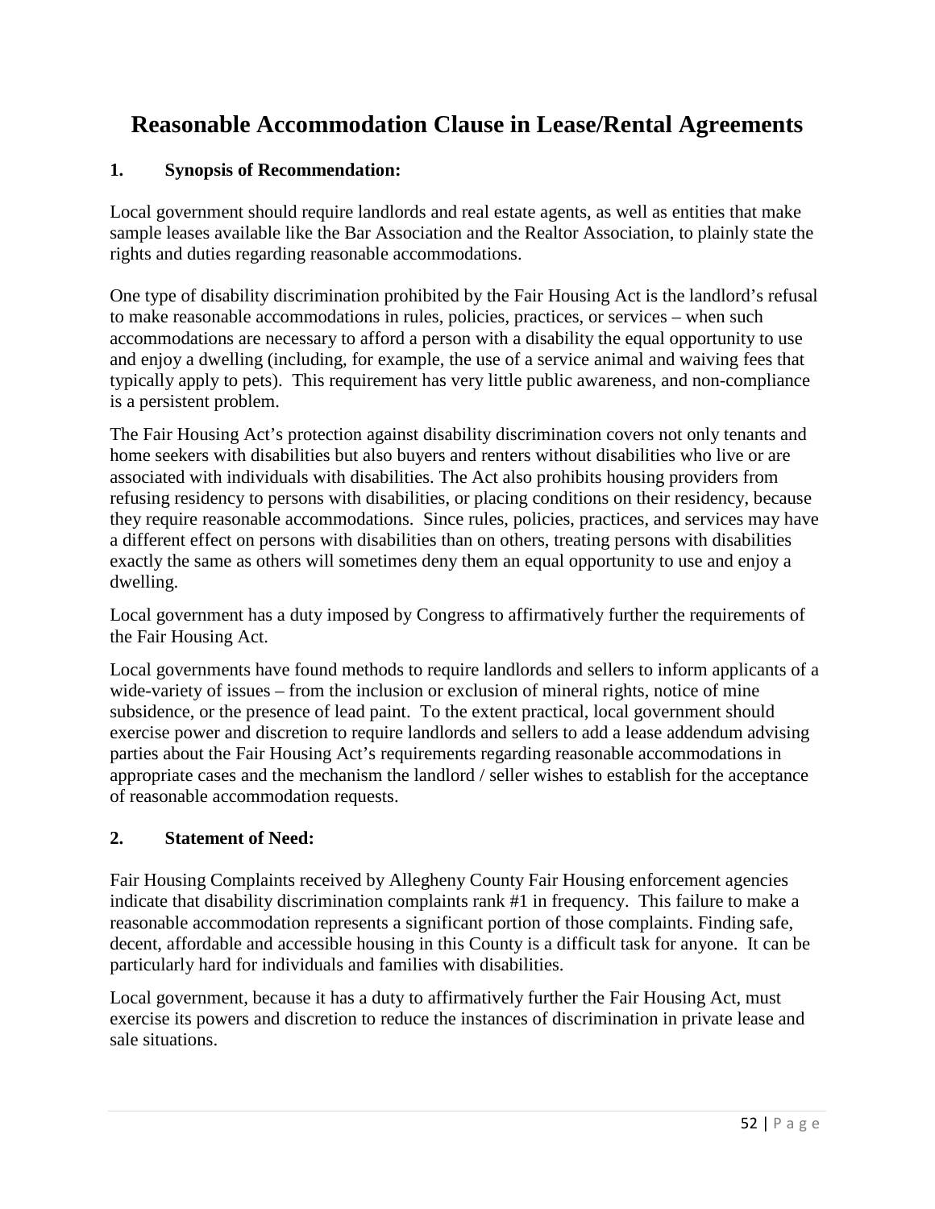# Reasonable Accommodation Clause in Lease/Rental Agreements

## 1. Synopsis of Recommendation:

Local government should require landlords and real estate agents, as well as entities that make sample leases available like the Bar Association and the Realtor Association, to plainly state the rights and duties regarding reasonable accommodations.

One type of disability discrimination prohibited by the Fair Housing Act is the landlord's refusal to make reasonable accommodations in rules, policies, practices, or services – when such accommodations are necessary to afford a person with a disability the equal opportunity to use and enjoy a dwelling (including, for example, the use of a service animal and waiving fees that typically apply to pets). This requirement has very little public awareness, and non-compliance is a persistent problem.

The Fair Housing Act's protection against disability discrimination covers not only tenants and home seekers with disabilities but also buyers and renters without disabilities who live or are associated with individuals with disabilities. The Act also prohibits housing providers from refusing residency to persons with disabilities, or placing conditions on their residency, because they require reasonable accommodations. Since rules, policies, practices, and services may have a different effect on persons with disabilities than on others, treating persons with disabilities exactly the same as others will sometimes deny them an equal opportunity to use and enjoy a dwelling.

Local government has a duty imposed by Congress to affirmatively further the requirements of the Fair Housing Act.

Local governments have found methods to require landlords and sellers to inform applicants of a wide-variety of issues – from the inclusion or exclusion of mineral rights, notice of mine subsidence, or the presence of lead paint. To the extent practical, local government should exercise power and discretion to require landlords and sellers to add a lease addendum advising parties about the Fair Housing Act's requirements regarding reasonable accommodations in appropriate cases and the mechanism the landlord / seller wishes to establish for the acceptance of reasonable accommodation requests.

## 2. Statement of Need:

Fair Housing Complaints received by Allegheny County Fair Housing enforcement agencies indicate that disability discrimination complaints rank #1 in frequency. This failure to make a reasonable accommodation represents a significant portion of those complaints. Finding safe, decent, affordable and accessible housing in this County is a difficult task for anyone. It can be particularly hard for individuals and families with disabilities.

Local government, because it has a duty to affirmatively further the Fair Housing Act, must exercise its powers and discretion to reduce the instances of discrimination in private lease and sale situations.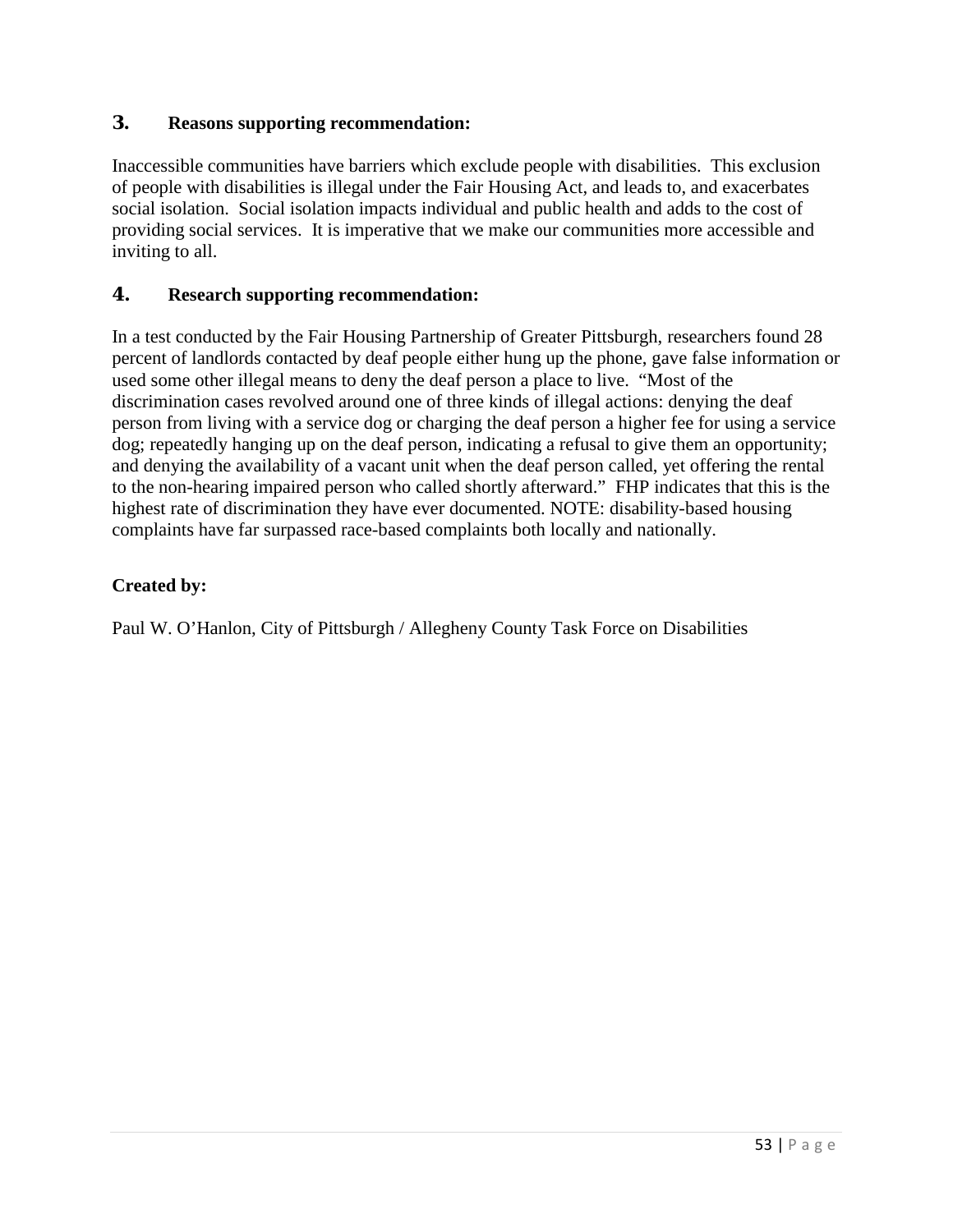### 3. Reasons supporting recommendation:

Inaccessible communities have barriers which exclude people with disabilities. This exclusion of people with disabilities is illegal under the Fair Housing Act, and leads to, and exacerbates social isolation. Social isolation impacts individual and public health and adds to the cost of providing social services. It is imperative that we make our communities more accessible and inviting to all.

### 4. Research supporting recommendation:

In a test conducted by the Fair Housing Partnership of Greater Pittsburgh, researchers found 28 percent of landlords contacted by deaf people either hung up the phone, gave false information or used some other illegal means to deny the deaf person a place to live. "Most of the discrimination cases revolved around one of three kinds of illegal actions: denying the deaf person from living with a service dog or charging the deaf person a higher fee for using a service dog; repeatedly hanging up on the deaf person, indicating a refusal to give them an opportunity; and denying the availability of a vacant unit when the deaf person called, yet offering the rental to the non-hearing impaired person who called shortly afterward." FHP indicates that this is the highest rate of discrimination they have ever documented. NOTE: disability-based housing complaints have far surpassed race-based complaints both locally and nationally.

**Created by:**

Paul W. O'Hanlon, City of Pittsburgh / Allegheny County Task Force on Disabilities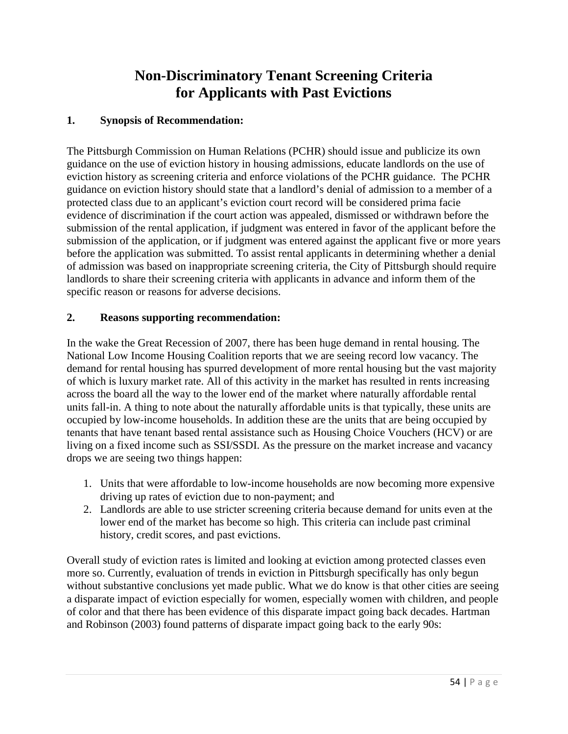# Non-Discriminatory Tenant Screening Criteria for Applicants with Past Evictions

## 1. Synopsis of Recommendation:

The Pittsburgh Commission on Human Relations (PCHR) should issue and publicize its own guidance on the use of eviction history in housing admissions, educate landlords on the use of eviction history as screening criteria and enforce violations of the PCHR guidance. The PCHR guidance on eviction history should state that a landlord's denial of admission to a member of a protected class due to an applicant's eviction court record will be considered prima facie evidence of discrimination if the court action was appealed, dismissed or withdrawn before the submission of the rental application, if judgment was entered in favor of the applicant before the submission of the application, or if judgment was entered against the applicant five or more years before the application was submitted. To assist rental applicants in determining whether a denial of admission was based on inappropriate screening criteria, the City of Pittsburgh should require landlords to share their screening criteria with applicants in advance and inform them of the specific reason or reasons for adverse decisions.

## 2. Reasons supporting recommendation:

In the wake the Great Recession of 2007, there has been huge demand in rental housing. The National Low Income Housing Coalition reports that we are seeing record low vacancy. The demand for rental housing has spurred development of more rental housing but the vast majority of which is luxury market rate. All of this activity in the market has resulted in rents increasing across the board all the way to the lower end of the market where naturally affordable rental units fall-in. A thing to note about the naturally affordable units is that typically, these units are occupied by low-income households. In addition these are the units that are being occupied by tenants that have tenant based rental assistance such as Housing Choice Vouchers (HCV) or are living on a fixed income such as SSI/SSDI. As the pressure on the market increase and vacancy drops we are seeing two things happen:

1. Units that were affordable to low-income households are now becoming more expensive driving up rates of eviction due to non-payment; and
2. Landlords are able to use stricter screening criteria because demand for units even at the lower end of the market has become so high. This criteria can include past criminal history, credit scores, and past evictions.

Overall study of eviction rates is limited and looking at eviction among protected classes even more so. Currently, evaluation of trends in eviction in Pittsburgh specifically has only begun without substantive conclusions yet made public. What we do know is that other cities are seeing a disparate impact of eviction especially for women, especially women with children, and people of color and that there has been evidence of this disparate impact going back decades. Hartman and Robinson (2003) found patterns of disparate impact going back to the early 90s: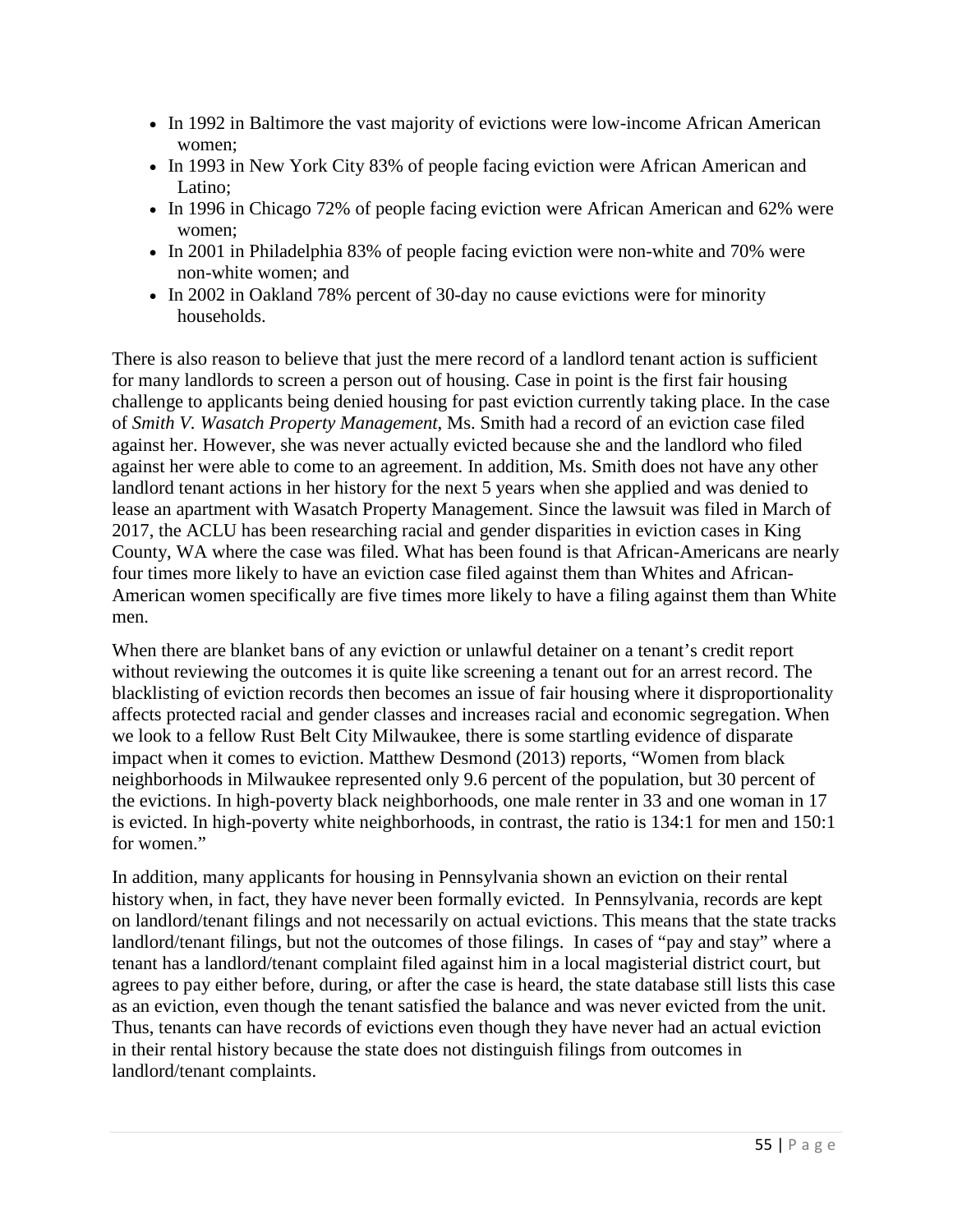- In 1992 in Baltimore the vast majority of evictions were low-income African American women;
- In 1993 in New York City 83% of people facing eviction were African American and Latino;
- In 1996 in Chicago 72% of people facing eviction were African American and 62% were women;
- In 2001 in Philadelphia 83% of people facing eviction were non-white and 70% were non-white women; and
- In 2002 in Oakland 78% percent of 30-day no cause evictions were for minority households.

There is also reason to believe that just the mere record of a landlord tenant action is sufficient for many landlords to screen a person out of housing. Case in point is the first fair housing challenge to applicants being denied housing for past eviction currently taking place. In the case of *Smith V. Wasatch Property Management*, Ms. Smith had a record of an eviction case filed against her. However, she was never actually evicted because she and the landlord who filed against her were able to come to an agreement. In addition, Ms. Smith does not have any other landlord tenant actions in her history for the next 5 years when she applied and was denied to lease an apartment with Wasatch Property Management. Since the lawsuit was filed in March of 2017, the ACLU has been researching racial and gender disparities in eviction cases in King County, WA where the case was filed. What has been found is that African-Americans are nearly four times more likely to have an eviction case filed against them than Whites and African-American women specifically are five times more likely to have a filing against them than White men.

When there are blanket bans of any eviction or unlawful detainer on a tenant's credit report without reviewing the outcomes it is quite like screening a tenant out for an arrest record. The blacklisting of eviction records then becomes an issue of fair housing where it disproportionality affects protected racial and gender classes and increases racial and economic segregation. When we look to a fellow Rust Belt City Milwaukee, there is some startling evidence of disparate impact when it comes to eviction. Matthew Desmond (2013) reports, "Women from black neighborhoods in Milwaukee represented only 9.6 percent of the population, but 30 percent of the evictions. In high-poverty black neighborhoods, one male renter in 33 and one woman in 17 is evicted. In high-poverty white neighborhoods, in contrast, the ratio is 134:1 for men and 150:1 for women."

In addition, many applicants for housing in Pennsylvania shown an eviction on their rental history when, in fact, they have never been formally evicted. In Pennsylvania, records are kept on landlord/tenant filings and not necessarily on actual evictions. This means that the state tracks landlord/tenant filings, but not the outcomes of those filings. In cases of "pay and stay" where a tenant has a landlord/tenant complaint filed against him in a local magisterial district court, but agrees to pay either before, during, or after the case is heard, the state database still lists this case as an eviction, even though the tenant satisfied the balance and was never evicted from the unit. Thus, tenants can have records of evictions even though they have never had an actual eviction in their rental history because the state does not distinguish filings from outcomes in landlord/tenant complaints.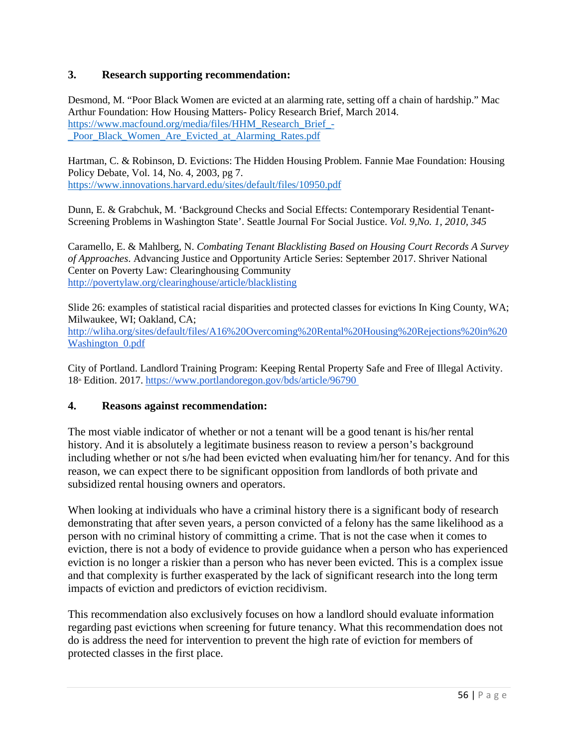### 3. Research supporting recommendation:

Desmond, M. "Poor Black Women are evicted at an alarming rate, setting off a chain of hardship." Mac Arthur Foundation: How Housing Matters- Policy Research Brief, March 2014. https://www.macfound.org/media/files/HHM_Research_Brief_-_Poor_Black_Women_Are_Evicted_at_Alarming_Rates.pdf

Hartman, C. & Robinson, D. Evictions: The Hidden Housing Problem. Fannie Mae Foundation: Housing Policy Debate, Vol. 14, No. 4, 2003, pg 7. https://www.innovations.harvard.edu/sites/default/files/10950.pdf

Dunn, E. & Grabchuk, M. 'Background Checks and Social Effects: Contemporary Residential Tenant-Screening Problems in Washington State'. Seattle Journal For Social Justice. *Vol. 9,No. 1, 2010, 345*

Caramello, E. & Mahlberg, N. *Combating Tenant Blacklisting Based on Housing Court Records A Survey of Approaches*. Advancing Justice and Opportunity Article Series: September 2017. Shriver National Center on Poverty Law: Clearinghousing Community http://povertylaw.org/clearinghouse/article/blacklisting

Slide 26: examples of statistical racial disparities and protected classes for evictions In King County, WA; Milwaukee, WI; Oakland, CA; http://wliha.org/sites/default/files/A16%20Overcoming%20Rental%20Housing%20Rejections%20in%20Washington_0.pdf

City of Portland. Landlord Training Program: Keeping Rental Property Safe and Free of Illegal Activity. 18th Edition. 2017. https://www.portlandoregon.gov/bds/article/96790

### 4. Reasons against recommendation:

The most viable indicator of whether or not a tenant will be a good tenant is his/her rental history. And it is absolutely a legitimate business reason to review a person's background including whether or not s/he had been evicted when evaluating him/her for tenancy. And for this reason, we can expect there to be significant opposition from landlords of both private and subsidized rental housing owners and operators.

When looking at individuals who have a criminal history there is a significant body of research demonstrating that after seven years, a person convicted of a felony has the same likelihood as a person with no criminal history of committing a crime. That is not the case when it comes to eviction, there is not a body of evidence to provide guidance when a person who has experienced eviction is no longer a riskier than a person who has never been evicted. This is a complex issue and that complexity is further exasperated by the lack of significant research into the long term impacts of eviction and predictors of eviction recidivism.

This recommendation also exclusively focuses on how a landlord should evaluate information regarding past evictions when screening for future tenancy. What this recommendation does not do is address the need for intervention to prevent the high rate of eviction for members of protected classes in the first place.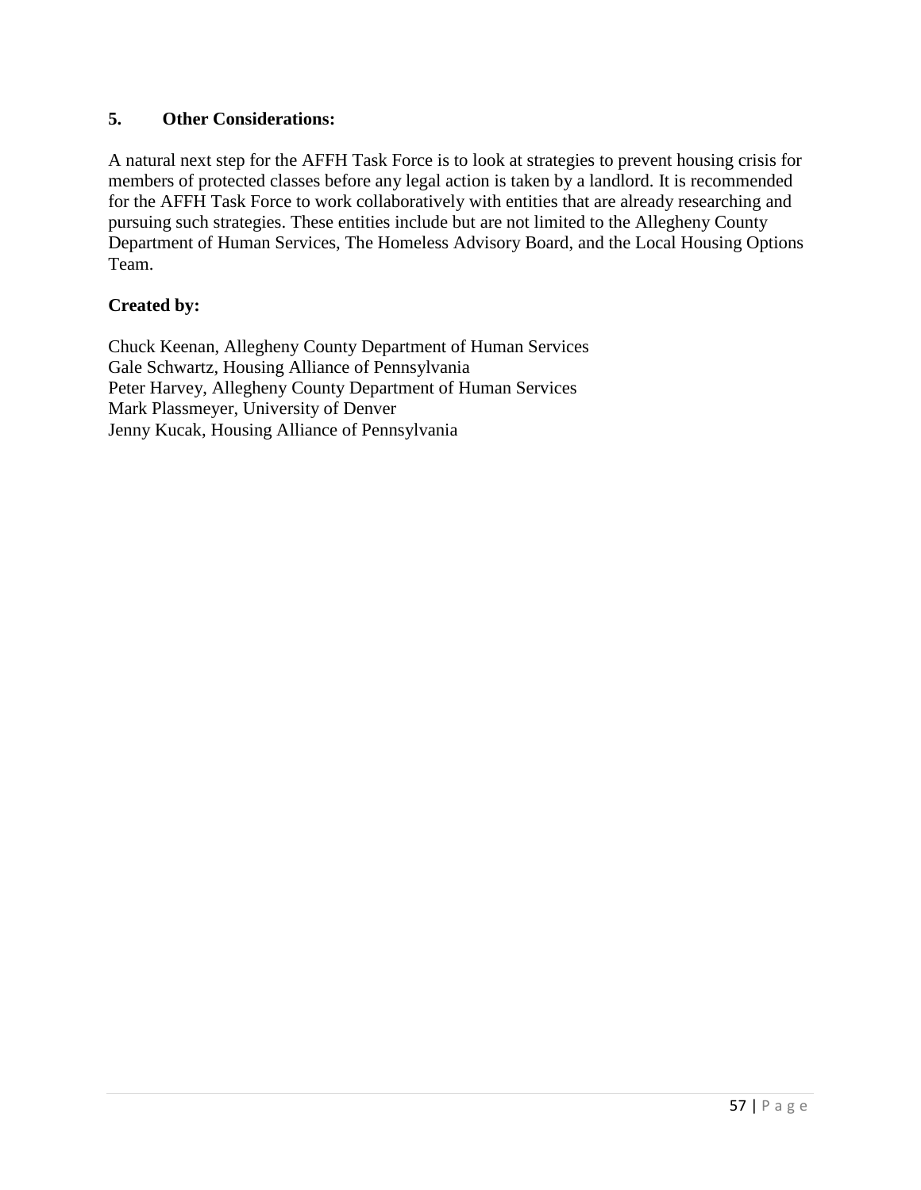### 5. Other Considerations:

A natural next step for the AFFH Task Force is to look at strategies to prevent housing crisis for members of protected classes before any legal action is taken by a landlord. It is recommended for the AFFH Task Force to work collaboratively with entities that are already researching and pursuing such strategies. These entities include but are not limited to the Allegheny County Department of Human Services, The Homeless Advisory Board, and the Local Housing Options Team.

**Created by:**

Chuck Keenan, Allegheny County Department of Human Services
Gale Schwartz, Housing Alliance of Pennsylvania
Peter Harvey, Allegheny County Department of Human Services
Mark Plassmeyer, University of Denver
Jenny Kucak, Housing Alliance of Pennsylvania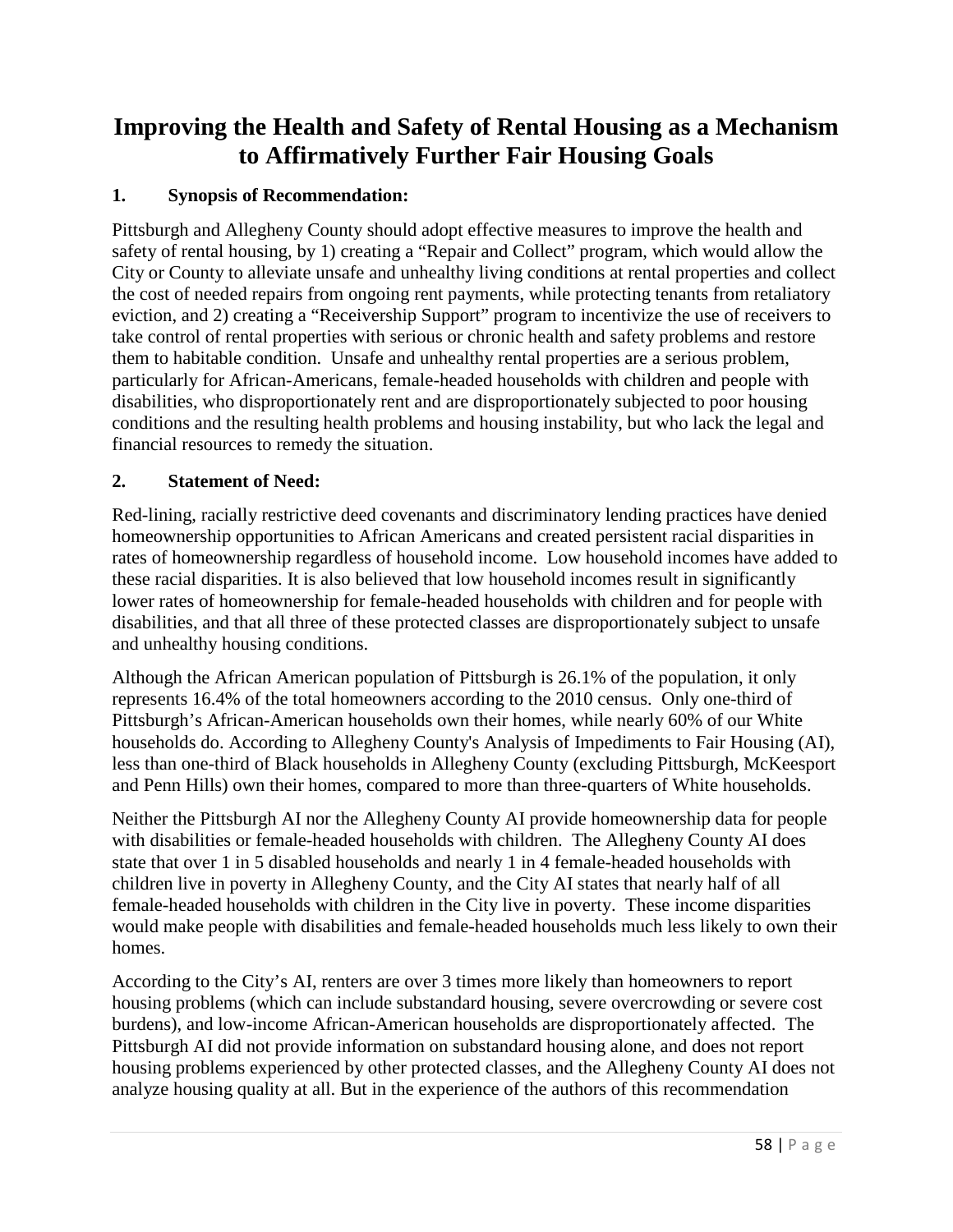# Improving the Health and Safety of Rental Housing as a Mechanism to Affirmatively Further Fair Housing Goals

### 1. Synopsis of Recommendation:

Pittsburgh and Allegheny County should adopt effective measures to improve the health and safety of rental housing, by 1) creating a "Repair and Collect" program, which would allow the City or County to alleviate unsafe and unhealthy living conditions at rental properties and collect the cost of needed repairs from ongoing rent payments, while protecting tenants from retaliatory eviction, and 2) creating a "Receivership Support" program to incentivize the use of receivers to take control of rental properties with serious or chronic health and safety problems and restore them to habitable condition. Unsafe and unhealthy rental properties are a serious problem, particularly for African-Americans, female-headed households with children and people with disabilities, who disproportionately rent and are disproportionately subjected to poor housing conditions and the resulting health problems and housing instability, but who lack the legal and financial resources to remedy the situation.

### 2. Statement of Need:

Red-lining, racially restrictive deed covenants and discriminatory lending practices have denied homeownership opportunities to African Americans and created persistent racial disparities in rates of homeownership regardless of household income. Low household incomes have added to these racial disparities. It is also believed that low household incomes result in significantly lower rates of homeownership for female-headed households with children and for people with disabilities, and that all three of these protected classes are disproportionately subject to unsafe and unhealthy housing conditions.

Although the African American population of Pittsburgh is 26.1% of the population, it only represents 16.4% of the total homeowners according to the 2010 census. Only one-third of Pittsburgh's African-American households own their homes, while nearly 60% of our White households do. According to Allegheny County's Analysis of Impediments to Fair Housing (AI), less than one-third of Black households in Allegheny County (excluding Pittsburgh, McKeesport and Penn Hills) own their homes, compared to more than three-quarters of White households.

Neither the Pittsburgh AI nor the Allegheny County AI provide homeownership data for people with disabilities or female-headed households with children. The Allegheny County AI does state that over 1 in 5 disabled households and nearly 1 in 4 female-headed households with children live in poverty in Allegheny County, and the City AI states that nearly half of all female-headed households with children in the City live in poverty. These income disparities would make people with disabilities and female-headed households much less likely to own their homes.

According to the City's AI, renters are over 3 times more likely than homeowners to report housing problems (which can include substandard housing, severe overcrowding or severe cost burdens), and low-income African-American households are disproportionately affected. The Pittsburgh AI did not provide information on substandard housing alone, and does not report housing problems experienced by other protected classes, and the Allegheny County AI does not analyze housing quality at all. But in the experience of the authors of this recommendation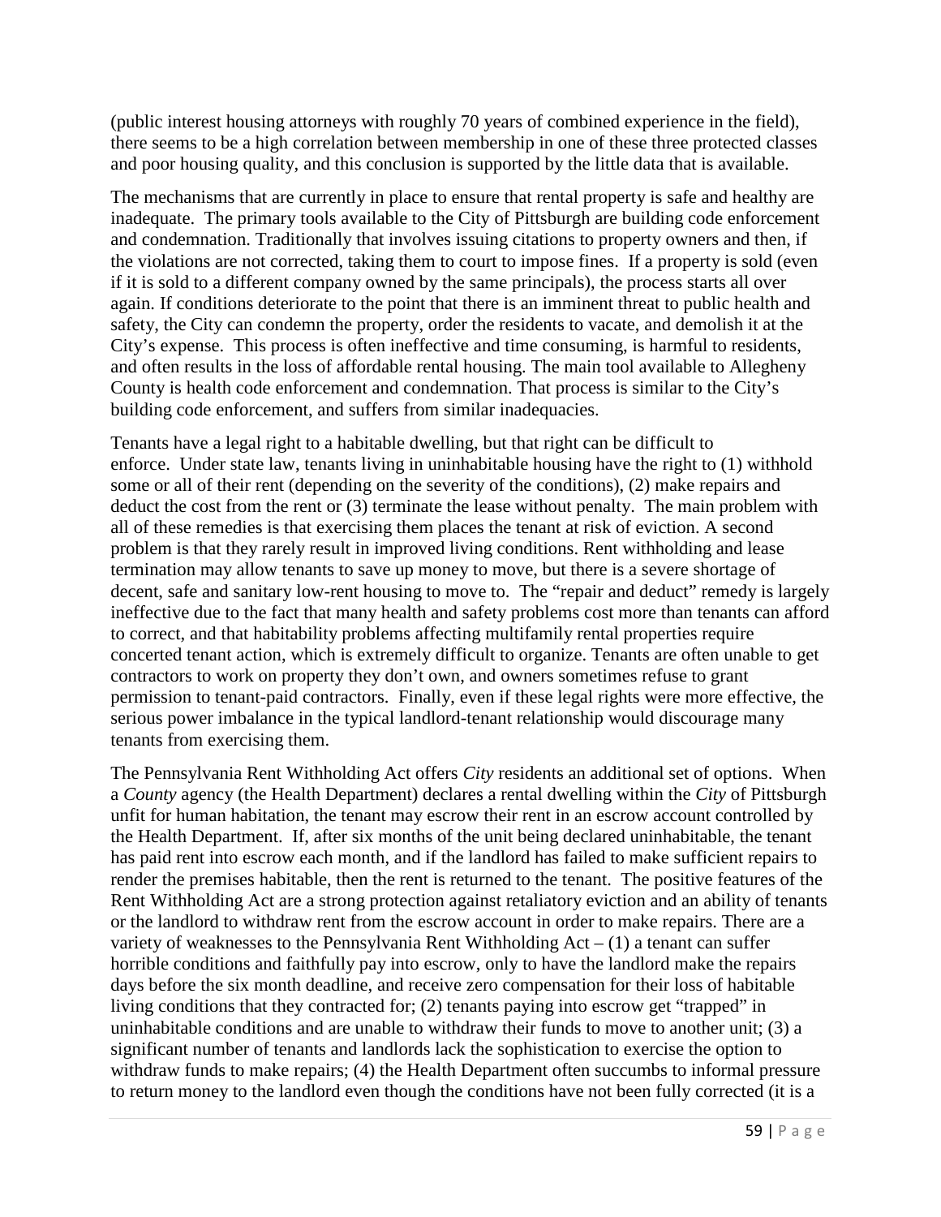(public interest housing attorneys with roughly 70 years of combined experience in the field), there seems to be a high correlation between membership in one of these three protected classes and poor housing quality, and this conclusion is supported by the little data that is available.

The mechanisms that are currently in place to ensure that rental property is safe and healthy are inadequate. The primary tools available to the City of Pittsburgh are building code enforcement and condemnation. Traditionally that involves issuing citations to property owners and then, if the violations are not corrected, taking them to court to impose fines. If a property is sold (even if it is sold to a different company owned by the same principals), the process starts all over again. If conditions deteriorate to the point that there is an imminent threat to public health and safety, the City can condemn the property, order the residents to vacate, and demolish it at the City's expense. This process is often ineffective and time consuming, is harmful to residents, and often results in the loss of affordable rental housing. The main tool available to Allegheny County is health code enforcement and condemnation. That process is similar to the City's building code enforcement, and suffers from similar inadequacies.

Tenants have a legal right to a habitable dwelling, but that right can be difficult to enforce. Under state law, tenants living in uninhabitable housing have the right to (1) withhold some or all of their rent (depending on the severity of the conditions), (2) make repairs and deduct the cost from the rent or (3) terminate the lease without penalty. The main problem with all of these remedies is that exercising them places the tenant at risk of eviction. A second problem is that they rarely result in improved living conditions. Rent withholding and lease termination may allow tenants to save up money to move, but there is a severe shortage of decent, safe and sanitary low-rent housing to move to. The "repair and deduct" remedy is largely ineffective due to the fact that many health and safety problems cost more than tenants can afford to correct, and that habitability problems affecting multifamily rental properties require concerted tenant action, which is extremely difficult to organize. Tenants are often unable to get contractors to work on property they don't own, and owners sometimes refuse to grant permission to tenant-paid contractors. Finally, even if these legal rights were more effective, the serious power imbalance in the typical landlord-tenant relationship would discourage many tenants from exercising them.

The Pennsylvania Rent Withholding Act offers *City* residents an additional set of options. When a *County* agency (the Health Department) declares a rental dwelling within the *City* of Pittsburgh unfit for human habitation, the tenant may escrow their rent in an escrow account controlled by the Health Department. If, after six months of the unit being declared uninhabitable, the tenant has paid rent into escrow each month, and if the landlord has failed to make sufficient repairs to render the premises habitable, then the rent is returned to the tenant. The positive features of the Rent Withholding Act are a strong protection against retaliatory eviction and an ability of tenants or the landlord to withdraw rent from the escrow account in order to make repairs. There are a variety of weaknesses to the Pennsylvania Rent Withholding Act – (1) a tenant can suffer horrible conditions and faithfully pay into escrow, only to have the landlord make the repairs days before the six month deadline, and receive zero compensation for their loss of habitable living conditions that they contracted for; (2) tenants paying into escrow get "trapped" in uninhabitable conditions and are unable to withdraw their funds to move to another unit; (3) a significant number of tenants and landlords lack the sophistication to exercise the option to withdraw funds to make repairs; (4) the Health Department often succumbs to informal pressure to return money to the landlord even though the conditions have not been fully corrected (it is a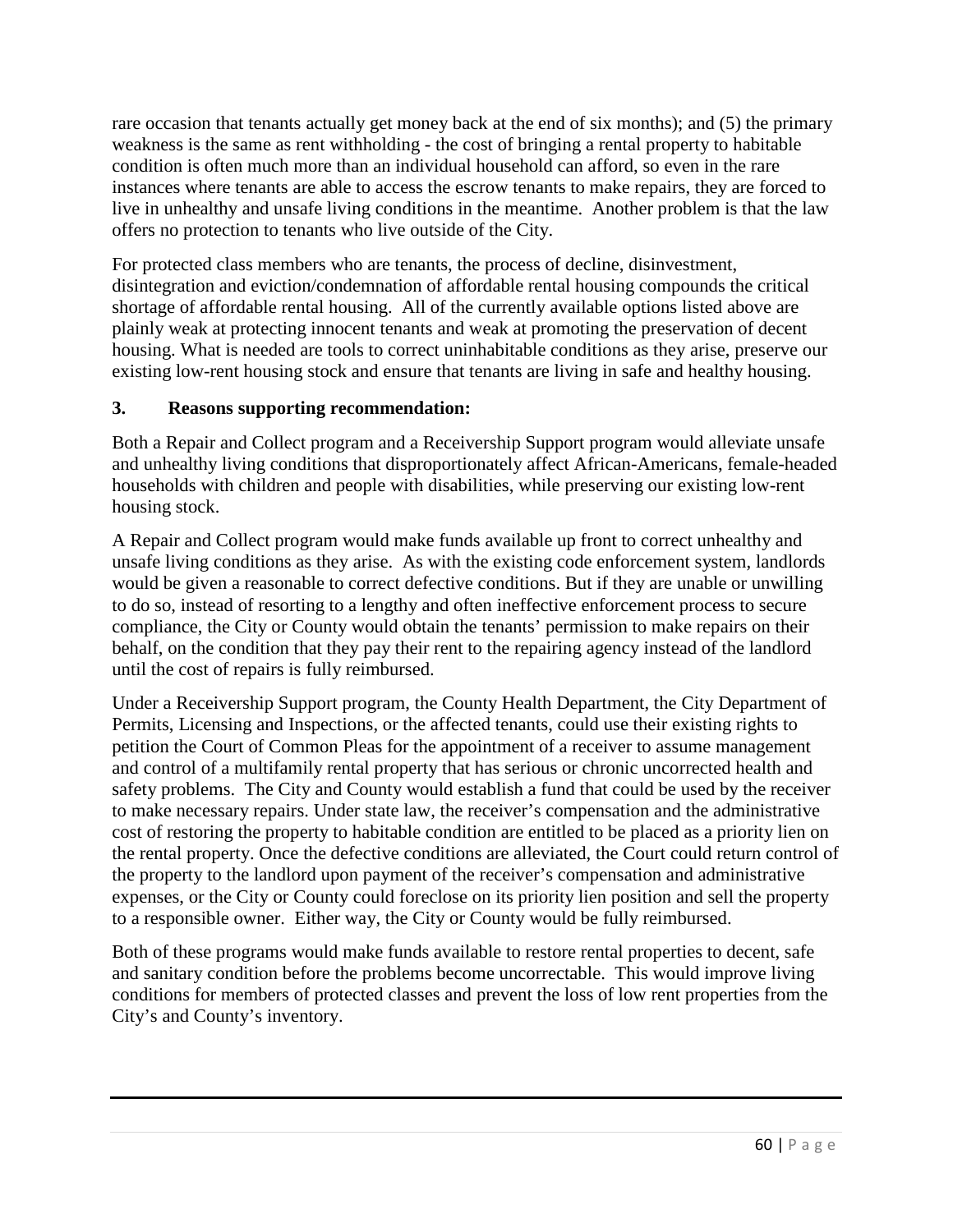rare occasion that tenants actually get money back at the end of six months); and (5) the primary weakness is the same as rent withholding - the cost of bringing a rental property to habitable condition is often much more than an individual household can afford, so even in the rare instances where tenants are able to access the escrow tenants to make repairs, they are forced to live in unhealthy and unsafe living conditions in the meantime. Another problem is that the law offers no protection to tenants who live outside of the City.

For protected class members who are tenants, the process of decline, disinvestment, disintegration and eviction/condemnation of affordable rental housing compounds the critical shortage of affordable rental housing. All of the currently available options listed above are plainly weak at protecting innocent tenants and weak at promoting the preservation of decent housing. What is needed are tools to correct uninhabitable conditions as they arise, preserve our existing low-rent housing stock and ensure that tenants are living in safe and healthy housing.

### 3. Reasons supporting recommendation:

Both a Repair and Collect program and a Receivership Support program would alleviate unsafe and unhealthy living conditions that disproportionately affect African-Americans, female-headed households with children and people with disabilities, while preserving our existing low-rent housing stock.

A Repair and Collect program would make funds available up front to correct unhealthy and unsafe living conditions as they arise. As with the existing code enforcement system, landlords would be given a reasonable to correct defective conditions. But if they are unable or unwilling to do so, instead of resorting to a lengthy and often ineffective enforcement process to secure compliance, the City or County would obtain the tenants' permission to make repairs on their behalf, on the condition that they pay their rent to the repairing agency instead of the landlord until the cost of repairs is fully reimbursed.

Under a Receivership Support program, the County Health Department, the City Department of Permits, Licensing and Inspections, or the affected tenants, could use their existing rights to petition the Court of Common Pleas for the appointment of a receiver to assume management and control of a multifamily rental property that has serious or chronic uncorrected health and safety problems. The City and County would establish a fund that could be used by the receiver to make necessary repairs. Under state law, the receiver's compensation and the administrative cost of restoring the property to habitable condition are entitled to be placed as a priority lien on the rental property. Once the defective conditions are alleviated, the Court could return control of the property to the landlord upon payment of the receiver's compensation and administrative expenses, or the City or County could foreclose on its priority lien position and sell the property to a responsible owner. Either way, the City or County would be fully reimbursed.

Both of these programs would make funds available to restore rental properties to decent, safe and sanitary condition before the problems become uncorrectable. This would improve living conditions for members of protected classes and prevent the loss of low rent properties from the City's and County's inventory.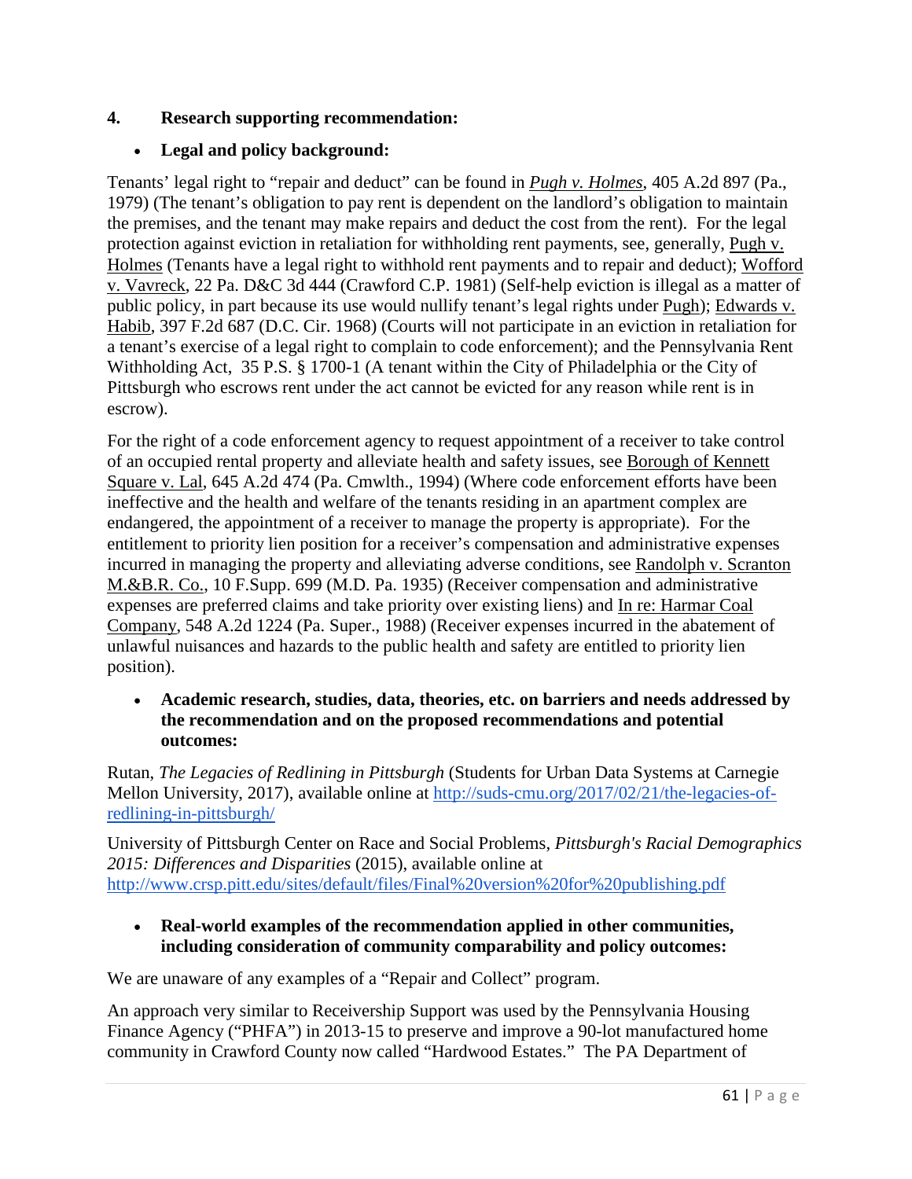**4. Research supporting recommendation:**

- **Legal and policy background:**

Tenants' legal right to "repair and deduct" can be found in ***Pugh v. Holmes***, 405 A.2d 897 (Pa., 1979) (The tenant's obligation to pay rent is dependent on the landlord's obligation to maintain the premises, and the tenant may make repairs and deduct the cost from the rent). For the legal protection against eviction in retaliation for withholding rent payments, see, generally, Pugh v. Holmes (Tenants have a legal right to withhold rent payments and to repair and deduct); Wofford v. Vavreck, 22 Pa. D&C 3d 444 (Crawford C.P. 1981) (Self-help eviction is illegal as a matter of public policy, in part because its use would nullify tenant's legal rights under Pugh); Edwards v. Habib, 397 F.2d 687 (D.C. Cir. 1968) (Courts will not participate in an eviction in retaliation for a tenant's exercise of a legal right to complain to code enforcement); and the Pennsylvania Rent Withholding Act, 35 P.S. § 1700-1 (A tenant within the City of Philadelphia or the City of Pittsburgh who escrows rent under the act cannot be evicted for any reason while rent is in escrow).

For the right of a code enforcement agency to request appointment of a receiver to take control of an occupied rental property and alleviate health and safety issues, see Borough of Kennett Square v. Lal, 645 A.2d 474 (Pa. Cmwlth., 1994) (Where code enforcement efforts have been ineffective and the health and welfare of the tenants residing in an apartment complex are endangered, the appointment of a receiver to manage the property is appropriate). For the entitlement to priority lien position for a receiver's compensation and administrative expenses incurred in managing the property and alleviating adverse conditions, see Randolph v. Scranton M.&B.R. Co., 10 F.Supp. 699 (M.D. Pa. 1935) (Receiver compensation and administrative expenses are preferred claims and take priority over existing liens) and In re: Harmar Coal Company, 548 A.2d 1224 (Pa. Super., 1988) (Receiver expenses incurred in the abatement of unlawful nuisances and hazards to the public health and safety are entitled to priority lien position).

- **Academic research, studies, data, theories, etc. on barriers and needs addressed by the recommendation and on the proposed recommendations and potential outcomes:**

Rutan, *The Legacies of Redlining in Pittsburgh* (Students for Urban Data Systems at Carnegie Mellon University, 2017), available online at http://suds-cmu.org/2017/02/21/the-legacies-of-redlining-in-pittsburgh/

University of Pittsburgh Center on Race and Social Problems, *Pittsburgh's Racial Demographics 2015: Differences and Disparities* (2015), available online at http://www.crsp.pitt.edu/sites/default/files/Final%20version%20for%20publishing.pdf

- **Real-world examples of the recommendation applied in other communities, including consideration of community comparability and policy outcomes:**

We are unaware of any examples of a "Repair and Collect" program.

An approach very similar to Receivership Support was used by the Pennsylvania Housing Finance Agency ("PHFA") in 2013-15 to preserve and improve a 90-lot manufactured home community in Crawford County now called "Hardwood Estates." The PA Department of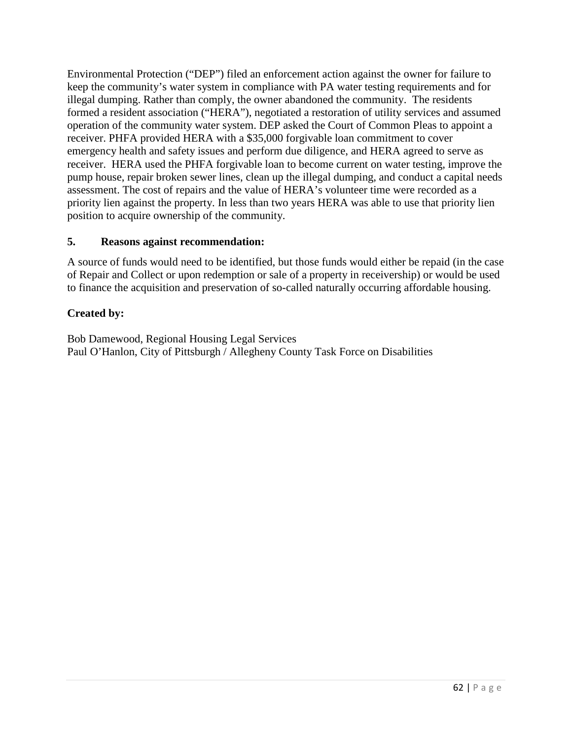Environmental Protection ("DEP") filed an enforcement action against the owner for failure to keep the community's water system in compliance with PA water testing requirements and for illegal dumping. Rather than comply, the owner abandoned the community. The residents formed a resident association ("HERA"), negotiated a restoration of utility services and assumed operation of the community water system. DEP asked the Court of Common Pleas to appoint a receiver. PHFA provided HERA with a $35,000 forgivable loan commitment to cover emergency health and safety issues and perform due diligence, and HERA agreed to serve as receiver. HERA used the PHFA forgivable loan to become current on water testing, improve the pump house, repair broken sewer lines, clean up the illegal dumping, and conduct a capital needs assessment. The cost of repairs and the value of HERA's volunteer time were recorded as a priority lien against the property. In less than two years HERA was able to use that priority lien position to acquire ownership of the community.

### 5. Reasons against recommendation:

A source of funds would need to be identified, but those funds would either be repaid (in the case of Repair and Collect or upon redemption or sale of a property in receivership) or would be used to finance the acquisition and preservation of so-called naturally occurring affordable housing.

**Created by:**

Bob Damewood, Regional Housing Legal Services
Paul O'Hanlon, City of Pittsburgh / Allegheny County Task Force on Disabilities